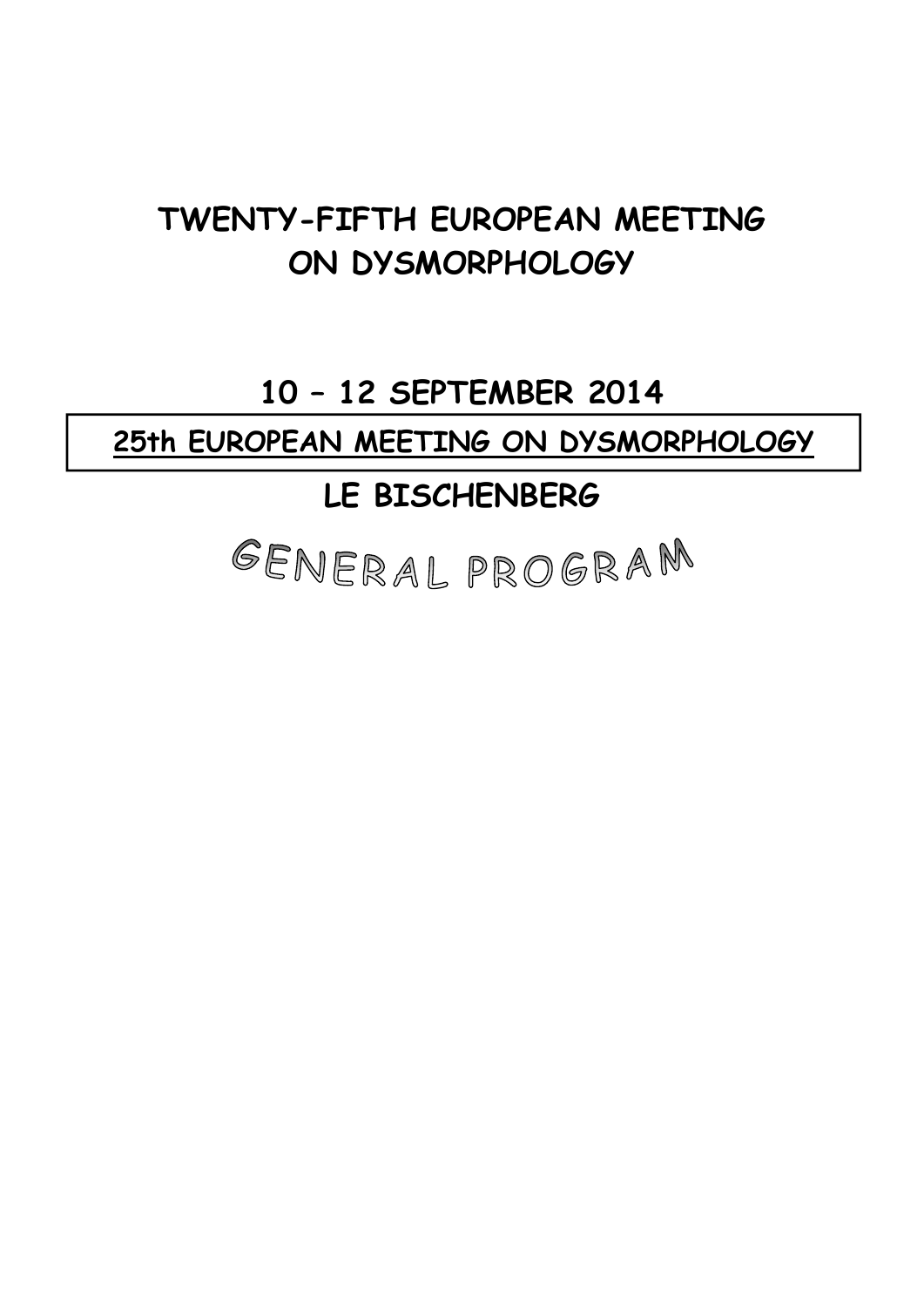# TWENTY-FIFTH EUROPEAN MEETING ON DYSMORPHOLOGY

## 10 – 12 SEPTEMBER 2014

**25th EUROPEAN MEETING ON DYSMORPHOLOGY**

## LE BISCHENBERG

# GENERAL PROGRAM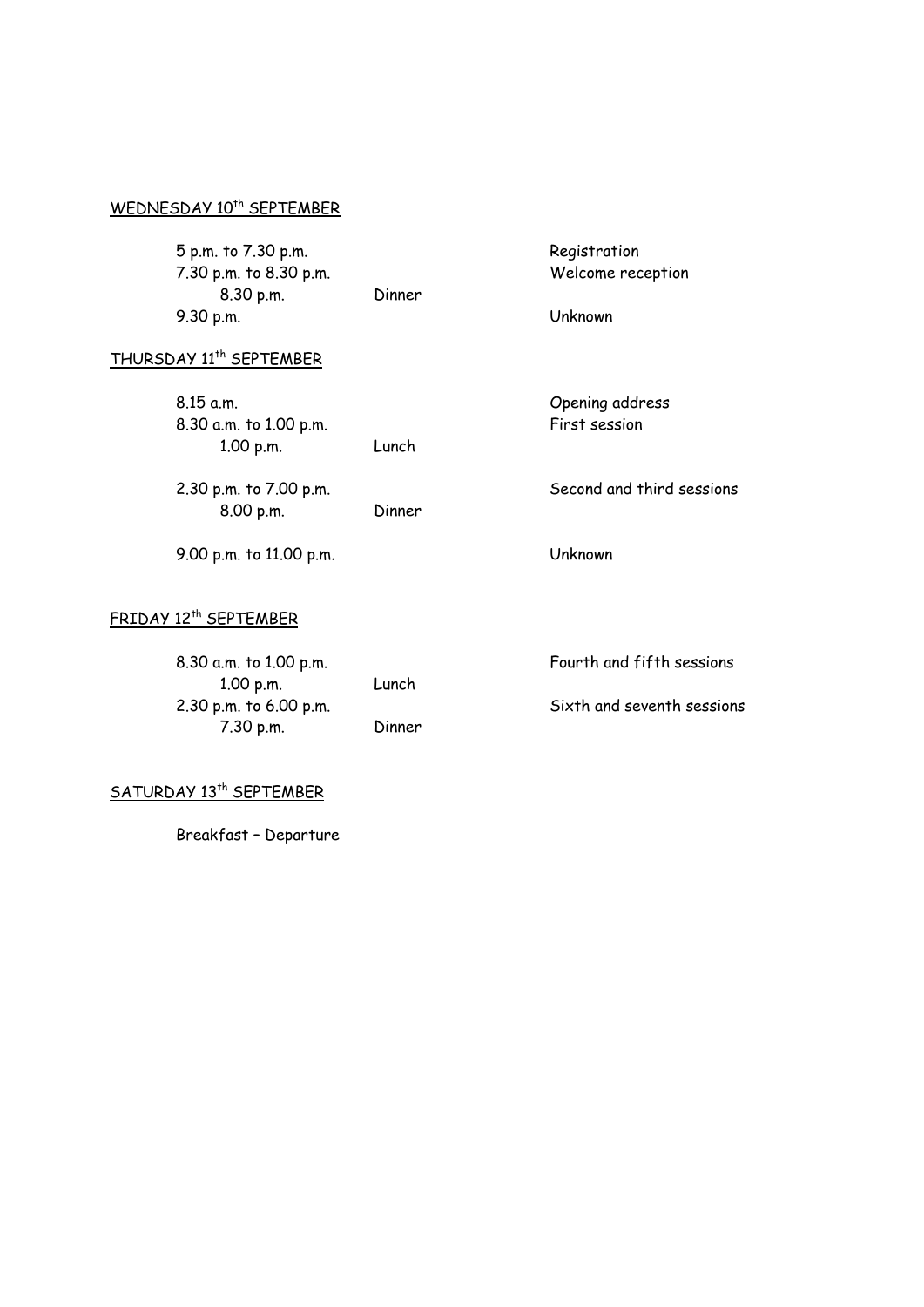WEDNESDAY 10th SEPTEMBER

| | | |
|---|---|---|
| 5 p.m. to 7.30 p.m. | | Registration |
| 7.30 p.m. to 8.30 p.m. | | Welcome reception |
| 8.30 p.m. | Dinner | |
| 9.30 p.m. | | Unknown |

THURSDAY 11th SEPTEMBER

| | | |
|---|---|---|
| 8.15 a.m. | | Opening address |
| 8.30 a.m. to 1.00 p.m. | | First session |
| 1.00 p.m. | Lunch | |
| 2.30 p.m. to 7.00 p.m. | | Second and third sessions |
| 8.00 p.m. | Dinner | |
| 9.00 p.m. to 11.00 p.m. | | Unknown |

FRIDAY 12th SEPTEMBER

| | | |
|---|---|---|
| 8.30 a.m. to 1.00 p.m. | | Fourth and fifth sessions |
| 1.00 p.m. | Lunch | |
| 2.30 p.m. to 6.00 p.m. | | Sixth and seventh sessions |
| 7.30 p.m. | Dinner | |

SATURDAY 13th SEPTEMBER

Breakfast – Departure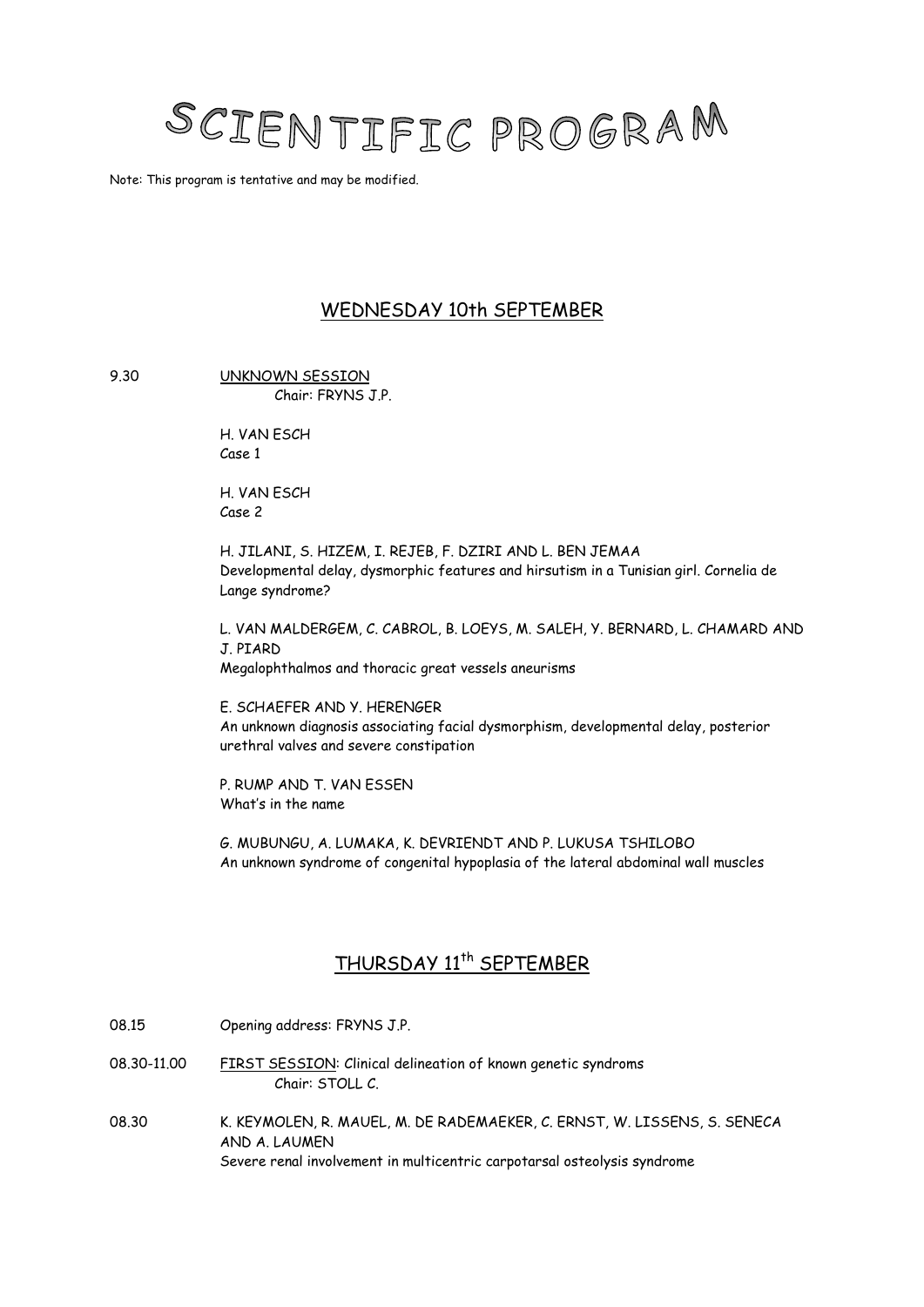# SCIENTIFIC PROGRAM

Note: This program is tentative and may be modified.

## WEDNESDAY 10th SEPTEMBER

9.30 UNKNOWN SESSION
Chair: FRYNS J.P.

H. VAN ESCH
Case 1

H. VAN ESCH
Case 2

H. JILANI, S. HIZEM, I. REJEB, F. DZIRI AND L. BEN JEMAA
Developmental delay, dysmorphic features and hirsutism in a Tunisian girl. Cornelia de Lange syndrome?

L. VAN MALDERGEM, C. CABROL, B. LOEYS, M. SALEH, Y. BERNARD, L. CHAMARD AND J. PIARD
Megalophthalmos and thoracic great vessels aneurisms

E. SCHAEFER AND Y. HERENGER
An unknown diagnosis associating facial dysmorphism, developmental delay, posterior urethral valves and severe constipation

P. RUMP AND T. VAN ESSEN
What's in the name

G. MUBUNGU, A. LUMAKA, K. DEVRIENDT AND P. LUKUSA TSHILOBO
An unknown syndrome of congenital hypoplasia of the lateral abdominal wall muscles

## THURSDAY 11th SEPTEMBER

08.15 Opening address: FRYNS J.P.

08.30-11.00 FIRST SESSION: Clinical delineation of known genetic syndroms
Chair: STOLL C.

08.30 K. KEYMOLEN, R. MAUEL, M. DE RADEMAEKER, C. ERNST, W. LISSENS, S. SENECA AND A. LAUMEN
Severe renal involvement in multicentric carpotarsal osteolysis syndrome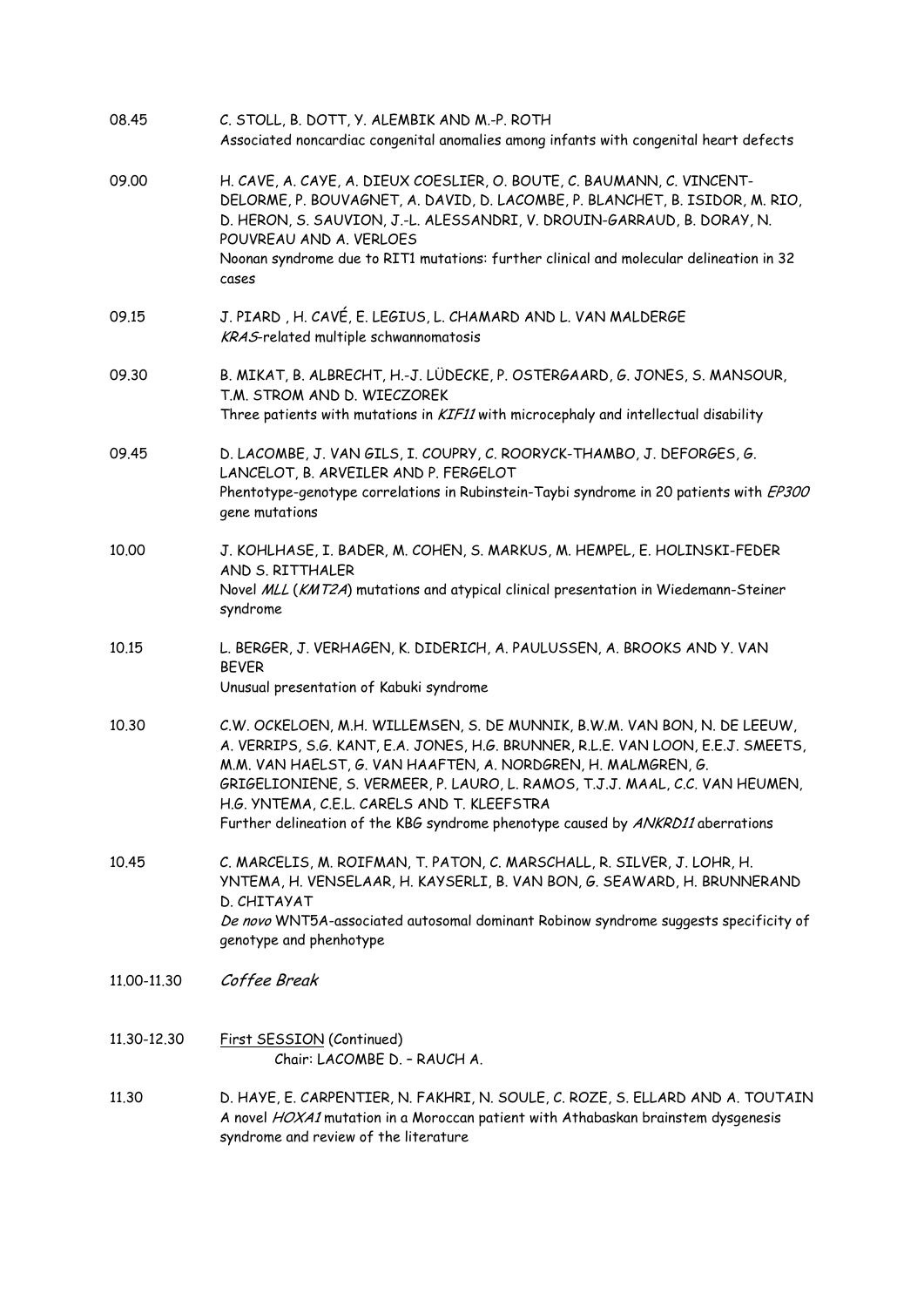08.45 C. STOLL, B. DOTT, Y. ALEMBIK AND M.-P. ROTH
Associated noncardiac congenital anomalies among infants with congenital heart defects

09.00 H. CAVE, A. CAYE, A. DIEUX COESLIER, O. BOUTE, C. BAUMANN, C. VINCENT-DELORME, P. BOUVAGNET, A. DAVID, D. LACOMBE, P. BLANCHET, B. ISIDOR, M. RIO, D. HERON, S. SAUVION, J.-L. ALESSANDRI, V. DROUIN-GARRAUD, B. DORAY, N. POUVREAU AND A. VERLOES
Noonan syndrome due to RIT1 mutations: further clinical and molecular delineation in 32 cases

09.15 J. PIARD , H. CAVÉ, E. LEGIUS, L. CHAMARD AND L. VAN MALDERGE
*KRAS*-related multiple schwannomatosis

09.30 B. MIKAT, B. ALBRECHT, H.-J. LÜDECKE, P. OSTERGAARD, G. JONES, S. MANSOUR, T.M. STROM AND D. WIECZOREK
Three patients with mutations in *KIF11* with microcephaly and intellectual disability

09.45 D. LACOMBE, J. VAN GILS, I. COUPRY, C. ROORYCK-THAMBO, J. DEFORGES, G. LANCELOT, B. ARVEILER AND P. FERGELOT
Phentotype-genotype correlations in Rubinstein-Taybi syndrome in 20 patients with *EP300* gene mutations

10.00 J. KOHLHASE, I. BADER, M. COHEN, S. MARKUS, M. HEMPEL, E. HOLINSKI-FEDER AND S. RITTHALER
Novel *MLL* (*KMT2A*) mutations and atypical clinical presentation in Wiedemann-Steiner syndrome

10.15 L. BERGER, J. VERHAGEN, K. DIDERICH, A. PAULUSSEN, A. BROOKS AND Y. VAN BEVER
Unusual presentation of Kabuki syndrome

10.30 C.W. OCKELOEN, M.H. WILLEMSEN, S. DE MUNNIK, B.W.M. VAN BON, N. DE LEEUW, A. VERRIPS, S.G. KANT, E.A. JONES, H.G. BRUNNER, R.L.E. VAN LOON, E.E.J. SMEETS, M.M. VAN HAELST, G. VAN HAAFTEN, A. NORDGREN, H. MALMGREN, G. GRIGELIONIENE, S. VERMEER, P. LAURO, L. RAMOS, T.J.J. MAAL, C.C. VAN HEUMEN, H.G. YNTEMA, C.E.L. CARELS AND T. KLEEFSTRA
Further delineation of the KBG syndrome phenotype caused by *ANKRD11* aberrations

10.45 C. MARCELIS, M. ROIFMAN, T. PATON, C. MARSCHALL, R. SILVER, J. LOHR, H. YNTEMA, H. VENSELAAR, H. KAYSERLI, B. VAN BON, G. SEAWARD, H. BRUNNERAND D. CHITAYAT
*De novo* WNT5A-associated autosomal dominant Robinow syndrome suggests specificity of genotype and phenhotype

11.00-11.30 *Coffee Break*

11.30-12.30 First SESSION (Continued)
Chair: LACOMBE D. – RAUCH A.

11.30 D. HAYE, E. CARPENTIER, N. FAKHRI, N. SOULE, C. ROZE, S. ELLARD AND A. TOUTAIN
A novel *HOXA1* mutation in a Moroccan patient with Athabaskan brainstem dysgenesis syndrome and review of the literature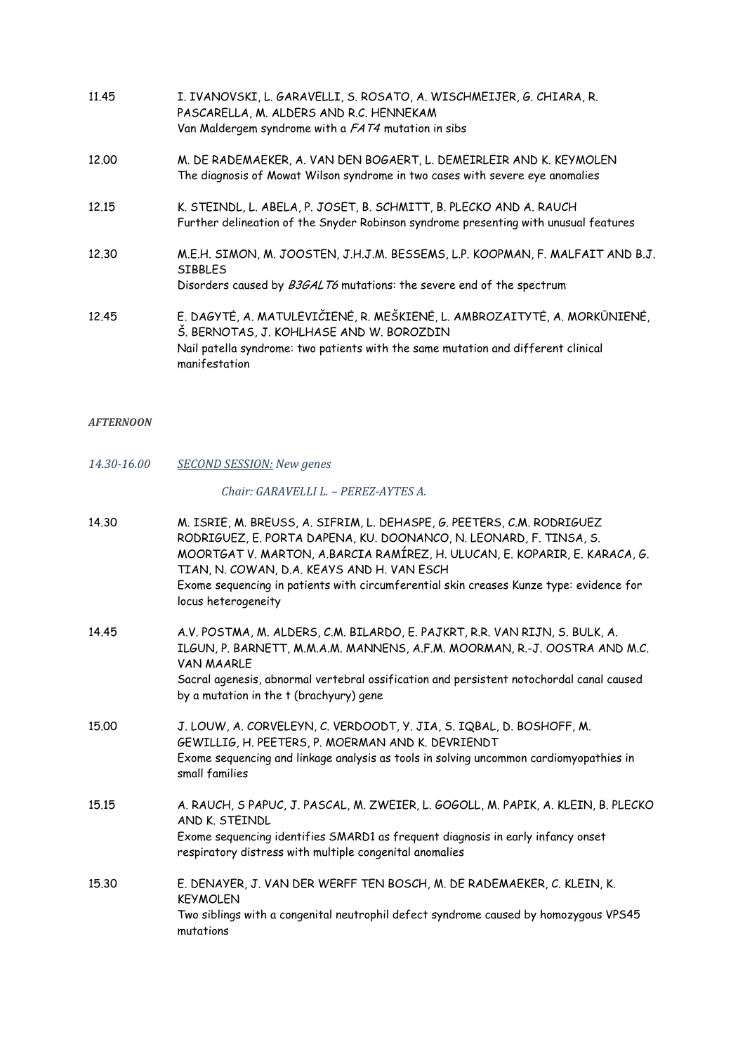11.45 I. IVANOVSKI, L. GARAVELLI, S. ROSATO, A. WISCHMEIJER, G. CHIARA, R. PASCARELLA, M. ALDERS AND R.C. HENNEKAM
Van Maldergem syndrome with a *FAT4* mutation in sibs

12.00 M. DE RADEMAEKER, A. VAN DEN BOGAERT, L. DEMEIRLEIR AND K. KEYMOLEN
The diagnosis of Mowat Wilson syndrome in two cases with severe eye anomalies

12.15 K. STEINDL, L. ABELA, P. JOSET, B. SCHMITT, B. PLECKO AND A. RAUCH
Further delineation of the Snyder Robinson syndrome presenting with unusual features

12.30 M.E.H. SIMON, M. JOOSTEN, J.H.J.M. BESSEMS, L.P. KOOPMAN, F. MALFAIT AND B.J. SIBBLES
Disorders caused by *B3GALT6* mutations: the severe end of the spectrum

12.45 E. DAGYTĖ, A. MATULEVIČIENĖ, R. MEŠKIENĖ, L. AMBROZAITYTĖ, A. MORKŪNIENĖ, Š. BERNOTAS, J. KOHLHASE AND W. BOROZDIN
Nail patella syndrome: two patients with the same mutation and different clinical manifestation

***AFTERNOON***

*14.30-16.00* *SECOND SESSION: New genes*

*Chair: GARAVELLI L. – PEREZ-AYTES A.*

14.30 M. ISRIE, M. BREUSS, A. SIFRIM, L. DEHASPE, G. PEETERS, C.M. RODRIGUEZ RODRIGUEZ, E. PORTA DAPENA, KU. DOONANCO, N. LEONARD, F. TINSA, S. MOORTGAT V. MARTON, A.BARCIA RAMÍREZ, H. ULUCAN, E. KOPARIR, E. KARACA, G. TIAN, N. COWAN, D.A. KEAYS AND H. VAN ESCH
Exome sequencing in patients with circumferential skin creases Kunze type: evidence for locus heterogeneity

14.45 A.V. POSTMA, M. ALDERS, C.M. BILARDO, E. PAJKRT, R.R. VAN RIJN, S. BULK, A. ILGUN, P. BARNETT, M.M.A.M. MANNENS, A.F.M. MOORMAN, R.-J. OOSTRA AND M.C. VAN MAARLE
Sacral agenesis, abnormal vertebral ossification and persistent notochordal canal caused by a mutation in the t (brachyury) gene

15.00 J. LOUW, A. CORVELEYN, C. VERDOODT, Y. JIA, S. IQBAL, D. BOSHOFF, M. GEWILLIG, H. PEETERS, P. MOERMAN AND K. DEVRIENDT
Exome sequencing and linkage analysis as tools in solving uncommon cardiomyopathies in small families

15.15 A. RAUCH, S PAPUC, J. PASCAL, M. ZWEIER, L. GOGOLL, M. PAPIK, A. KLEIN, B. PLECKO AND K. STEINDL
Exome sequencing identifies SMARD1 as frequent diagnosis in early infancy onset respiratory distress with multiple congenital anomalies

15.30 E. DENAYER, J. VAN DER WERFF TEN BOSCH, M. DE RADEMAEKER, C. KLEIN, K. KEYMOLEN
Two siblings with a congenital neutrophil defect syndrome caused by homozygous VPS45 mutations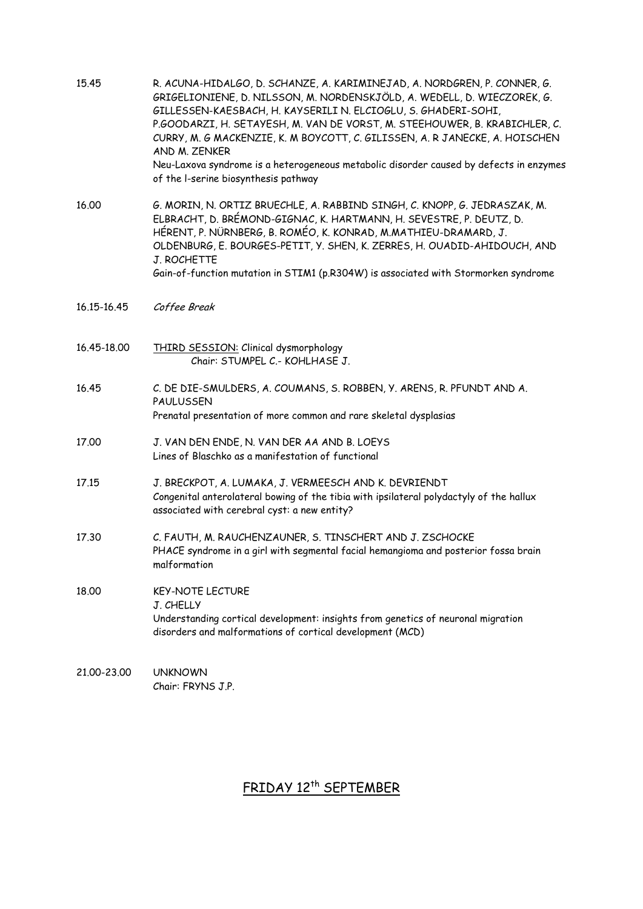15.45 R. ACUNA-HIDALGO, D. SCHANZE, A. KARIMINEJAD, A. NORDGREN, P. CONNER, G. GRIGELIONIENE, D. NILSSON, M. NORDENSKJÖLD, A. WEDELL, D. WIECZOREK, G. GILLESSEN-KAESBACH, H. KAYSERILI N. ELCIOGLU, S. GHADERI-SOHI, P.GOODARZI, H. SETAYESH, M. VAN DE VORST, M. STEEHOUWER, B. KRABICHLER, C. CURRY, M. G MACKENZIE, K. M BOYCOTT, C. GILISSEN, A. R JANECKE, A. HOISCHEN AND M. ZENKER

Neu-Laxova syndrome is a heterogeneous metabolic disorder caused by defects in enzymes of the l-serine biosynthesis pathway

16.00 G. MORIN, N. ORTIZ BRUECHLE, A. RABBIND SINGH, C. KNOPP, G. JEDRASZAK, M. ELBRACHT, D. BRÉMOND-GIGNAC, K. HARTMANN, H. SEVESTRE, P. DEUTZ, D. HÉRENT, P. NÜRNBERG, B. ROMÉO, K. KONRAD, M.MATHIEU-DRAMARD, J. OLDENBURG, E. BOURGES-PETIT, Y. SHEN, K. ZERRES, H. OUADID-AHIDOUCH, AND J. ROCHETTE

Gain-of-function mutation in STIM1 (p.R304W) is associated with Stormorken syndrome

16.15-16.45 *Coffee Break*

16.45-18.00 THIRD SESSION: Clinical dysmorphology
Chair: STUMPEL C.- KOHLHASE J.

16.45 C. DE DIE-SMULDERS, A. COUMANS, S. ROBBEN, Y. ARENS, R. PFUNDT AND A. PAULUSSEN

Prenatal presentation of more common and rare skeletal dysplasias

17.00 J. VAN DEN ENDE, N. VAN DER AA AND B. LOEYS

Lines of Blaschko as a manifestation of functional

17.15 J. BRECKPOT, A. LUMAKA, J. VERMEESCH AND K. DEVRIENDT

Congenital anterolateral bowing of the tibia with ipsilateral polydactyly of the hallux associated with cerebral cyst: a new entity?

17.30 C. FAUTH, M. RAUCHENZAUNER, S. TINSCHERT AND J. ZSCHOCKE

PHACE syndrome in a girl with segmental facial hemangioma and posterior fossa brain malformation

18.00 KEY-NOTE LECTURE
J. CHELLY

Understanding cortical development: insights from genetics of neuronal migration disorders and malformations of cortical development (MCD)

21.00-23.00 UNKNOWN
Chair: FRYNS J.P.

## FRIDAY 12th SEPTEMBER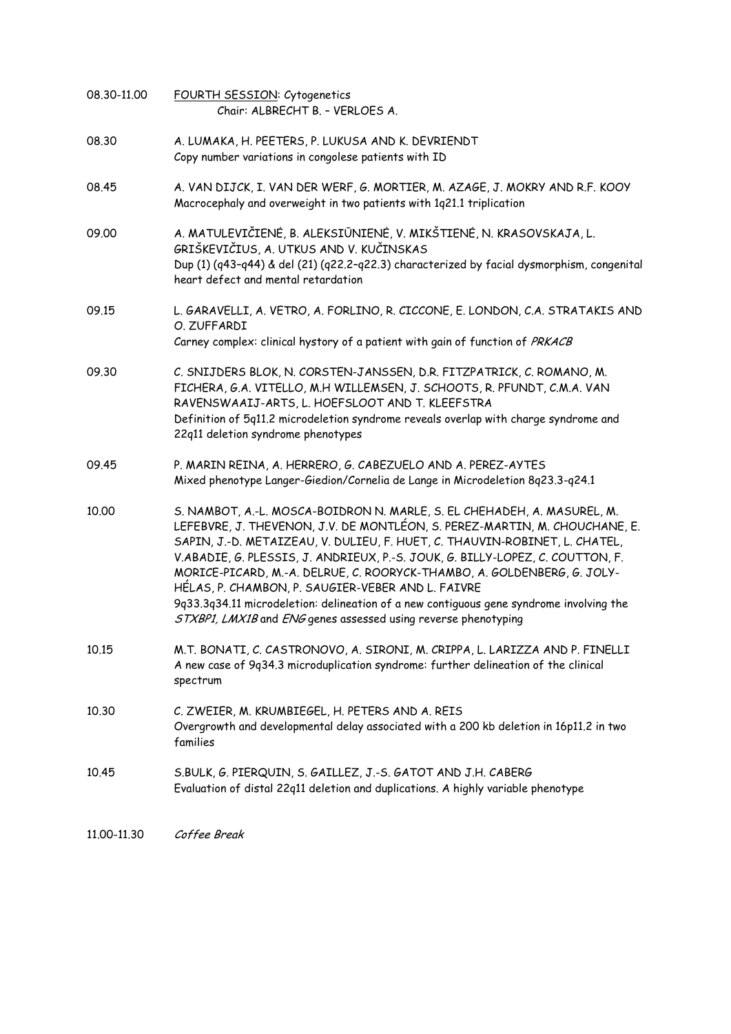08.30-11.00 FOURTH SESSION: Cytogenetics
Chair: ALBRECHT B. – VERLOES A.

08.30 A. LUMAKA, H. PEETERS, P. LUKUSA AND K. DEVRIENDT
Copy number variations in congolese patients with ID

08.45 A. VAN DIJCK, I. VAN DER WERF, G. MORTIER, M. AZAGE, J. MOKRY AND R.F. KOOY
Macrocephaly and overweight in two patients with 1q21.1 triplication

09.00 A. MATULEVIČIENĖ, B. ALEKSIŪNIENĖ, V. MIKŠTIENĖ, N. KRASOVSKAJA, L. GRIŠKEVIČIUS, A. UTKUS AND V. KUČINSKAS
Dup (1) (q43–q44) & del (21) (q22.2–q22.3) characterized by facial dysmorphism, congenital heart defect and mental retardation

09.15 L. GARAVELLI, A. VETRO, A. FORLINO, R. CICCONE, E. LONDON, C.A. STRATAKIS AND O. ZUFFARDI
Carney complex: clinical hystory of a patient with gain of function of *PRKACB*

09.30 C. SNIJDERS BLOK, N. CORSTEN-JANSSEN, D.R. FITZPATRICK, C. ROMANO, M. FICHERA, G.A. VITELLO, M.H WILLEMSEN, J. SCHOOTS, R. PFUNDT, C.M.A. VAN RAVENSWAAIJ-ARTS, L. HOEFSLOOT AND T. KLEEFSTRA
Definition of 5q11.2 microdeletion syndrome reveals overlap with charge syndrome and 22q11 deletion syndrome phenotypes

09.45 P. MARIN REINA, A. HERRERO, G. CABEZUELO AND A. PEREZ-AYTES
Mixed phenotype Langer-Giedion/Cornelia de Lange in Microdeletion 8q23.3-q24.1

10.00 S. NAMBOT, A.-L. MOSCA-BOIDRON N. MARLE, S. EL CHEHADEH, A. MASUREL, M. LEFEBVRE, J. THEVENON, J.V. DE MONTLÉON, S. PEREZ-MARTIN, M. CHOUCHANE, E. SAPIN, J.-D. METAIZEAU, V. DULIEU, F. HUET, C. THAUVIN-ROBINET, L. CHATEL, V.ABADIE, G. PLESSIS, J. ANDRIEUX, P.-S. JOUK, G. BILLY-LOPEZ, C. COUTTON, F. MORICE-PICARD, M.-A. DELRUE, C. ROORYCK-THAMBO, A. GOLDENBERG, G. JOLY-HÉLAS, P. CHAMBON, P. SAUGIER-VEBER AND L. FAIVRE
9q33.3q34.11 microdeletion: delineation of a new contiguous gene syndrome involving the *STXBP1, LMX1B* and *ENG* genes assessed using reverse phenotyping

10.15 M.T. BONATI, C. CASTRONOVO, A. SIRONI, M. CRIPPA, L. LARIZZA AND P. FINELLI
A new case of 9q34.3 microduplication syndrome: further delineation of the clinical spectrum

10.30 C. ZWEIER, M. KRUMBIEGEL, H. PETERS AND A. REIS
Overgrowth and developmental delay associated with a 200 kb deletion in 16p11.2 in two families

10.45 S.BULK, G. PIERQUIN, S. GAILLEZ, J.-S. GATOT AND J.H. CABERG
Evaluation of distal 22q11 deletion and duplications. A highly variable phenotype

11.00-11.30 *Coffee Break*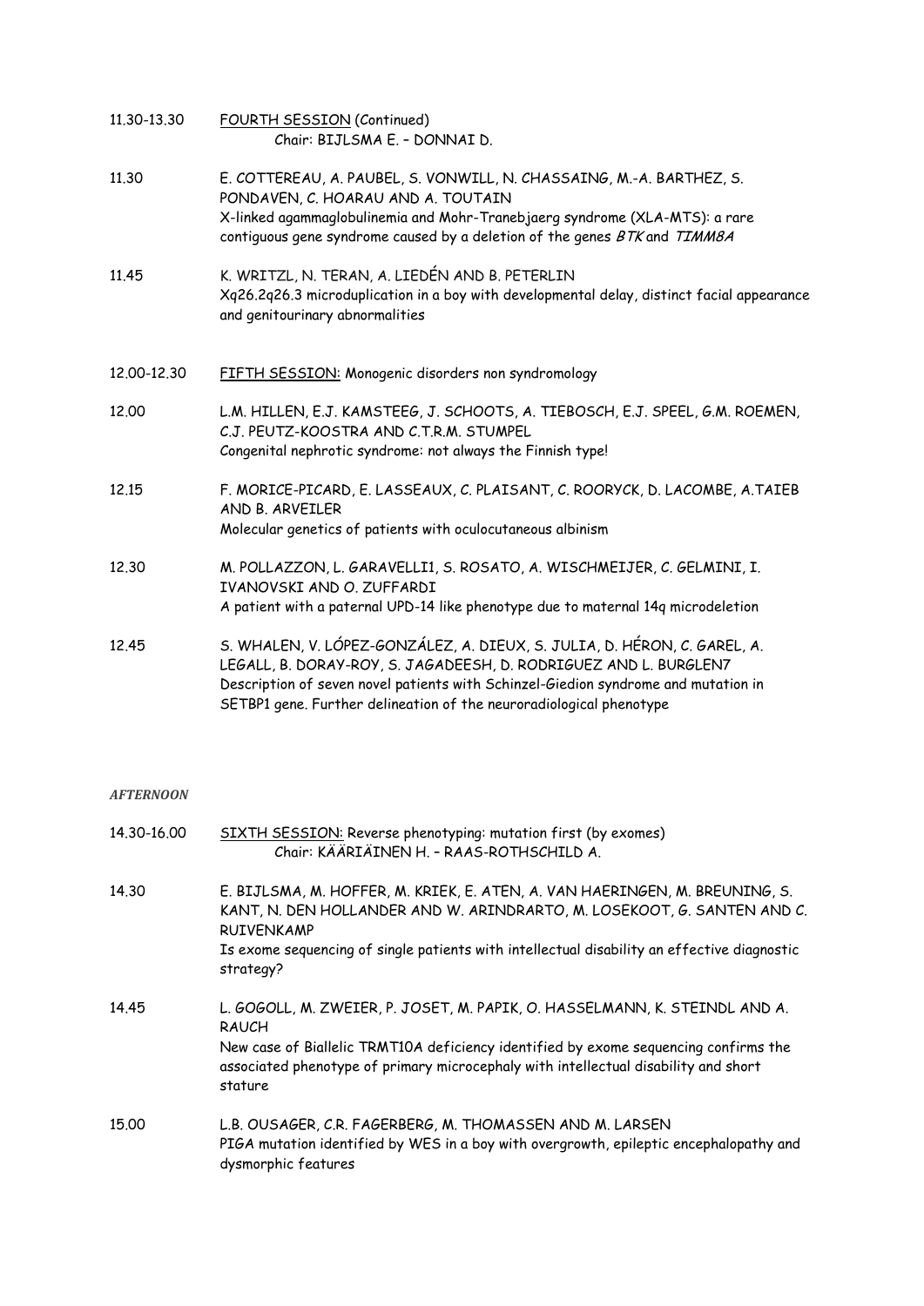11.30-13.30 **FOURTH SESSION** (Continued)
Chair: BIJLSMA E. – DONNAI D.

11.30 E. COTTEREAU, A. PAUBEL, S. VONWILL, N. CHASSAING, M.-A. BARTHEZ, S. PONDAVEN, C. HOARAU AND A. TOUTAIN
X-linked agammaglobulinemia and Mohr-Tranebjaerg syndrome (XLA-MTS): a rare contiguous gene syndrome caused by a deletion of the genes *BTK* and *TIMM8A*

11.45 K. WRITZL, N. TERAN, A. LIEDÉN AND B. PETERLIN
Xq26.2q26.3 microduplication in a boy with developmental delay, distinct facial appearance and genitourinary abnormalities

12.00-12.30 **FIFTH SESSION:** Monogenic disorders non syndromology

12.00 L.M. HILLEN, E.J. KAMSTEEG, J. SCHOOTS, A. TIEBOSCH, E.J. SPEEL, G.M. ROEMEN, C.J. PEUTZ-KOOSTRA AND C.T.R.M. STUMPEL
Congenital nephrotic syndrome: not always the Finnish type!

12.15 F. MORICE-PICARD, E. LASSEAUX, C. PLAISANT, C. ROORYCK, D. LACOMBE, A.TAIEB AND B. ARVEILER
Molecular genetics of patients with oculocutaneous albinism

12.30 M. POLLAZZON, L. GARAVELLI1, S. ROSATO, A. WISCHMEIJER, C. GELMINI, I. IVANOVSKI AND O. ZUFFARDI
A patient with a paternal UPD-14 like phenotype due to maternal 14q microdeletion

12.45 S. WHALEN, V. LÓPEZ-GONZÁLEZ, A. DIEUX, S. JULIA, D. HÉRON, C. GAREL, A. LEGALL, B. DORAY-ROY, S. JAGADEESH, D. RODRIGUEZ AND L. BURGLEN7
Description of seven novel patients with Schinzel-Giedion syndrome and mutation in SETBP1 gene. Further delineation of the neuroradiological phenotype

***AFTERNOON***

14.30-16.00 **SIXTH SESSION:** Reverse phenotyping: mutation first (by exomes)
Chair: KÄÄRIÄINEN H. – RAAS-ROTHSCHILD A.

14.30 E. BIJLSMA, M. HOFFER, M. KRIEK, E. ATEN, A. VAN HAERINGEN, M. BREUNING, S. KANT, N. DEN HOLLANDER AND W. ARINDRARTO, M. LOSEKOOT, G. SANTEN AND C. RUIVENKAMP
Is exome sequencing of single patients with intellectual disability an effective diagnostic strategy?

14.45 L. GOGOLL, M. ZWEIER, P. JOSET, M. PAPIK, O. HASSELMANN, K. STEINDL AND A. RAUCH
New case of Biallelic TRMT10A deficiency identified by exome sequencing confirms the associated phenotype of primary microcephaly with intellectual disability and short stature

15.00 L.B. OUSAGER, C.R. FAGERBERG, M. THOMASSEN AND M. LARSEN
PIGA mutation identified by WES in a boy with overgrowth, epileptic encephalopathy and dysmorphic features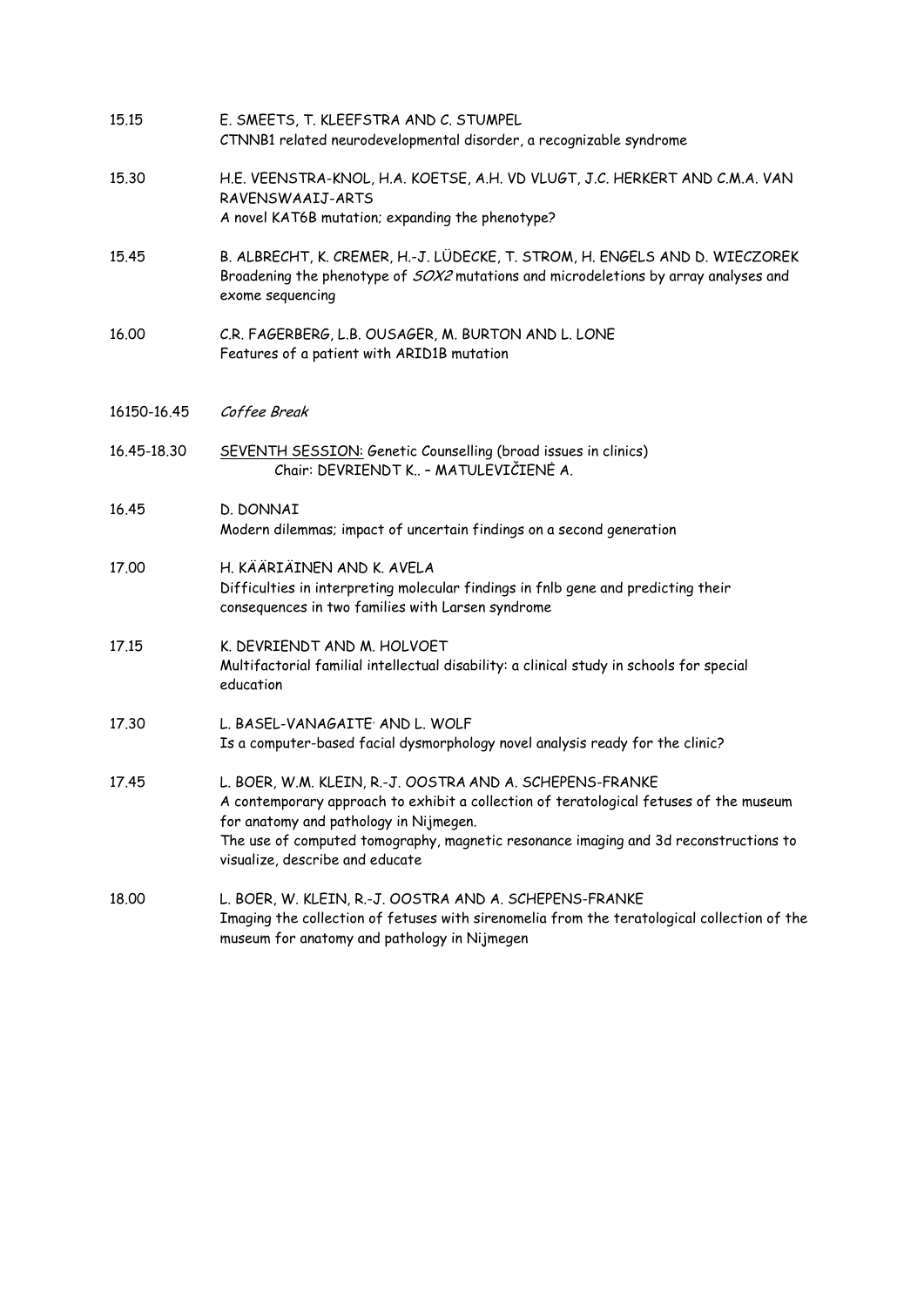15.15 E. SMEETS, T. KLEEFSTRA AND C. STUMPEL
CTNNB1 related neurodevelopmental disorder, a recognizable syndrome

15.30 H.E. VEENSTRA-KNOL, H.A. KOETSE, A.H. VD VLUGT, J.C. HERKERT AND C.M.A. VAN RAVENSWAAIJ-ARTS
A novel KAT6B mutation; expanding the phenotype?

15.45 B. ALBRECHT, K. CREMER, H.-J. LÜDECKE, T. STROM, H. ENGELS AND D. WIECZOREK
Broadening the phenotype of *SOX2* mutations and microdeletions by array analyses and exome sequencing

16.00 C.R. FAGERBERG, L.B. OUSAGER, M. BURTON AND L. LONE
Features of a patient with ARID1B mutation

16150-16.45 *Coffee Break*

16.45-18.30 SEVENTH SESSION: Genetic Counselling (broad issues in clinics)
Chair: DEVRIENDT K.. – MATULEVIČIENĖ A.

16.45 D. DONNAI
Modern dilemmas; impact of uncertain findings on a second generation

17.00 H. KÄÄRIÄINEN AND K. AVELA
Difficulties in interpreting molecular findings in fnlb gene and predicting their consequences in two families with Larsen syndrome

17.15 K. DEVRIENDT AND M. HOLVOET
Multifactorial familial intellectual disability: a clinical study in schools for special education

17.30 L. BASEL-VANAGAITE, AND L. WOLF
Is a computer-based facial dysmorphology novel analysis ready for the clinic?

17.45 L. BOER, W.M. KLEIN, R.-J. OOSTRA AND A. SCHEPENS-FRANKE
A contemporary approach to exhibit a collection of teratological fetuses of the museum for anatomy and pathology in Nijmegen.
The use of computed tomography, magnetic resonance imaging and 3d reconstructions to visualize, describe and educate

18.00 L. BOER, W. KLEIN, R.-J. OOSTRA AND A. SCHEPENS-FRANKE
Imaging the collection of fetuses with sirenomelia from the teratological collection of the museum for anatomy and pathology in Nijmegen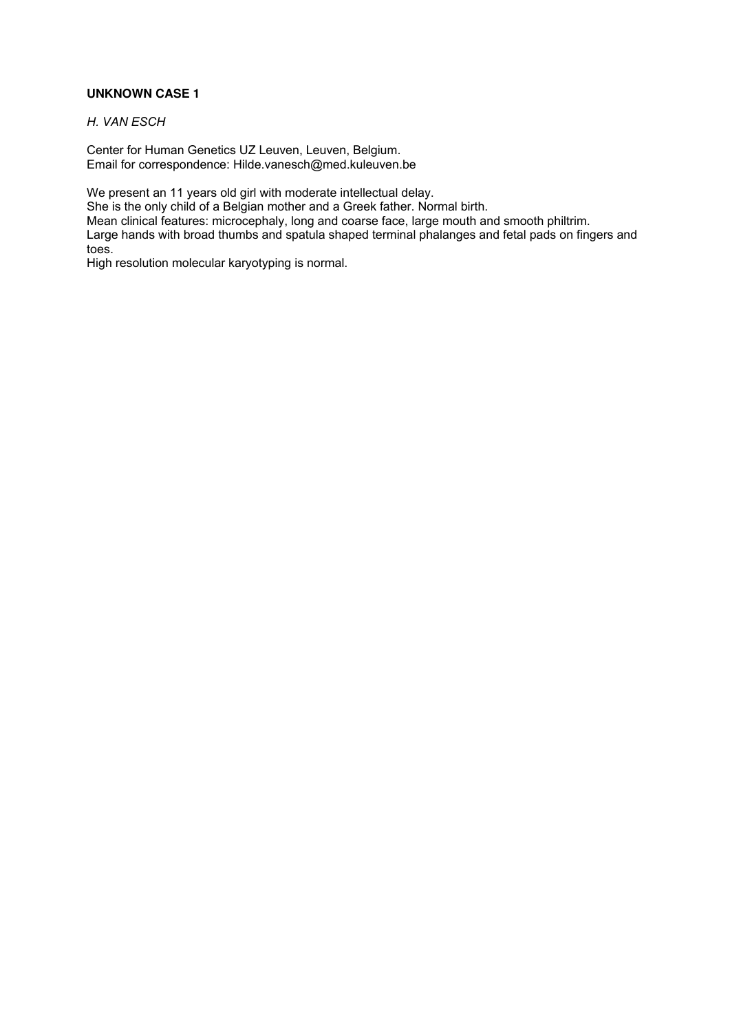**UNKNOWN CASE 1**

*H. VAN ESCH*

Center for Human Genetics UZ Leuven, Leuven, Belgium.
Email for correspondence: Hilde.vanesch@med.kuleuven.be

We present an 11 years old girl with moderate intellectual delay.
She is the only child of a Belgian mother and a Greek father. Normal birth.
Mean clinical features: microcephaly, long and coarse face, large mouth and smooth philtrim.
Large hands with broad thumbs and spatula shaped terminal phalanges and fetal pads on fingers and toes.
High resolution molecular karyotyping is normal.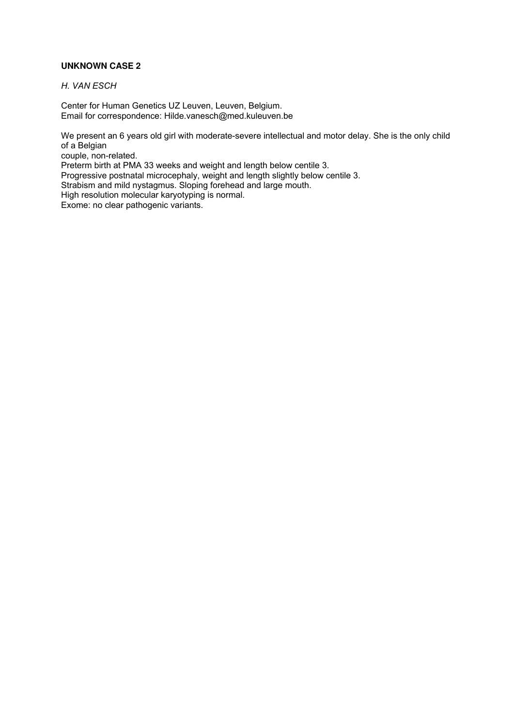**UNKNOWN CASE 2**

*H. VAN ESCH*

Center for Human Genetics UZ Leuven, Leuven, Belgium.
Email for correspondence: Hilde.vanesch@med.kuleuven.be

We present an 6 years old girl with moderate-severe intellectual and motor delay. She is the only child of a Belgian
couple, non-related.
Preterm birth at PMA 33 weeks and weight and length below centile 3.
Progressive postnatal microcephaly, weight and length slightly below centile 3.
Strabism and mild nystagmus. Sloping forehead and large mouth.
High resolution molecular karyotyping is normal.
Exome: no clear pathogenic variants.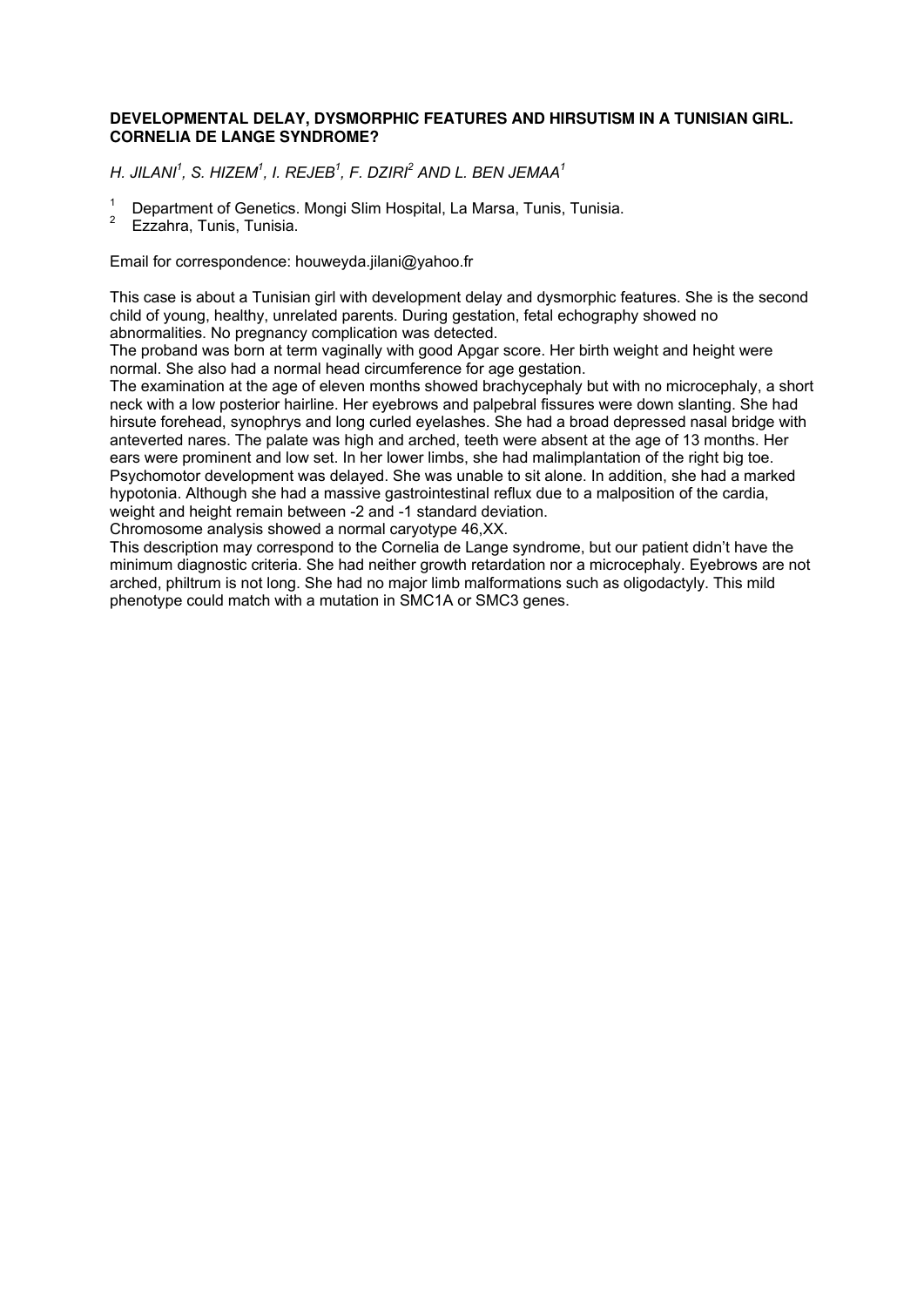**DEVELOPMENTAL DELAY, DYSMORPHIC FEATURES AND HIRSUTISM IN A TUNISIAN GIRL. CORNELIA DE LANGE SYNDROME?**

*H. JILANI[1], S. HIZEM[1], I. REJEB[1], F. DZIRI[2] AND L. BEN JEMAA[1]*

[1] Department of Genetics. Mongi Slim Hospital, La Marsa, Tunis, Tunisia.
[2] Ezzahra, Tunis, Tunisia.

Email for correspondence: houweyda.jilani@yahoo.fr

This case is about a Tunisian girl with development delay and dysmorphic features. She is the second child of young, healthy, unrelated parents. During gestation, fetal echography showed no abnormalities. No pregnancy complication was detected.
The proband was born at term vaginally with good Apgar score. Her birth weight and height were normal. She also had a normal head circumference for age gestation.
The examination at the age of eleven months showed brachycephaly but with no microcephaly, a short neck with a low posterior hairline. Her eyebrows and palpebral fissures were down slanting. She had hirsute forehead, synophrys and long curled eyelashes. She had a broad depressed nasal bridge with anteverted nares. The palate was high and arched, teeth were absent at the age of 13 months. Her ears were prominent and low set. In her lower limbs, she had malimplantation of the right big toe. Psychomotor development was delayed. She was unable to sit alone. In addition, she had a marked hypotonia. Although she had a massive gastrointestinal reflux due to a malposition of the cardia, weight and height remain between -2 and -1 standard deviation.
Chromosome analysis showed a normal caryotype 46,XX.
This description may correspond to the Cornelia de Lange syndrome, but our patient didn't have the minimum diagnostic criteria. She had neither growth retardation nor a microcephaly. Eyebrows are not arched, philtrum is not long. She had no major limb malformations such as oligodactyly. This mild phenotype could match with a mutation in SMC1A or SMC3 genes.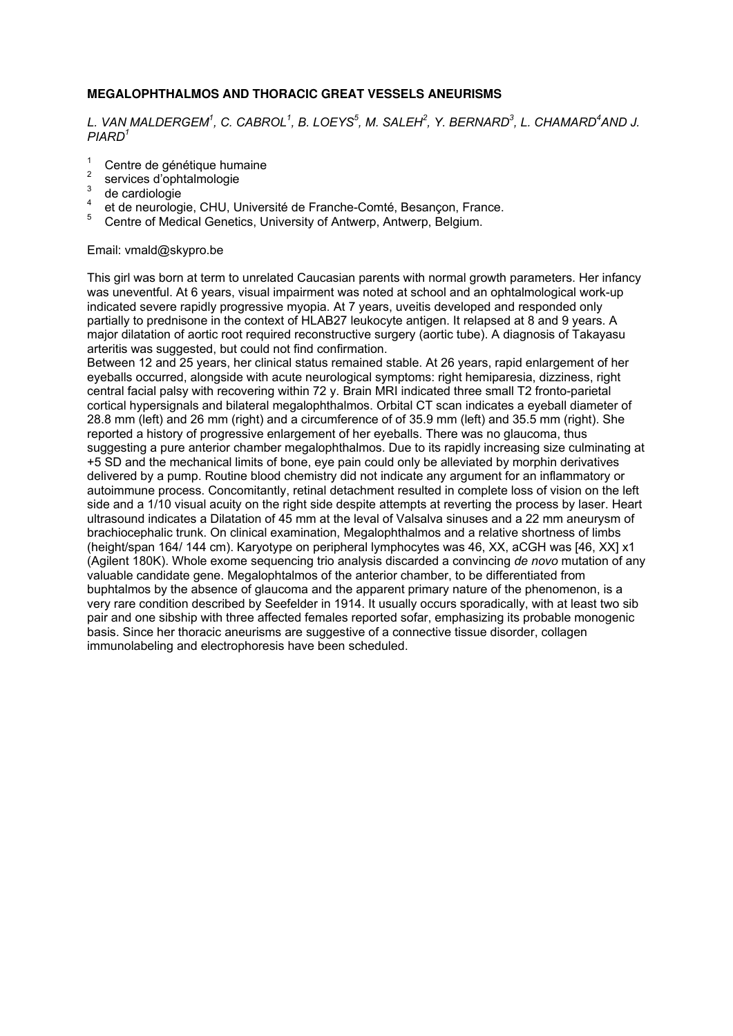**MEGALOPHTHALMOS AND THORACIC GREAT VESSELS ANEURISMS**

*L. VAN MALDERGEM[1], C. CABROL[1], B. LOEYS[5], M. SALEH[2], Y. BERNARD[3], L. CHAMARD[4]AND J. PIARD[1]*

1. Centre de génétique humaine
2. services d'ophtalmologie
3. de cardiologie
4. et de neurologie, CHU, Université de Franche-Comté, Besançon, France.
5. Centre of Medical Genetics, University of Antwerp, Antwerp, Belgium.

Email: vmald@skypro.be

This girl was born at term to unrelated Caucasian parents with normal growth parameters. Her infancy was uneventful. At 6 years, visual impairment was noted at school and an ophtalmological work-up indicated severe rapidly progressive myopia. At 7 years, uveitis developed and responded only partially to prednisone in the context of HLAB27 leukocyte antigen. It relapsed at 8 and 9 years. A major dilatation of aortic root required reconstructive surgery (aortic tube). A diagnosis of Takayasu arteritis was suggested, but could not find confirmation.
Between 12 and 25 years, her clinical status remained stable. At 26 years, rapid enlargement of her eyeballs occurred, alongside with acute neurological symptoms: right hemiparesia, dizziness, right central facial palsy with recovering within 72 y. Brain MRI indicated three small T2 fronto-parietal cortical hypersignals and bilateral megalophthalmos. Orbital CT scan indicates a eyeball diameter of 28.8 mm (left) and 26 mm (right) and a circumference of of 35.9 mm (left) and 35.5 mm (right). She reported a history of progressive enlargement of her eyeballs. There was no glaucoma, thus suggesting a pure anterior chamber megalophthalmos. Due to its rapidly increasing size culminating at +5 SD and the mechanical limits of bone, eye pain could only be alleviated by morphin derivatives delivered by a pump. Routine blood chemistry did not indicate any argument for an inflammatory or autoimmune process. Concomitantly, retinal detachment resulted in complete loss of vision on the left side and a 1/10 visual acuity on the right side despite attempts at reverting the process by laser. Heart ultrasound indicates a Dilatation of 45 mm at the leval of Valsalva sinuses and a 22 mm aneurysm of brachiocephalic trunk. On clinical examination, Megalophthalmos and a relative shortness of limbs (height/span 164/ 144 cm). Karyotype on peripheral lymphocytes was 46, XX, aCGH was [46, XX] x1 (Agilent 180K). Whole exome sequencing trio analysis discarded a convincing *de novo* mutation of any valuable candidate gene. Megalophtalmos of the anterior chamber, to be differentiated from buphtalmos by the absence of glaucoma and the apparent primary nature of the phenomenon, is a very rare condition described by Seefelder in 1914. It usually occurs sporadically, with at least two sib pair and one sibship with three affected females reported sofar, emphasizing its probable monogenic basis. Since her thoracic aneurisms are suggestive of a connective tissue disorder, collagen immunolabeling and electrophoresis have been scheduled.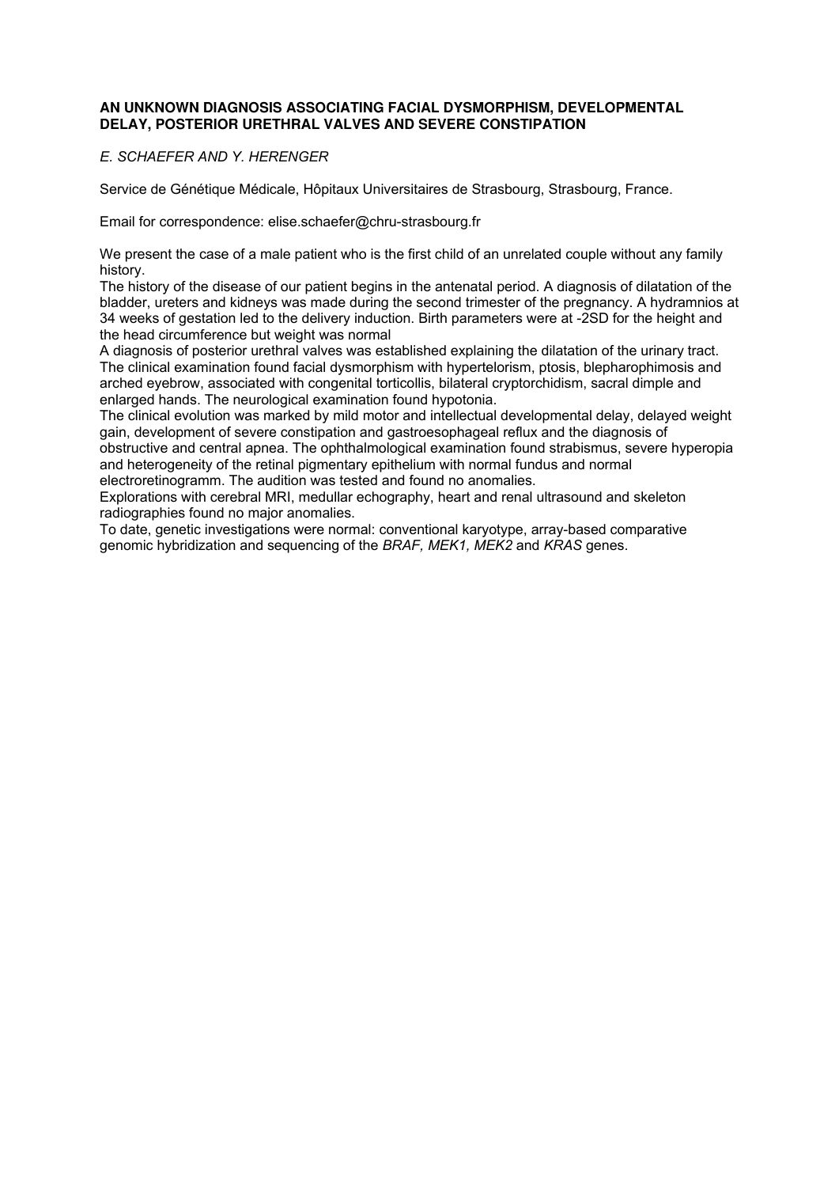**AN UNKNOWN DIAGNOSIS ASSOCIATING FACIAL DYSMORPHISM, DEVELOPMENTAL DELAY, POSTERIOR URETHRAL VALVES AND SEVERE CONSTIPATION**

*E. SCHAEFER AND Y. HERENGER*

Service de Génétique Médicale, Hôpitaux Universitaires de Strasbourg, Strasbourg, France.

Email for correspondence: elise.schaefer@chru-strasbourg.fr

We present the case of a male patient who is the first child of an unrelated couple without any family history.
The history of the disease of our patient begins in the antenatal period. A diagnosis of dilatation of the bladder, ureters and kidneys was made during the second trimester of the pregnancy. A hydramnios at 34 weeks of gestation led to the delivery induction. Birth parameters were at -2SD for the height and the head circumference but weight was normal
A diagnosis of posterior urethral valves was established explaining the dilatation of the urinary tract. The clinical examination found facial dysmorphism with hypertelorism, ptosis, blepharophimosis and arched eyebrow, associated with congenital torticollis, bilateral cryptorchidism, sacral dimple and enlarged hands. The neurological examination found hypotonia.
The clinical evolution was marked by mild motor and intellectual developmental delay, delayed weight gain, development of severe constipation and gastroesophageal reflux and the diagnosis of obstructive and central apnea. The ophthalmological examination found strabismus, severe hyperopia and heterogeneity of the retinal pigmentary epithelium with normal fundus and normal electroretinogramm. The audition was tested and found no anomalies.
Explorations with cerebral MRI, medullar echography, heart and renal ultrasound and skeleton radiographies found no major anomalies.
To date, genetic investigations were normal: conventional karyotype, array-based comparative genomic hybridization and sequencing of the *BRAF, MEK1, MEK2* and *KRAS* genes.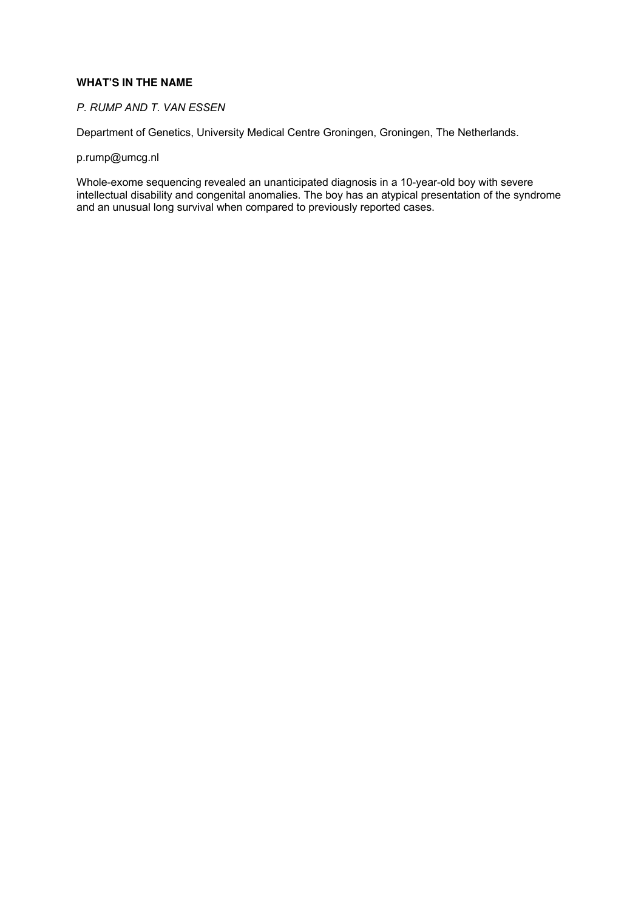**WHAT'S IN THE NAME**

*P. RUMP AND T. VAN ESSEN*

Department of Genetics, University Medical Centre Groningen, Groningen, The Netherlands.

p.rump@umcg.nl

Whole-exome sequencing revealed an unanticipated diagnosis in a 10-year-old boy with severe intellectual disability and congenital anomalies. The boy has an atypical presentation of the syndrome and an unusual long survival when compared to previously reported cases.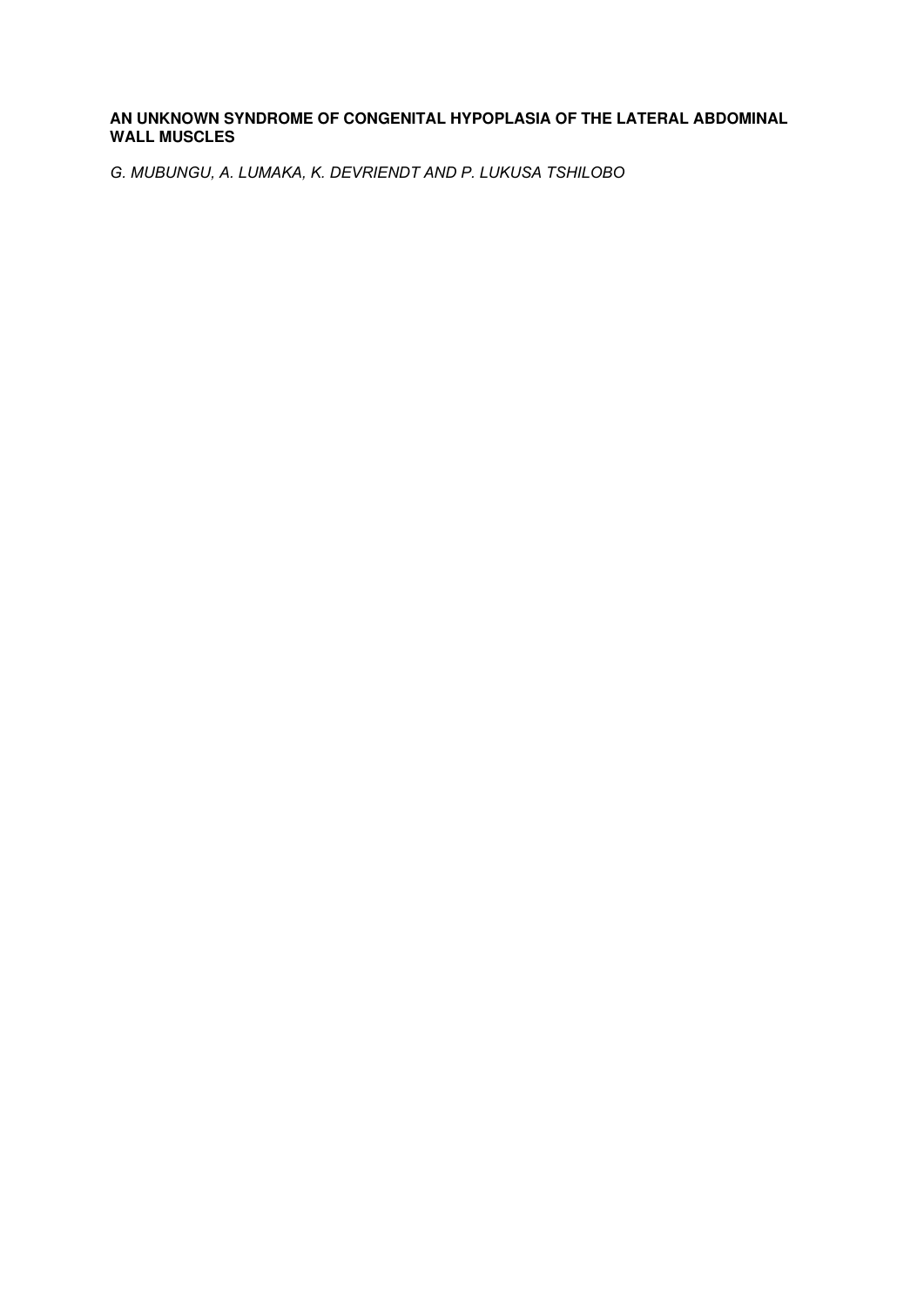**AN UNKNOWN SYNDROME OF CONGENITAL HYPOPLASIA OF THE LATERAL ABDOMINAL WALL MUSCLES**

*G. MUBUNGU, A. LUMAKA, K. DEVRIENDT AND P. LUKUSA TSHILOBO*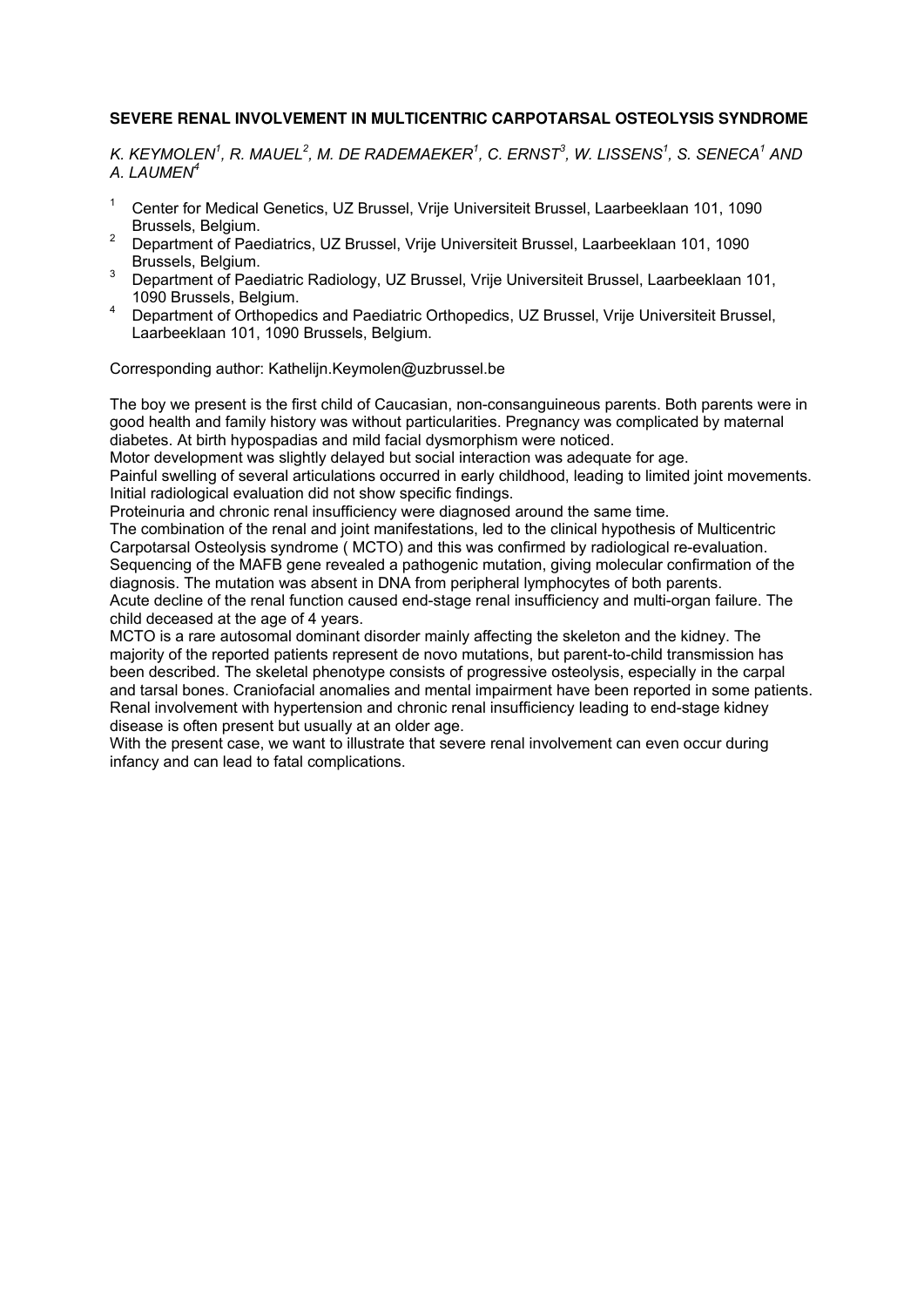## SEVERE RENAL INVOLVEMENT IN MULTICENTRIC CARPOTARSAL OSTEOLYSIS SYNDROME

*K. KEYMOLEN[1], R. MAUEL[2], M. DE RADEMAEKER[1], C. ERNST[3], W. LISSENS[1], S. SENECA[1] AND A. LAUMEN[4]*

1. Center for Medical Genetics, UZ Brussel, Vrije Universiteit Brussel, Laarbeeklaan 101, 1090 Brussels, Belgium.
2. Department of Paediatrics, UZ Brussel, Vrije Universiteit Brussel, Laarbeeklaan 101, 1090 Brussels, Belgium.
3. Department of Paediatric Radiology, UZ Brussel, Vrije Universiteit Brussel, Laarbeeklaan 101, 1090 Brussels, Belgium.
4. Department of Orthopedics and Paediatric Orthopedics, UZ Brussel, Vrije Universiteit Brussel, Laarbeeklaan 101, 1090 Brussels, Belgium.

Corresponding author: Kathelijn.Keymolen@uzbrussel.be

The boy we present is the first child of Caucasian, non-consanguineous parents. Both parents were in good health and family history was without particularities. Pregnancy was complicated by maternal diabetes. At birth hypospadias and mild facial dysmorphism were noticed.
Motor development was slightly delayed but social interaction was adequate for age.
Painful swelling of several articulations occurred in early childhood, leading to limited joint movements. Initial radiological evaluation did not show specific findings.
Proteinuria and chronic renal insufficiency were diagnosed around the same time.
The combination of the renal and joint manifestations, led to the clinical hypothesis of Multicentric Carpotarsal Osteolysis syndrome ( MCTO) and this was confirmed by radiological re-evaluation. Sequencing of the MAFB gene revealed a pathogenic mutation, giving molecular confirmation of the diagnosis. The mutation was absent in DNA from peripheral lymphocytes of both parents.
Acute decline of the renal function caused end-stage renal insufficiency and multi-organ failure. The child deceased at the age of 4 years.
MCTO is a rare autosomal dominant disorder mainly affecting the skeleton and the kidney. The majority of the reported patients represent de novo mutations, but parent-to-child transmission has been described. The skeletal phenotype consists of progressive osteolysis, especially in the carpal and tarsal bones. Craniofacial anomalies and mental impairment have been reported in some patients. Renal involvement with hypertension and chronic renal insufficiency leading to end-stage kidney disease is often present but usually at an older age.
With the present case, we want to illustrate that severe renal involvement can even occur during infancy and can lead to fatal complications.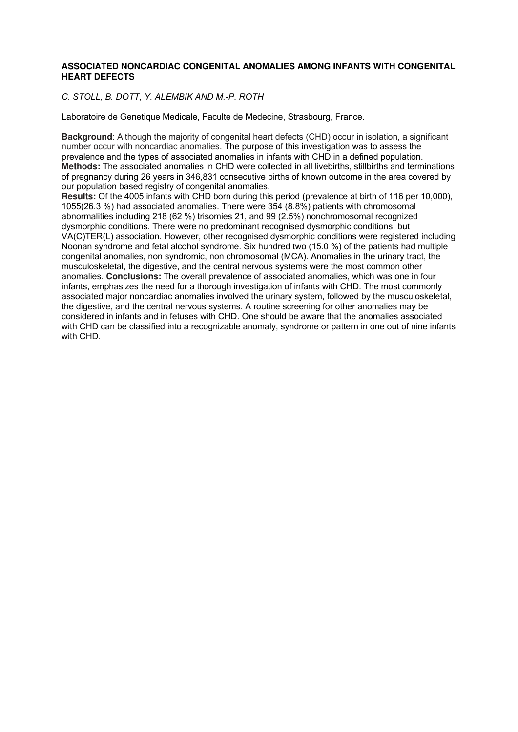## ASSOCIATED NONCARDIAC CONGENITAL ANOMALIES AMONG INFANTS WITH CONGENITAL HEART DEFECTS

*C. STOLL, B. DOTT, Y. ALEMBIK AND M.-P. ROTH*

Laboratoire de Genetique Medicale, Faculte de Medecine, Strasbourg, France.

**Background**: Although the majority of congenital heart defects (CHD) occur in isolation, a significant number occur with noncardiac anomalies. The purpose of this investigation was to assess the prevalence and the types of associated anomalies in infants with CHD in a defined population. **Methods:** The associated anomalies in CHD were collected in all livebirths, stillbirths and terminations of pregnancy during 26 years in 346,831 consecutive births of known outcome in the area covered by our population based registry of congenital anomalies.
**Results:** Of the 4005 infants with CHD born during this period (prevalence at birth of 116 per 10,000), 1055(26.3 %) had associated anomalies. There were 354 (8.8%) patients with chromosomal abnormalities including 218 (62 %) trisomies 21, and 99 (2.5%) nonchromosomal recognized dysmorphic conditions. There were no predominant recognised dysmorphic conditions, but VA(C)TER(L) association. However, other recognised dysmorphic conditions were registered including Noonan syndrome and fetal alcohol syndrome. Six hundred two (15.0 %) of the patients had multiple congenital anomalies, non syndromic, non chromosomal (MCA). Anomalies in the urinary tract, the musculoskeletal, the digestive, and the central nervous systems were the most common other anomalies. **Conclusions:** The overall prevalence of associated anomalies, which was one in four infants, emphasizes the need for a thorough investigation of infants with CHD. The most commonly associated major noncardiac anomalies involved the urinary system, followed by the musculoskeletal, the digestive, and the central nervous systems. A routine screening for other anomalies may be considered in infants and in fetuses with CHD. One should be aware that the anomalies associated with CHD can be classified into a recognizable anomaly, syndrome or pattern in one out of nine infants with CHD.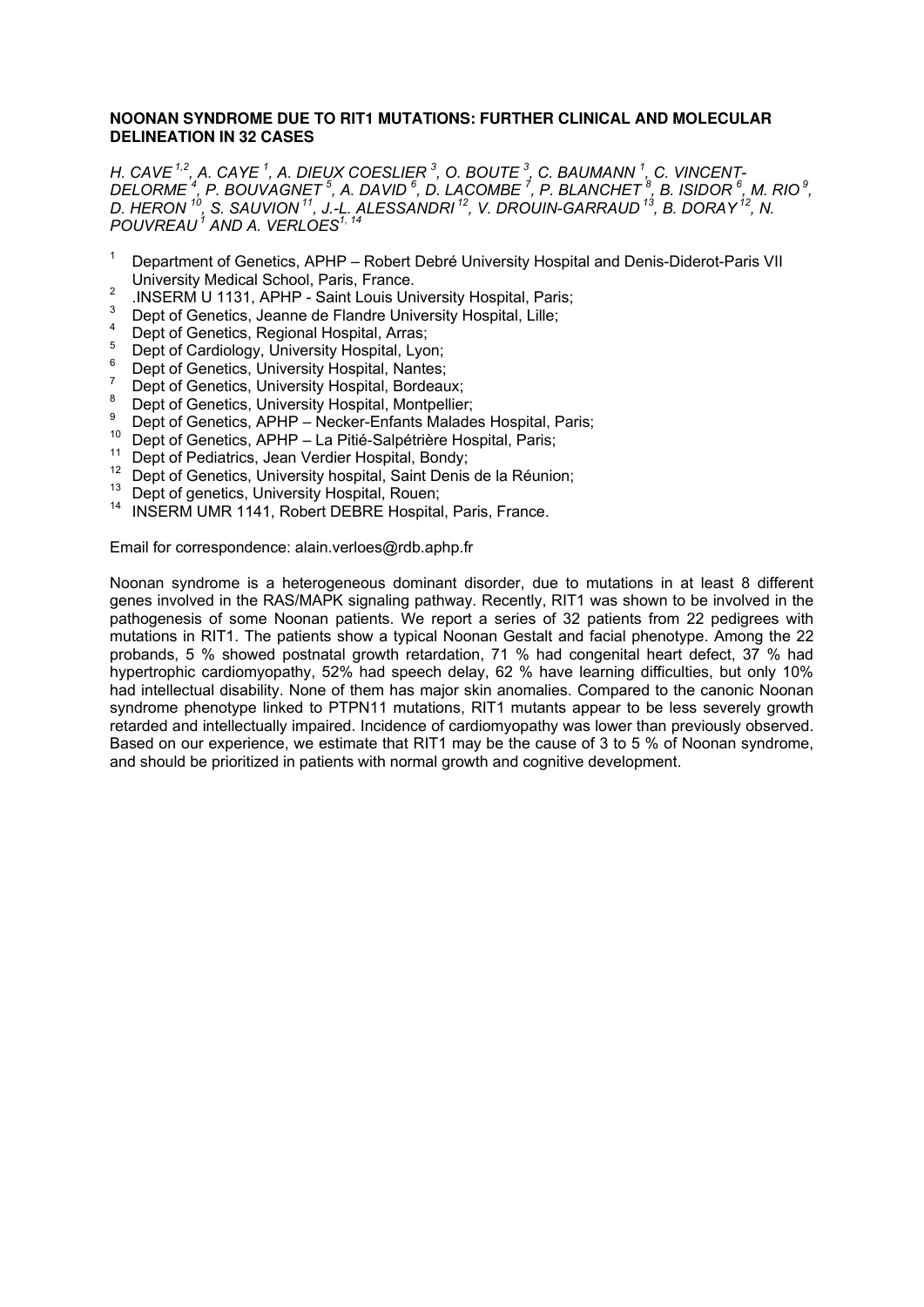**NOONAN SYNDROME DUE TO RIT1 MUTATIONS: FURTHER CLINICAL AND MOLECULAR DELINEATION IN 32 CASES**

*H. CAVE [1,2], A. CAYE [1], A. DIEUX COESLIER [3], O. BOUTE [3], C. BAUMANN [1], C. VINCENT-DELORME [4], P. BOUVAGNET [5], A. DAVID [6], D. LACOMBE [7], P. BLANCHET [8], B. ISIDOR [6], M. RIO [9], D. HERON [10], S. SAUVION [11], J.-L. ALESSANDRI [12], V. DROUIN-GARRAUD [13], B. DORAY [12], N. POUVREAU [1] AND A. VERLOES [1, 14]*

1. Department of Genetics, APHP – Robert Debré University Hospital and Denis-Diderot-Paris VII University Medical School, Paris, France.
2. .INSERM U 1131, APHP - Saint Louis University Hospital, Paris;
3. Dept of Genetics, Jeanne de Flandre University Hospital, Lille;
4. Dept of Genetics, Regional Hospital, Arras;
5. Dept of Cardiology, University Hospital, Lyon;
6. Dept of Genetics, University Hospital, Nantes;
7. Dept of Genetics, University Hospital, Bordeaux;
8. Dept of Genetics, University Hospital, Montpellier;
9. Dept of Genetics, APHP – Necker-Enfants Malades Hospital, Paris;
10. Dept of Genetics, APHP – La Pitié-Salpétrière Hospital, Paris;
11. Dept of Pediatrics, Jean Verdier Hospital, Bondy;
12. Dept of Genetics, University hospital, Saint Denis de la Réunion;
13. Dept of genetics, University Hospital, Rouen;
14. INSERM UMR 1141, Robert DEBRE Hospital, Paris, France.

Email for correspondence: alain.verloes@rdb.aphp.fr

Noonan syndrome is a heterogeneous dominant disorder, due to mutations in at least 8 different genes involved in the RAS/MAPK signaling pathway. Recently, RIT1 was shown to be involved in the pathogenesis of some Noonan patients. We report a series of 32 patients from 22 pedigrees with mutations in RIT1. The patients show a typical Noonan Gestalt and facial phenotype. Among the 22 probands, 5 % showed postnatal growth retardation, 71 % had congenital heart defect, 37 % had hypertrophic cardiomyopathy, 52% had speech delay, 62 % have learning difficulties, but only 10% had intellectual disability. None of them has major skin anomalies. Compared to the canonic Noonan syndrome phenotype linked to PTPN11 mutations, RIT1 mutants appear to be less severely growth retarded and intellectually impaired. Incidence of cardiomyopathy was lower than previously observed. Based on our experience, we estimate that RIT1 may be the cause of 3 to 5 % of Noonan syndrome, and should be prioritized in patients with normal growth and cognitive development.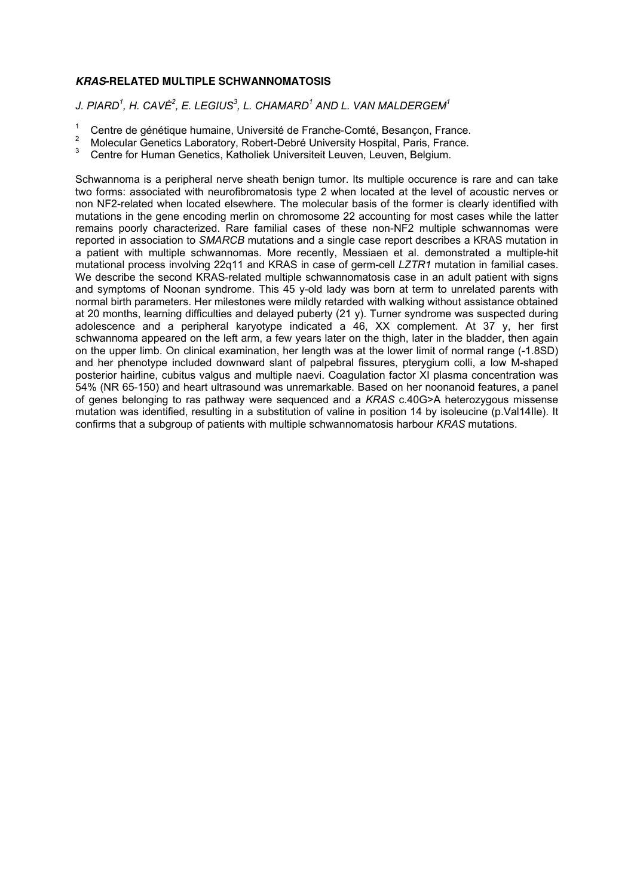### *KRAS*-RELATED MULTIPLE SCHWANNOMATOSIS

*J. PIARD[1], H. CAVÉ[2], E. LEGIUS[3], L. CHAMARD[1] AND L. VAN MALDERGEM[1]*

[1] Centre de génétique humaine, Université de Franche-Comté, Besançon, France.
[2] Molecular Genetics Laboratory, Robert-Debré University Hospital, Paris, France.
[3] Centre for Human Genetics, Katholiek Universiteit Leuven, Leuven, Belgium.

Schwannoma is a peripheral nerve sheath benign tumor. Its multiple occurence is rare and can take two forms: associated with neurofibromatosis type 2 when located at the level of acoustic nerves or non NF2-related when located elsewhere. The molecular basis of the former is clearly identified with mutations in the gene encoding merlin on chromosome 22 accounting for most cases while the latter remains poorly characterized. Rare familial cases of these non-NF2 multiple schwannomas were reported in association to *SMARCB* mutations and a single case report describes a KRAS mutation in a patient with multiple schwannomas. More recently, Messiaen et al. demonstrated a multiple-hit mutational process involving 22q11 and KRAS in case of germ-cell *LZTR1* mutation in familial cases. We describe the second KRAS-related multiple schwannomatosis case in an adult patient with signs and symptoms of Noonan syndrome. This 45 y-old lady was born at term to unrelated parents with normal birth parameters. Her milestones were mildly retarded with walking without assistance obtained at 20 months, learning difficulties and delayed puberty (21 y). Turner syndrome was suspected during adolescence and a peripheral karyotype indicated a 46, XX complement. At 37 y, her first schwannoma appeared on the left arm, a few years later on the thigh, later in the bladder, then again on the upper limb. On clinical examination, her length was at the lower limit of normal range (-1.8SD) and her phenotype included downward slant of palpebral fissures, pterygium colli, a low M-shaped posterior hairline, cubitus valgus and multiple naevi. Coagulation factor XI plasma concentration was 54% (NR 65-150) and heart ultrasound was unremarkable. Based on her noonanoid features, a panel of genes belonging to ras pathway were sequenced and a *KRAS* c.40G>A heterozygous missense mutation was identified, resulting in a substitution of valine in position 14 by isoleucine (p.Val14Ile). It confirms that a subgroup of patients with multiple schwannomatosis harbour *KRAS* mutations.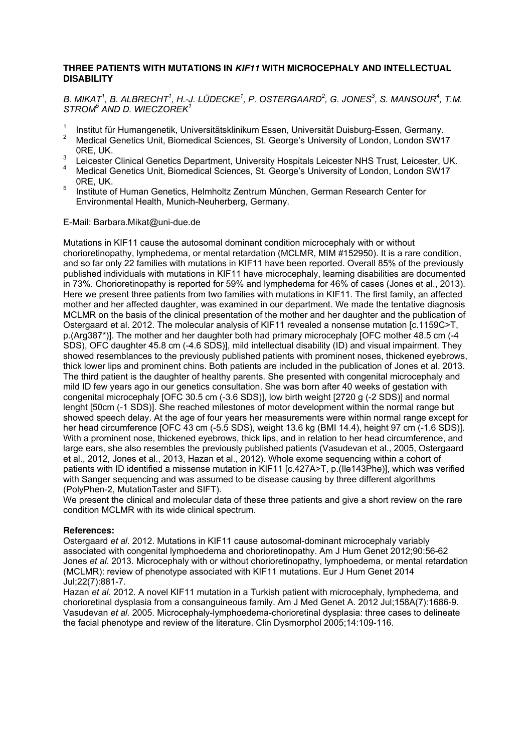**THREE PATIENTS WITH MUTATIONS IN *KIF11* WITH MICROCEPHALY AND INTELLECTUAL DISABILITY**

*B. MIKAT[1], B. ALBRECHT[1], H.-J. LÜDECKE[1], P. OSTERGAARD[2], G. JONES[3], S. MANSOUR[4], T.M. STROM[5] AND D. WIECZOREK[1]*

1. Institut für Humangenetik, Universitätsklinikum Essen, Universität Duisburg-Essen, Germany.
2. Medical Genetics Unit, Biomedical Sciences, St. George's University of London, London SW17 0RE, UK.
3. Leicester Clinical Genetics Department, University Hospitals Leicester NHS Trust, Leicester, UK.
4. Medical Genetics Unit, Biomedical Sciences, St. George's University of London, London SW17 0RE, UK.
5. Institute of Human Genetics, Helmholtz Zentrum München, German Research Center for Environmental Health, Munich-Neuherberg, Germany.

E-Mail: Barbara.Mikat@uni-due.de

Mutations in KIF11 cause the autosomal dominant condition microcephaly with or without chorioretinopathy, lymphedema, or mental retardation (MCLMR, MIM #152950). It is a rare condition, and so far only 22 families with mutations in KIF11 have been reported. Overall 85% of the previously published individuals with mutations in KIF11 have microcephaly, learning disabilities are documented in 73%. Chorioretinopathy is reported for 59% and lymphedema for 46% of cases (Jones et al., 2013). Here we present three patients from two families with mutations in KIF11. The first family, an affected mother and her affected daughter, was examined in our department. We made the tentative diagnosis MCLMR on the basis of the clinical presentation of the mother and her daughter and the publication of Ostergaard et al. 2012. The molecular analysis of KIF11 revealed a nonsense mutation [c.1159C>T, p.(Arg387*)]. The mother and her daughter both had primary microcephaly [OFC mother 48.5 cm (-4 SDS), OFC daughter 45.8 cm (-4.6 SDS)], mild intellectual disability (ID) and visual impairment. They showed resemblances to the previously published patients with prominent noses, thickened eyebrows, thick lower lips and prominent chins. Both patients are included in the publication of Jones et al. 2013. The third patient is the daughter of healthy parents. She presented with congenital microcephaly and mild ID few years ago in our genetics consultation. She was born after 40 weeks of gestation with congenital microcephaly [OFC 30.5 cm (-3.6 SDS)], low birth weight [2720 g (-2 SDS)] and normal lenght [50cm (-1 SDS)]. She reached milestones of motor development within the normal range but showed speech delay. At the age of four years her measurements were within normal range except for her head circumference [OFC 43 cm (-5.5 SDS), weight 13.6 kg (BMI 14.4), height 97 cm (-1.6 SDS)]. With a prominent nose, thickened eyebrows, thick lips, and in relation to her head circumference, and large ears, she also resembles the previously published patients (Vasudevan et al., 2005, Ostergaard et al., 2012, Jones et al., 2013, Hazan et al., 2012). Whole exome sequencing within a cohort of patients with ID identified a missense mutation in KIF11 [c.427A>T, p.(Ile143Phe)], which was verified with Sanger sequencing and was assumed to be disease causing by three different algorithms (PolyPhen-2, MutationTaster and SIFT).
We present the clinical and molecular data of these three patients and give a short review on the rare condition MCLMR with its wide clinical spectrum.

**References:**
Ostergaard *et al*. 2012. Mutations in KIF11 cause autosomal-dominant microcephaly variably associated with congenital lymphoedema and chorioretinopathy. Am J Hum Genet 2012;90:56-62
Jones *et al.* 2013. Microcephaly with or without chorioretinopathy, lymphoedema, or mental retardation (MCLMR): review of phenotype associated with KIF11 mutations. Eur J Hum Genet 2014 Jul;22(7):881-7.
Hazan *et al.* 2012. A novel KIF11 mutation in a Turkish patient with microcephaly, lymphedema, and chorioretinal dysplasia from a consanguineous family. Am J Med Genet A. 2012 Jul;158A(7):1686-9.
Vasudevan *et al.* 2005. Microcephaly-lymphoedema-chorioretinal dysplasia: three cases to delineate the facial phenotype and review of the literature. Clin Dysmorphol 2005;14:109-116.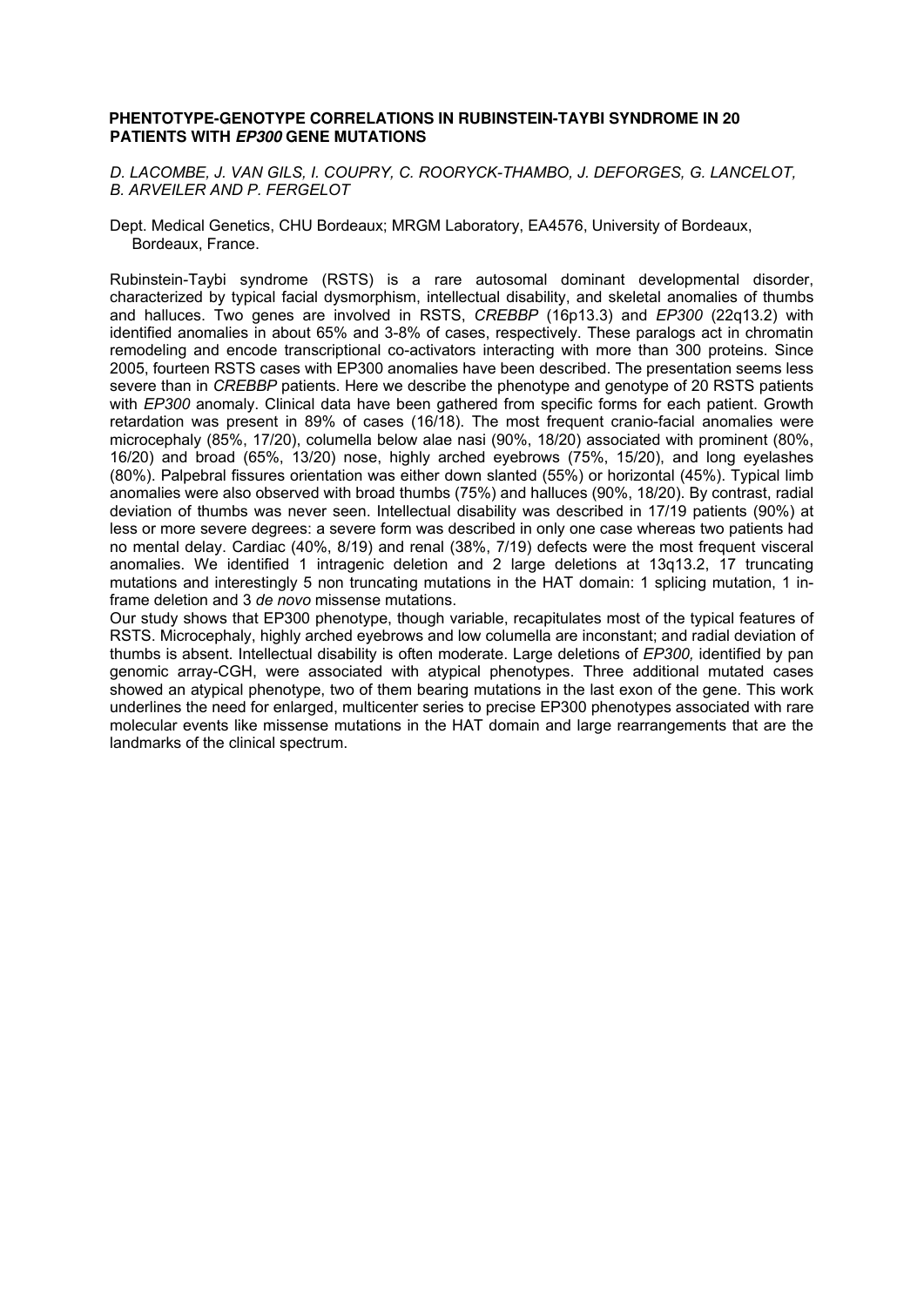## PHENTOTYPE-GENOTYPE CORRELATIONS IN RUBINSTEIN-TAYBI SYNDROME IN 20 PATIENTS WITH *EP300* GENE MUTATIONS

*D. LACOMBE, J. VAN GILS, I. COUPRY, C. ROORYCK-THAMBO, J. DEFORGES, G. LANCELOT, B. ARVEILER AND P. FERGELOT*

Dept. Medical Genetics, CHU Bordeaux; MRGM Laboratory, EA4576, University of Bordeaux, Bordeaux, France.

Rubinstein-Taybi syndrome (RSTS) is a rare autosomal dominant developmental disorder, characterized by typical facial dysmorphism, intellectual disability, and skeletal anomalies of thumbs and halluces. Two genes are involved in RSTS, *CREBBP* (16p13.3) and *EP300* (22q13.2) with identified anomalies in about 65% and 3-8% of cases, respectively. These paralogs act in chromatin remodeling and encode transcriptional co-activators interacting with more than 300 proteins. Since 2005, fourteen RSTS cases with EP300 anomalies have been described. The presentation seems less severe than in *CREBBP* patients. Here we describe the phenotype and genotype of 20 RSTS patients with *EP300* anomaly. Clinical data have been gathered from specific forms for each patient. Growth retardation was present in 89% of cases (16/18). The most frequent cranio-facial anomalies were microcephaly (85%, 17/20), columella below alae nasi (90%, 18/20) associated with prominent (80%, 16/20) and broad (65%, 13/20) nose, highly arched eyebrows (75%, 15/20), and long eyelashes (80%). Palpebral fissures orientation was either down slanted (55%) or horizontal (45%). Typical limb anomalies were also observed with broad thumbs (75%) and halluces (90%, 18/20). By contrast, radial deviation of thumbs was never seen. Intellectual disability was described in 17/19 patients (90%) at less or more severe degrees: a severe form was described in only one case whereas two patients had no mental delay. Cardiac (40%, 8/19) and renal (38%, 7/19) defects were the most frequent visceral anomalies. We identified 1 intragenic deletion and 2 large deletions at 13q13.2, 17 truncating mutations and interestingly 5 non truncating mutations in the HAT domain: 1 splicing mutation, 1 in-frame deletion and 3 *de novo* missense mutations.

Our study shows that EP300 phenotype, though variable, recapitulates most of the typical features of RSTS. Microcephaly, highly arched eyebrows and low columella are inconstant; and radial deviation of thumbs is absent. Intellectual disability is often moderate. Large deletions of *EP300,* identified by pan genomic array-CGH, were associated with atypical phenotypes. Three additional mutated cases showed an atypical phenotype, two of them bearing mutations in the last exon of the gene. This work underlines the need for enlarged, multicenter series to precise EP300 phenotypes associated with rare molecular events like missense mutations in the HAT domain and large rearrangements that are the landmarks of the clinical spectrum.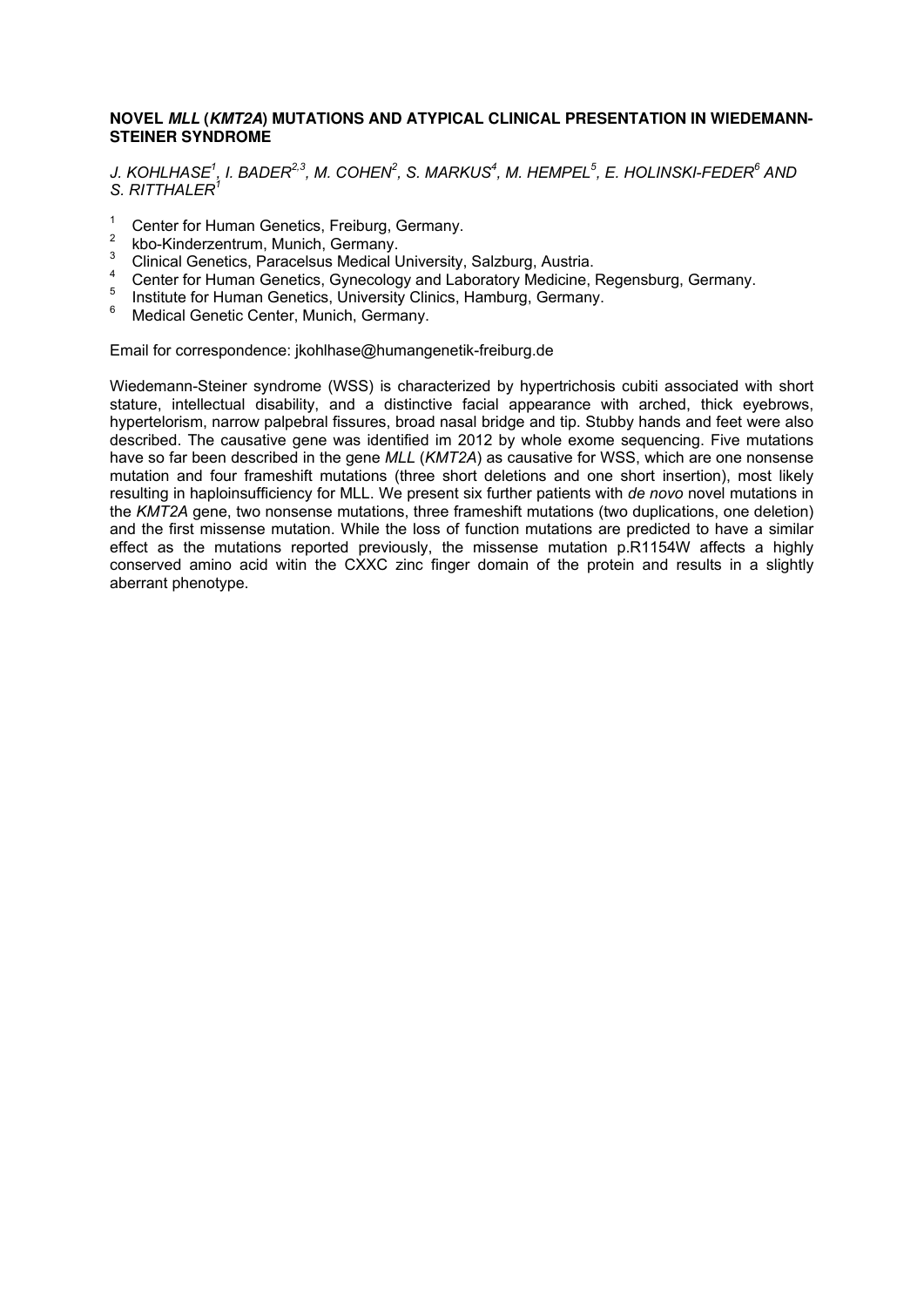**NOVEL *MLL* (*KMT2A*) MUTATIONS AND ATYPICAL CLINICAL PRESENTATION IN WIEDEMANN-STEINER SYNDROME**

*J. KOHLHASE[1], I. BADER[2,3], M. COHEN[2], S. MARKUS[4], M. HEMPEL[5], E. HOLINSKI-FEDER[6] AND S. RITTHALER[1]*

1. Center for Human Genetics, Freiburg, Germany.
2. kbo-Kinderzentrum, Munich, Germany.
3. Clinical Genetics, Paracelsus Medical University, Salzburg, Austria.
4. Center for Human Genetics, Gynecology and Laboratory Medicine, Regensburg, Germany.
5. Institute for Human Genetics, University Clinics, Hamburg, Germany.
6. Medical Genetic Center, Munich, Germany.

Email for correspondence: jkohlhase@humangenetik-freiburg.de

Wiedemann-Steiner syndrome (WSS) is characterized by hypertrichosis cubiti associated with short stature, intellectual disability, and a distinctive facial appearance with arched, thick eyebrows, hypertelorism, narrow palpebral fissures, broad nasal bridge and tip. Stubby hands and feet were also described. The causative gene was identified im 2012 by whole exome sequencing. Five mutations have so far been described in the gene *MLL* (*KMT2A*) as causative for WSS, which are one nonsense mutation and four frameshift mutations (three short deletions and one short insertion), most likely resulting in haploinsufficiency for MLL. We present six further patients with *de novo* novel mutations in the *KMT2A* gene, two nonsense mutations, three frameshift mutations (two duplications, one deletion) and the first missense mutation. While the loss of function mutations are predicted to have a similar effect as the mutations reported previously, the missense mutation p.R1154W affects a highly conserved amino acid witin the CXXC zinc finger domain of the protein and results in a slightly aberrant phenotype.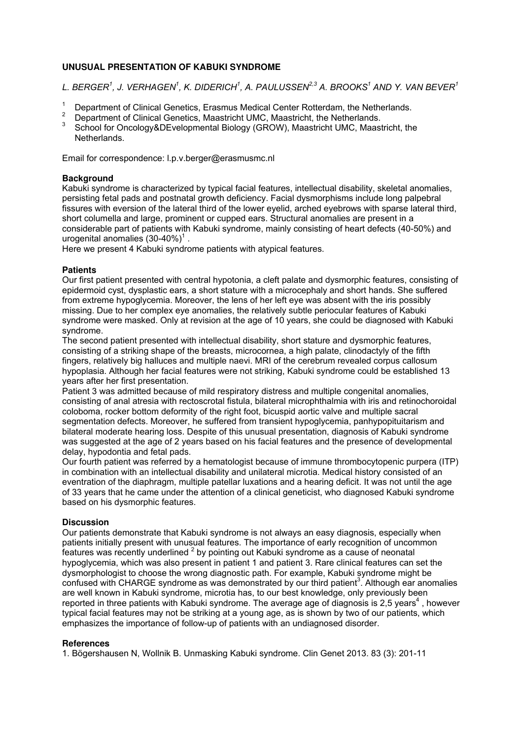**UNUSUAL PRESENTATION OF KABUKI SYNDROME**

*L. BERGER[1], J. VERHAGEN[1], K. DIDERICH[1], A. PAULUSSEN[2,3] A. BROOKS[1] AND Y. VAN BEVER[1]*

1. Department of Clinical Genetics, Erasmus Medical Center Rotterdam, the Netherlands.
2. Department of Clinical Genetics, Maastricht UMC, Maastricht, the Netherlands.
3. School for Oncology&DEvelopmental Biology (GROW), Maastricht UMC, Maastricht, the Netherlands.

Email for correspondence: l.p.v.berger@erasmusmc.nl

**Background**

Kabuki syndrome is characterized by typical facial features, intellectual disability, skeletal anomalies, persisting fetal pads and postnatal growth deficiency. Facial dysmorphisms include long palpebral fissures with eversion of the lateral third of the lower eyelid, arched eyebrows with sparse lateral third, short columella and large, prominent or cupped ears. Structural anomalies are present in a considerable part of patients with Kabuki syndrome, mainly consisting of heart defects (40-50%) and urogenital anomalies (30-40%)[1] .

Here we present 4 Kabuki syndrome patients with atypical features.

**Patients**

Our first patient presented with central hypotonia, a cleft palate and dysmorphic features, consisting of epidermoid cyst, dysplastic ears, a short stature with a microcephaly and short hands. She suffered from extreme hypoglycemia. Moreover, the lens of her left eye was absent with the iris possibly missing. Due to her complex eye anomalies, the relatively subtle periocular features of Kabuki syndrome were masked. Only at revision at the age of 10 years, she could be diagnosed with Kabuki syndrome.

The second patient presented with intellectual disability, short stature and dysmorphic features, consisting of a striking shape of the breasts, microcornea, a high palate, clinodactyly of the fifth fingers, relatively big halluces and multiple naevi. MRI of the cerebrum revealed corpus callosum hypoplasia. Although her facial features were not striking, Kabuki syndrome could be established 13 years after her first presentation.

Patient 3 was admitted because of mild respiratory distress and multiple congenital anomalies, consisting of anal atresia with rectoscrotal fistula, bilateral microphthalmia with iris and retinochoroidal coloboma, rocker bottom deformity of the right foot, bicuspid aortic valve and multiple sacral segmentation defects. Moreover, he suffered from transient hypoglycemia, panhypopituitarism and bilateral moderate hearing loss. Despite of this unusual presentation, diagnosis of Kabuki syndrome was suggested at the age of 2 years based on his facial features and the presence of developmental delay, hypodontia and fetal pads.

Our fourth patient was referred by a hematologist because of immune thrombocytopenic purpera (ITP) in combination with an intellectual disability and unilateral microtia. Medical history consisted of an eventration of the diaphragm, multiple patellar luxations and a hearing deficit. It was not until the age of 33 years that he came under the attention of a clinical geneticist, who diagnosed Kabuki syndrome based on his dysmorphic features.

**Discussion**

Our patients demonstrate that Kabuki syndrome is not always an easy diagnosis, especially when patients initially present with unusual features. The importance of early recognition of uncommon features was recently underlined [2] by pointing out Kabuki syndrome as a cause of neonatal hypoglycemia, which was also present in patient 1 and patient 3. Rare clinical features can set the dysmorphologist to choose the wrong diagnostic path. For example, Kabuki syndrome might be confused with CHARGE syndrome as was demonstrated by our third patient[3]. Although ear anomalies are well known in Kabuki syndrome, microtia has, to our best knowledge, only previously been reported in three patients with Kabuki syndrome. The average age of diagnosis is 2,5 years[4] , however typical facial features may not be striking at a young age, as is shown by two of our patients, which emphasizes the importance of follow-up of patients with an undiagnosed disorder.

**References**

1. Bögershausen N, Wollnik B. Unmasking Kabuki syndrome. Clin Genet 2013. 83 (3): 201-11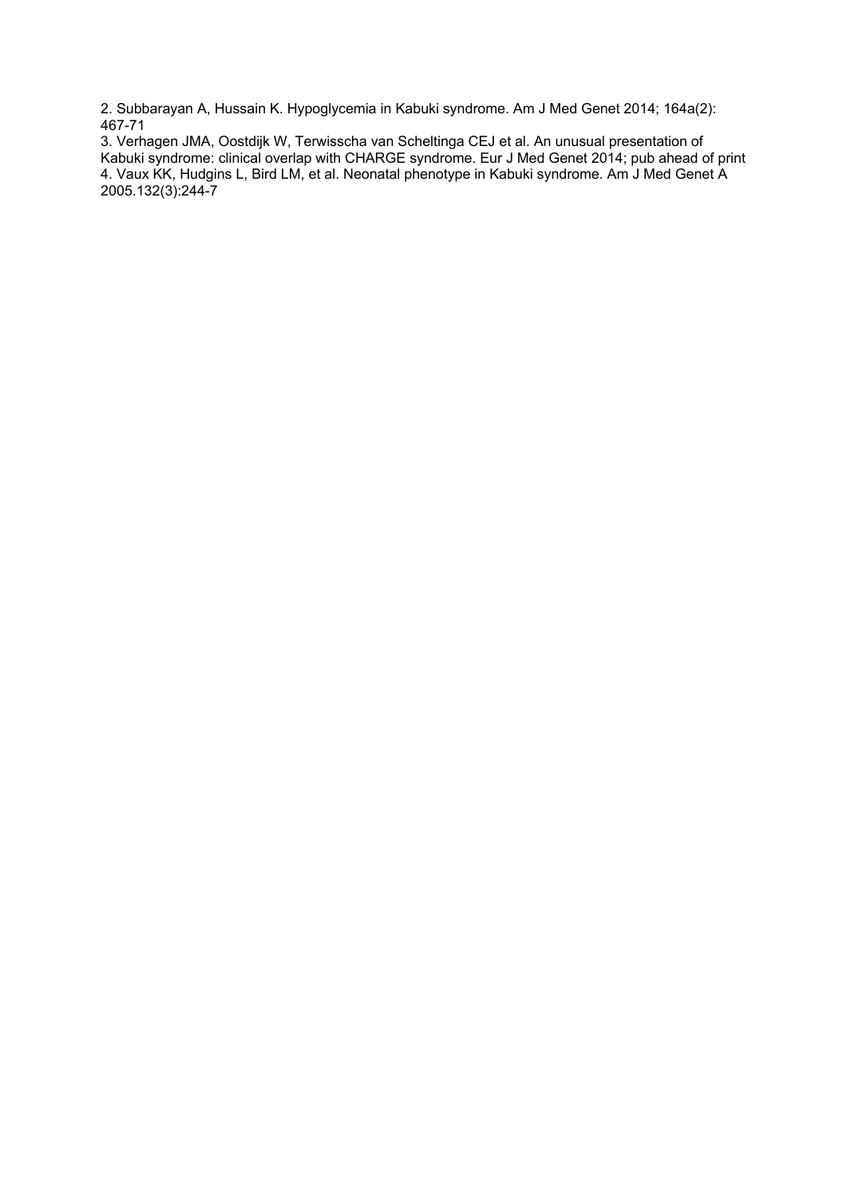2. Subbarayan A, Hussain K. Hypoglycemia in Kabuki syndrome. Am J Med Genet 2014; 164a(2): 467-71

3. Verhagen JMA, Oostdijk W, Terwisscha van Scheltinga CEJ et al. An unusual presentation of Kabuki syndrome: clinical overlap with CHARGE syndrome. Eur J Med Genet 2014; pub ahead of print

4. Vaux KK, Hudgins L, Bird LM, et al. Neonatal phenotype in Kabuki syndrome. Am J Med Genet A 2005.132(3):244-7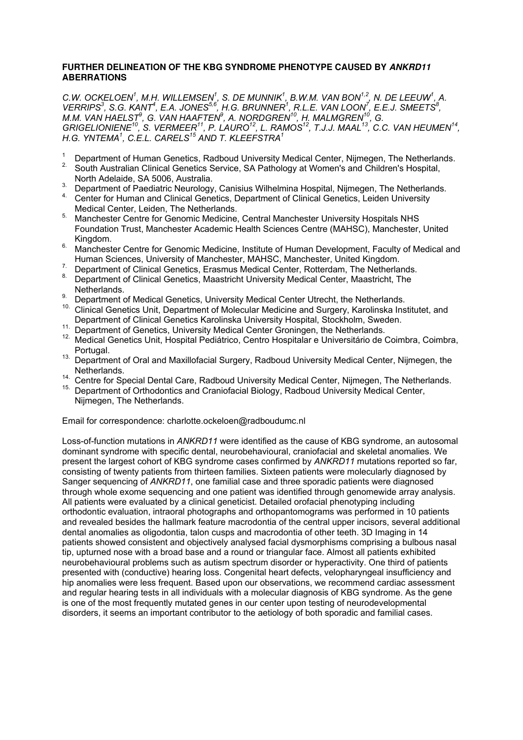## FURTHER DELINEATION OF THE KBG SYNDROME PHENOTYPE CAUSED BY *ANKRD11* ABERRATIONS

*C.W. OCKELOEN[1], M.H. WILLEMSEN[1], S. DE MUNNIK[1], B.W.M. VAN BON[1,2], N. DE LEEUW[1], A. VERRIPS[3], S.G. KANT[4], E.A. JONES[5,6], H.G. BRUNNER[1], R.L.E. VAN LOON[7], E.E.J. SMEETS[8], M.M. VAN HAELST[9], G. VAN HAAFTEN[9], A. NORDGREN[10], H. MALMGREN[10], G. GRIGELIONIENE[10], S. VERMEER[11], P. LAURO[12], L. RAMOS[12], T.J.J. MAAL[13], C.C. VAN HEUMEN[14], H.G. YNTEMA[1], C.E.L. CARELS[15] AND T. KLEEFSTRA[1]*

1. Department of Human Genetics, Radboud University Medical Center, Nijmegen, The Netherlands.
2. South Australian Clinical Genetics Service, SA Pathology at Women's and Children's Hospital, North Adelaide, SA 5006, Australia.
3. Department of Paediatric Neurology, Canisius Wilhelmina Hospital, Nijmegen, The Netherlands.
4. Center for Human and Clinical Genetics, Department of Clinical Genetics, Leiden University Medical Center, Leiden, The Netherlands.
5. Manchester Centre for Genomic Medicine, Central Manchester University Hospitals NHS Foundation Trust, Manchester Academic Health Sciences Centre (MAHSC), Manchester, United Kingdom.
6. Manchester Centre for Genomic Medicine, Institute of Human Development, Faculty of Medical and Human Sciences, University of Manchester, MAHSC, Manchester, United Kingdom.
7. Department of Clinical Genetics, Erasmus Medical Center, Rotterdam, The Netherlands.
8. Department of Clinical Genetics, Maastricht University Medical Center, Maastricht, The Netherlands.
9. Department of Medical Genetics, University Medical Center Utrecht, the Netherlands.
10. Clinical Genetics Unit, Department of Molecular Medicine and Surgery, Karolinska Institutet, and Department of Clinical Genetics Karolinska University Hospital, Stockholm, Sweden.
11. Department of Genetics, University Medical Center Groningen, the Netherlands.
12. Medical Genetics Unit, Hospital Pediátrico, Centro Hospitalar e Universitário de Coimbra, Coimbra, Portugal.
13. Department of Oral and Maxillofacial Surgery, Radboud University Medical Center, Nijmegen, the Netherlands.
14. Centre for Special Dental Care, Radboud University Medical Center, Nijmegen, The Netherlands.
15. Department of Orthodontics and Craniofacial Biology, Radboud University Medical Center, Nijmegen, The Netherlands.

Email for correspondence: charlotte.ockeloen@radboudumc.nl

Loss-of-function mutations in *ANKRD11* were identified as the cause of KBG syndrome, an autosomal dominant syndrome with specific dental, neurobehavioural, craniofacial and skeletal anomalies. We present the largest cohort of KBG syndrome cases confirmed by *ANKRD11* mutations reported so far, consisting of twenty patients from thirteen families. Sixteen patients were molecularly diagnosed by Sanger sequencing of *ANKRD11*, one familial case and three sporadic patients were diagnosed through whole exome sequencing and one patient was identified through genomewide array analysis. All patients were evaluated by a clinical geneticist. Detailed orofacial phenotyping including orthodontic evaluation, intraoral photographs and orthopantomograms was performed in 10 patients and revealed besides the hallmark feature macrodontia of the central upper incisors, several additional dental anomalies as oligodontia, talon cusps and macrodontia of other teeth. 3D Imaging in 14 patients showed consistent and objectively analysed facial dysmorphisms comprising a bulbous nasal tip, upturned nose with a broad base and a round or triangular face. Almost all patients exhibited neurobehavioural problems such as autism spectrum disorder or hyperactivity. One third of patients presented with (conductive) hearing loss. Congenital heart defects, velopharyngeal insufficiency and hip anomalies were less frequent. Based upon our observations, we recommend cardiac assessment and regular hearing tests in all individuals with a molecular diagnosis of KBG syndrome. As the gene is one of the most frequently mutated genes in our center upon testing of neurodevelopmental disorders, it seems an important contributor to the aetiology of both sporadic and familial cases.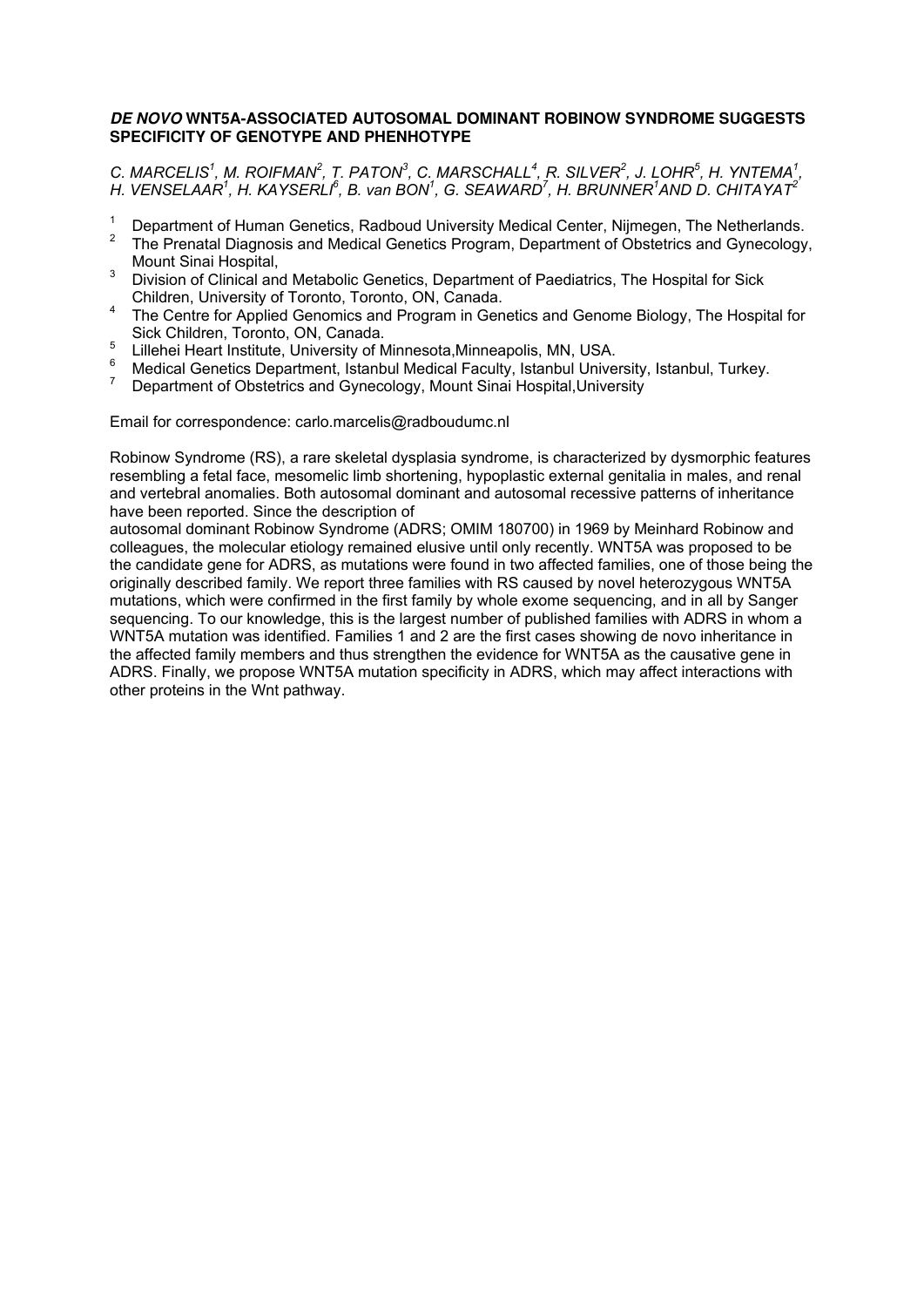### *DE NOVO* WNT5A-ASSOCIATED AUTOSOMAL DOMINANT ROBINOW SYNDROME SUGGESTS SPECIFICITY OF GENOTYPE AND PHENHOTYPE

*C. MARCELIS[1], M. ROIFMAN[2], T. PATON[3], C. MARSCHALL[4], R. SILVER[2], J. LOHR[5], H. YNTEMA[1], H. VENSELAAR[1], H. KAYSERLI[6], B. van BON[1], G. SEAWARD[7], H. BRUNNER[1] AND D. CHITAYAT[2]*

1. Department of Human Genetics, Radboud University Medical Center, Nijmegen, The Netherlands.
2. The Prenatal Diagnosis and Medical Genetics Program, Department of Obstetrics and Gynecology, Mount Sinai Hospital,
3. Division of Clinical and Metabolic Genetics, Department of Paediatrics, The Hospital for Sick Children, University of Toronto, Toronto, ON, Canada.
4. The Centre for Applied Genomics and Program in Genetics and Genome Biology, The Hospital for Sick Children, Toronto, ON, Canada.
5. Lillehei Heart Institute, University of Minnesota,Minneapolis, MN, USA.
6. Medical Genetics Department, Istanbul Medical Faculty, Istanbul University, Istanbul, Turkey.
7. Department of Obstetrics and Gynecology, Mount Sinai Hospital,University

Email for correspondence: carlo.marcelis@radboudumc.nl

Robinow Syndrome (RS), a rare skeletal dysplasia syndrome, is characterized by dysmorphic features resembling a fetal face, mesomelic limb shortening, hypoplastic external genitalia in males, and renal and vertebral anomalies. Both autosomal dominant and autosomal recessive patterns of inheritance have been reported. Since the description of autosomal dominant Robinow Syndrome (ADRS; OMIM 180700) in 1969 by Meinhard Robinow and colleagues, the molecular etiology remained elusive until only recently. WNT5A was proposed to be the candidate gene for ADRS, as mutations were found in two affected families, one of those being the originally described family. We report three families with RS caused by novel heterozygous WNT5A mutations, which were confirmed in the first family by whole exome sequencing, and in all by Sanger sequencing. To our knowledge, this is the largest number of published families with ADRS in whom a WNT5A mutation was identified. Families 1 and 2 are the first cases showing de novo inheritance in the affected family members and thus strengthen the evidence for WNT5A as the causative gene in ADRS. Finally, we propose WNT5A mutation specificity in ADRS, which may affect interactions with other proteins in the Wnt pathway.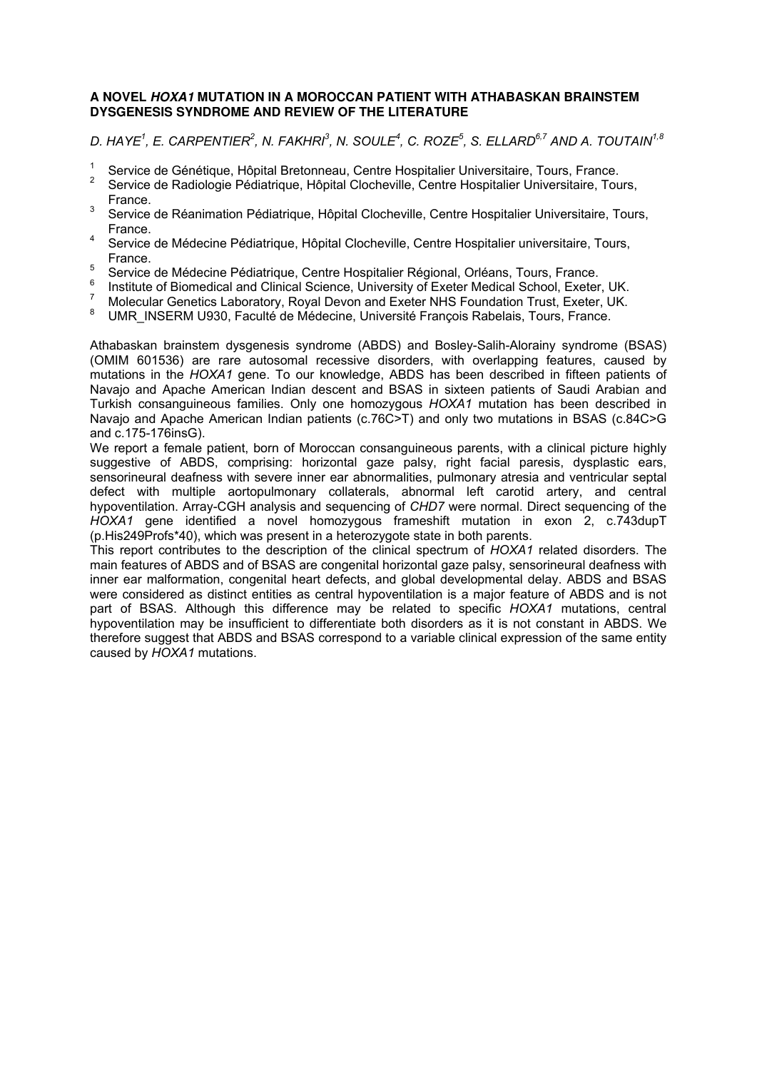## A NOVEL *HOXA1* MUTATION IN A MOROCCAN PATIENT WITH ATHABASKAN BRAINSTEM DYSGENESIS SYNDROME AND REVIEW OF THE LITERATURE

*D. HAYE[1], E. CARPENTIER[2], N. FAKHRI[3], N. SOULE[4], C. ROZE[5], S. ELLARD[6,7] AND A. TOUTAIN[1,8]*

1. Service de Génétique, Hôpital Bretonneau, Centre Hospitalier Universitaire, Tours, France.
2. Service de Radiologie Pédiatrique, Hôpital Clocheville, Centre Hospitalier Universitaire, Tours, France.
3. Service de Réanimation Pédiatrique, Hôpital Clocheville, Centre Hospitalier Universitaire, Tours, France.
4. Service de Médecine Pédiatrique, Hôpital Clocheville, Centre Hospitalier universitaire, Tours, France.
5. Service de Médecine Pédiatrique, Centre Hospitalier Régional, Orléans, Tours, France.
6. Institute of Biomedical and Clinical Science, University of Exeter Medical School, Exeter, UK.
7. Molecular Genetics Laboratory, Royal Devon and Exeter NHS Foundation Trust, Exeter, UK.
8. UMR_INSERM U930, Faculté de Médecine, Université François Rabelais, Tours, France.

Athabaskan brainstem dysgenesis syndrome (ABDS) and Bosley-Salih-Alorainy syndrome (BSAS) (OMIM 601536) are rare autosomal recessive disorders, with overlapping features, caused by mutations in the *HOXA1* gene. To our knowledge, ABDS has been described in fifteen patients of Navajo and Apache American Indian descent and BSAS in sixteen patients of Saudi Arabian and Turkish consanguineous families. Only one homozygous *HOXA1* mutation has been described in Navajo and Apache American Indian patients (c.76C>T) and only two mutations in BSAS (c.84C>G and c.175-176insG).

We report a female patient, born of Moroccan consanguineous parents, with a clinical picture highly suggestive of ABDS, comprising: horizontal gaze palsy, right facial paresis, dysplastic ears, sensorineural deafness with severe inner ear abnormalities, pulmonary atresia and ventricular septal defect with multiple aortopulmonary collaterals, abnormal left carotid artery, and central hypoventilation. Array-CGH analysis and sequencing of *CHD7* were normal. Direct sequencing of the *HOXA1* gene identified a novel homozygous frameshift mutation in exon 2, c.743dupT (p.His249Profs*40), which was present in a heterozygote state in both parents.

This report contributes to the description of the clinical spectrum of *HOXA1* related disorders. The main features of ABDS and of BSAS are congenital horizontal gaze palsy, sensorineural deafness with inner ear malformation, congenital heart defects, and global developmental delay. ABDS and BSAS were considered as distinct entities as central hypoventilation is a major feature of ABDS and is not part of BSAS. Although this difference may be related to specific *HOXA1* mutations, central hypoventilation may be insufficient to differentiate both disorders as it is not constant in ABDS. We therefore suggest that ABDS and BSAS correspond to a variable clinical expression of the same entity caused by *HOXA1* mutations.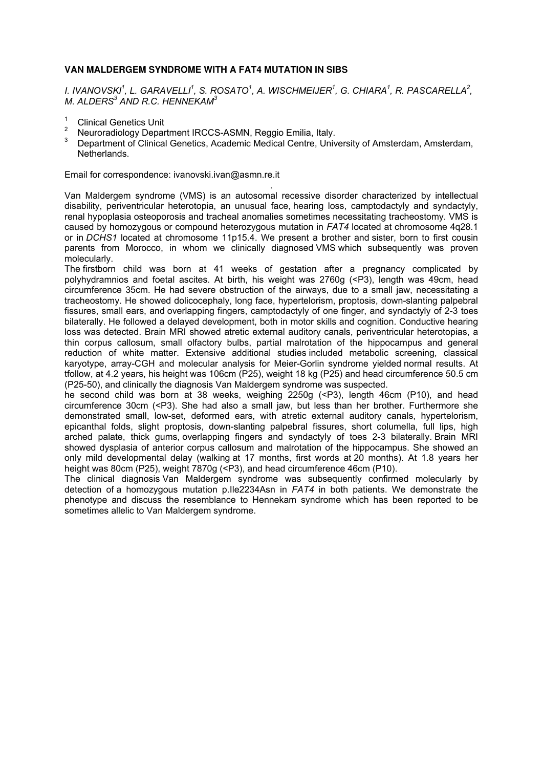**VAN MALDERGEM SYNDROME WITH A FAT4 MUTATION IN SIBS**

*I. IVANOVSKI[1], L. GARAVELLI[1], S. ROSATO[1], A. WISCHMEIJER[1], G. CHIARA[1], R. PASCARELLA[2], M. ALDERS[3] AND R.C. HENNEKAM[3]*

[1] Clinical Genetics Unit
[2] Neuroradiology Department IRCCS-ASMN, Reggio Emilia, Italy.
[3] Department of Clinical Genetics, Academic Medical Centre, University of Amsterdam, Amsterdam, Netherlands.

Email for correspondence: ivanovski.ivan@asmn.re.it

Van Maldergem syndrome (VMS) is an autosomal recessive disorder characterized by intellectual disability, periventricular heterotopia, an unusual face, hearing loss, camptodactyly and syndactyly, renal hypoplasia osteoporosis and tracheal anomalies sometimes necessitating tracheostomy. VMS is caused by homozygous or compound heterozygous mutation in *FAT4* located at chromosome 4q28.1 or in *DCHS1* located at chromosome 11p15.4. We present a brother and sister, born to first cousin parents from Morocco, in whom we clinically diagnosed VMS which subsequently was proven molecularly.

The firstborn child was born at 41 weeks of gestation after a pregnancy complicated by polyhydramnios and foetal ascites. At birth, his weight was 2760g (<P3), length was 49cm, head circumference 35cm. He had severe obstruction of the airways, due to a small jaw, necessitating a tracheostomy. He showed dolicocephaly, long face, hypertelorism, proptosis, down-slanting palpebral fissures, small ears, and overlapping fingers, camptodactyly of one finger, and syndactyly of 2-3 toes bilaterally. He followed a delayed development, both in motor skills and cognition. Conductive hearing loss was detected. Brain MRI showed atretic external auditory canals, periventricular heterotopias, a thin corpus callosum, small olfactory bulbs, partial malrotation of the hippocampus and general reduction of white matter. Extensive additional studies included metabolic screening, classical karyotype, array-CGH and molecular analysis for Meier-Gorlin syndrome yielded normal results. At tfollow, at 4.2 years, his height was 106cm (P25), weight 18 kg (P25) and head circumference 50.5 cm (P25-50), and clinically the diagnosis Van Maldergem syndrome was suspected.

he second child was born at 38 weeks, weighing 2250g (<P3), length 46cm (P10), and head circumference 30cm (<P3). She had also a small jaw, but less than her brother. Furthermore she demonstrated small, low-set, deformed ears, with atretic external auditory canals, hypertelorism, epicanthal folds, slight proptosis, down-slanting palpebral fissures, short columella, full lips, high arched palate, thick gums, overlapping fingers and syndactyly of toes 2-3 bilaterally. Brain MRI showed dysplasia of anterior corpus callosum and malrotation of the hippocampus. She showed an only mild developmental delay (walking at 17 months, first words at 20 months). At 1.8 years her height was 80cm (P25), weight 7870g (<P3), and head circumference 46cm (P10).

The clinical diagnosis Van Maldergem syndrome was subsequently confirmed molecularly by detection of a homozygous mutation p.Ile2234Asn in *FAT4* in both patients. We demonstrate the phenotype and discuss the resemblance to Hennekam syndrome which has been reported to be sometimes allelic to Van Maldergem syndrome.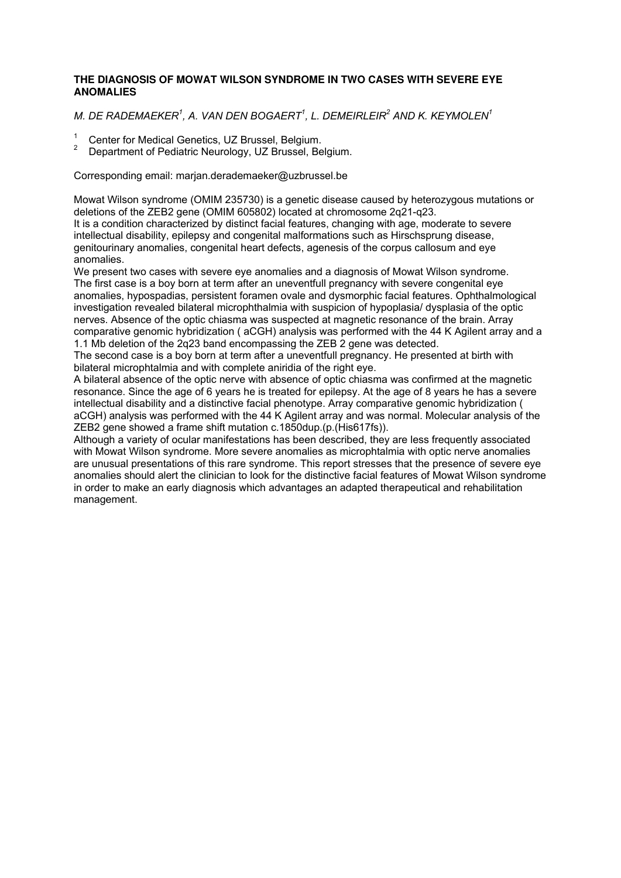## THE DIAGNOSIS OF MOWAT WILSON SYNDROME IN TWO CASES WITH SEVERE EYE ANOMALIES

*M. DE RADEMAEKER[1], A. VAN DEN BOGAERT[1], L. DEMEIRLEIR[2] AND K. KEYMOLEN[1]*

[1] Center for Medical Genetics, UZ Brussel, Belgium.
[2] Department of Pediatric Neurology, UZ Brussel, Belgium.

Corresponding email: marjan.derademaeker@uzbrussel.be

Mowat Wilson syndrome (OMIM 235730) is a genetic disease caused by heterozygous mutations or deletions of the ZEB2 gene (OMIM 605802) located at chromosome 2q21-q23.
It is a condition characterized by distinct facial features, changing with age, moderate to severe intellectual disability, epilepsy and congenital malformations such as Hirschsprung disease, genitourinary anomalies, congenital heart defects, agenesis of the corpus callosum and eye anomalies.
We present two cases with severe eye anomalies and a diagnosis of Mowat Wilson syndrome.
The first case is a boy born at term after an uneventfull pregnancy with severe congenital eye anomalies, hypospadias, persistent foramen ovale and dysmorphic facial features. Ophthalmological investigation revealed bilateral microphthalmia with suspicion of hypoplasia/ dysplasia of the optic nerves. Absence of the optic chiasma was suspected at magnetic resonance of the brain. Array comparative genomic hybridization ( aCGH) analysis was performed with the 44 K Agilent array and a 1.1 Mb deletion of the 2q23 band encompassing the ZEB 2 gene was detected.
The second case is a boy born at term after a uneventfull pregnancy. He presented at birth with bilateral microphtalmia and with complete aniridia of the right eye.
A bilateral absence of the optic nerve with absence of optic chiasma was confirmed at the magnetic resonance. Since the age of 6 years he is treated for epilepsy. At the age of 8 years he has a severe intellectual disability and a distinctive facial phenotype. Array comparative genomic hybridization ( aCGH) analysis was performed with the 44 K Agilent array and was normal. Molecular analysis of the ZEB2 gene showed a frame shift mutation c.1850dup.(p.(His617fs)).
Although a variety of ocular manifestations has been described, they are less frequently associated with Mowat Wilson syndrome. More severe anomalies as microphtalmia with optic nerve anomalies are unusual presentations of this rare syndrome. This report stresses that the presence of severe eye anomalies should alert the clinician to look for the distinctive facial features of Mowat Wilson syndrome in order to make an early diagnosis which advantages an adapted therapeutical and rehabilitation management.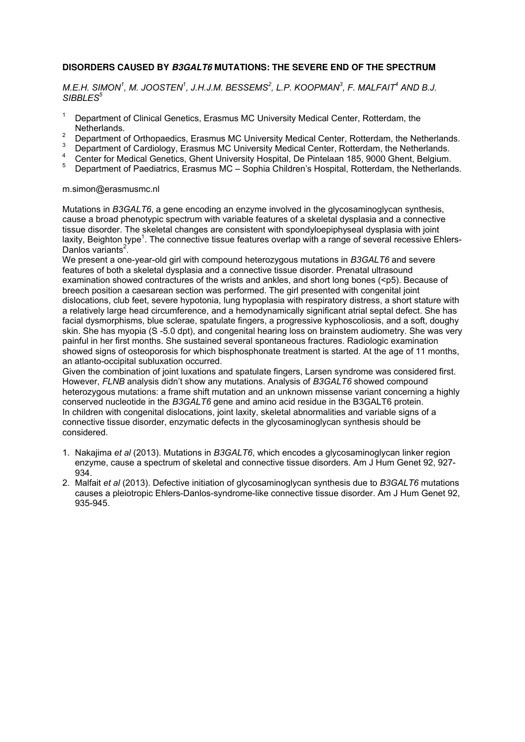**DISORDERS CAUSED BY *B3GALT6* MUTATIONS: THE SEVERE END OF THE SPECTRUM**

*M.E.H. SIMON[1], M. JOOSTEN[1], J.H.J.M. BESSEMS[2], L.P. KOOPMAN[3], F. MALFAIT[4] AND B.J. SIBBLES[5]*

1. Department of Clinical Genetics, Erasmus MC University Medical Center, Rotterdam, the Netherlands.
2. Department of Orthopaedics, Erasmus MC University Medical Center, Rotterdam, the Netherlands.
3. Department of Cardiology, Erasmus MC University Medical Center, Rotterdam, the Netherlands.
4. Center for Medical Genetics, Ghent University Hospital, De Pintelaan 185, 9000 Ghent, Belgium.
5. Department of Paediatrics, Erasmus MC – Sophia Children's Hospital, Rotterdam, the Netherlands.

m.simon@erasmusmc.nl

Mutations in *B3GALT6*, a gene encoding an enzyme involved in the glycosaminoglycan synthesis, cause a broad phenotypic spectrum with variable features of a skeletal dysplasia and a connective tissue disorder. The skeletal changes are consistent with spondyloepiphyseal dysplasia with joint laxity, Beighton type[1]. The connective tissue features overlap with a range of several recessive Ehlers-Danlos variants[2].
We present a one-year-old girl with compound heterozygous mutations in *B3GALT6* and severe features of both a skeletal dysplasia and a connective tissue disorder. Prenatal ultrasound examination showed contractures of the wrists and ankles, and short long bones (<p5). Because of breech position a caesarean section was performed. The girl presented with congenital joint dislocations, club feet, severe hypotonia, lung hypoplasia with respiratory distress, a short stature with a relatively large head circumference, and a hemodynamically significant atrial septal defect. She has facial dysmorphisms, blue sclerae, spatulate fingers, a progressive kyphoscoliosis, and a soft, doughy skin. She has myopia (S -5.0 dpt), and congenital hearing loss on brainstem audiometry. She was very painful in her first months. She sustained several spontaneous fractures. Radiologic examination showed signs of osteoporosis for which bisphosphonate treatment is started. At the age of 11 months, an atlanto-occipital subluxation occurred.
Given the combination of joint luxations and spatulate fingers, Larsen syndrome was considered first. However, *FLNB* analysis didn't show any mutations. Analysis of *B3GALT6* showed compound heterozygous mutations: a frame shift mutation and an unknown missense variant concerning a highly conserved nucleotide in the *B3GALT6* gene and amino acid residue in the B3GALT6 protein.
In children with congenital dislocations, joint laxity, skeletal abnormalities and variable signs of a connective tissue disorder, enzymatic defects in the glycosaminoglycan synthesis should be considered.

1. Nakajima *et al* (2013). Mutations in *B3GALT6*, which encodes a glycosaminoglycan linker region enzyme, cause a spectrum of skeletal and connective tissue disorders. Am J Hum Genet 92, 927-934.
2. Malfait *et al* (2013). Defective initiation of glycosaminoglycan synthesis due to *B3GALT6* mutations causes a pleiotropic Ehlers-Danlos-syndrome-like connective tissue disorder. Am J Hum Genet 92, 935-945.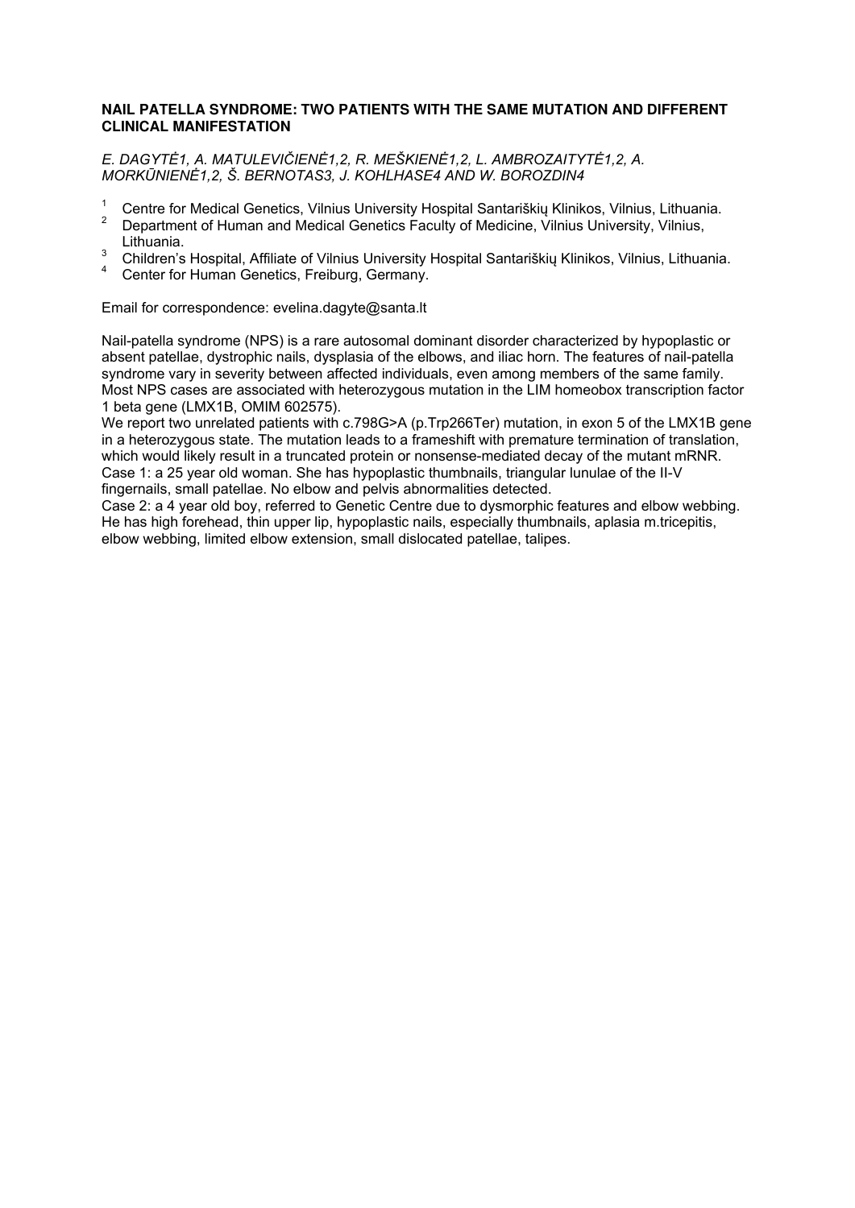**NAIL PATELLA SYNDROME: TWO PATIENTS WITH THE SAME MUTATION AND DIFFERENT CLINICAL MANIFESTATION**

*E. DAGYTĖ1, A. MATULEVIČIENĖ1,2, R. MEŠKIENĖ1,2, L. AMBROZAITYTĖ1,2, A. MORKŪNIENĖ1,2, Š. BERNOTAS3, J. KOHLHASE4 AND W. BOROZDIN4*

[1] Centre for Medical Genetics, Vilnius University Hospital Santariškių Klinikos, Vilnius, Lithuania.
[2] Department of Human and Medical Genetics Faculty of Medicine, Vilnius University, Vilnius, Lithuania.
[3] Children's Hospital, Affiliate of Vilnius University Hospital Santariškių Klinikos, Vilnius, Lithuania.
[4] Center for Human Genetics, Freiburg, Germany.

Email for correspondence: evelina.dagyte@santa.lt

Nail-patella syndrome (NPS) is a rare autosomal dominant disorder characterized by hypoplastic or absent patellae, dystrophic nails, dysplasia of the elbows, and iliac horn. The features of nail-patella syndrome vary in severity between affected individuals, even among members of the same family. Most NPS cases are associated with heterozygous mutation in the LIM homeobox transcription factor 1 beta gene (LMX1B, OMIM 602575).

We report two unrelated patients with c.798G>A (p.Trp266Ter) mutation, in exon 5 of the LMX1B gene in a heterozygous state. The mutation leads to a frameshift with premature termination of translation, which would likely result in a truncated protein or nonsense-mediated decay of the mutant mRNR.

Case 1: a 25 year old woman. She has hypoplastic thumbnails, triangular lunulae of the II-V fingernails, small patellae. No elbow and pelvis abnormalities detected.

Case 2: a 4 year old boy, referred to Genetic Centre due to dysmorphic features and elbow webbing. He has high forehead, thin upper lip, hypoplastic nails, especially thumbnails, aplasia m.tricepitis, elbow webbing, limited elbow extension, small dislocated patellae, talipes.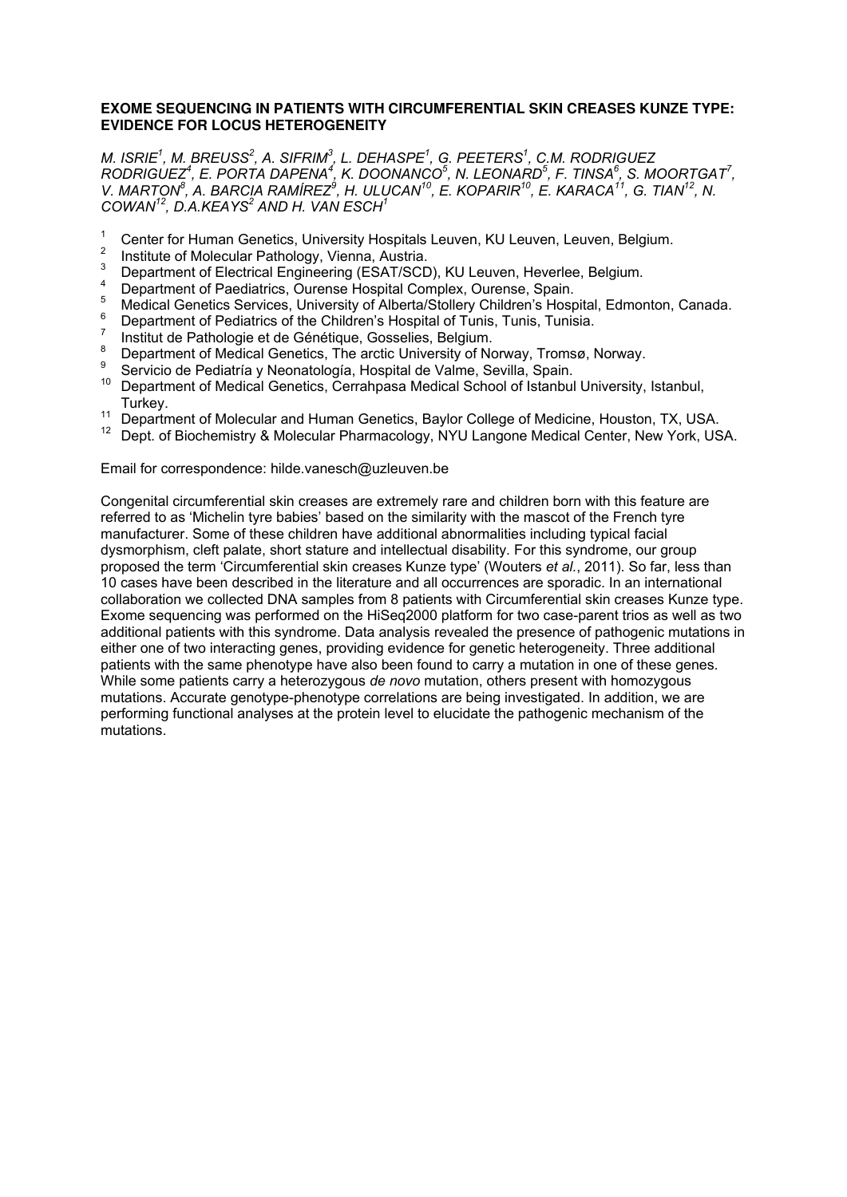**EXOME SEQUENCING IN PATIENTS WITH CIRCUMFERENTIAL SKIN CREASES KUNZE TYPE: EVIDENCE FOR LOCUS HETEROGENEITY**

*M. ISRIE[1], M. BREUSS[2], A. SIFRIM[3], L. DEHASPE[1], G. PEETERS[1], C.M. RODRIGUEZ RODRIGUEZ[4], E. PORTA DAPENA[4], K. DOONANCO[5], N. LEONARD[5], F. TINSA[6], S. MOORTGAT[7], V. MARTON[8], A. BARCIA RAMÍREZ[9], H. ULUCAN[10], E. KOPARIR[10], E. KARACA[11], G. TIAN[12], N. COWAN[12], D.A.KEAYS[2] AND H. VAN ESCH[1]*

1. Center for Human Genetics, University Hospitals Leuven, KU Leuven, Leuven, Belgium.
2. Institute of Molecular Pathology, Vienna, Austria.
3. Department of Electrical Engineering (ESAT/SCD), KU Leuven, Heverlee, Belgium.
4. Department of Paediatrics, Ourense Hospital Complex, Ourense, Spain.
5. Medical Genetics Services, University of Alberta/Stollery Children's Hospital, Edmonton, Canada.
6. Department of Pediatrics of the Children's Hospital of Tunis, Tunis, Tunisia.
7. Institut de Pathologie et de Génétique, Gosselies, Belgium.
8. Department of Medical Genetics, The arctic University of Norway, Tromsø, Norway.
9. Servicio de Pediatría y Neonatología, Hospital de Valme, Sevilla, Spain.
10. Department of Medical Genetics, Cerrahpasa Medical School of Istanbul University, Istanbul, Turkey.
11. Department of Molecular and Human Genetics, Baylor College of Medicine, Houston, TX, USA.
12. Dept. of Biochemistry & Molecular Pharmacology, NYU Langone Medical Center, New York, USA.

Email for correspondence: hilde.vanesch@uzleuven.be

Congenital circumferential skin creases are extremely rare and children born with this feature are referred to as 'Michelin tyre babies' based on the similarity with the mascot of the French tyre manufacturer. Some of these children have additional abnormalities including typical facial dysmorphism, cleft palate, short stature and intellectual disability. For this syndrome, our group proposed the term 'Circumferential skin creases Kunze type' (Wouters *et al.*, 2011). So far, less than 10 cases have been described in the literature and all occurrences are sporadic. In an international collaboration we collected DNA samples from 8 patients with Circumferential skin creases Kunze type. Exome sequencing was performed on the HiSeq2000 platform for two case-parent trios as well as two additional patients with this syndrome. Data analysis revealed the presence of pathogenic mutations in either one of two interacting genes, providing evidence for genetic heterogeneity. Three additional patients with the same phenotype have also been found to carry a mutation in one of these genes. While some patients carry a heterozygous *de novo* mutation, others present with homozygous mutations. Accurate genotype-phenotype correlations are being investigated. In addition, we are performing functional analyses at the protein level to elucidate the pathogenic mechanism of the mutations.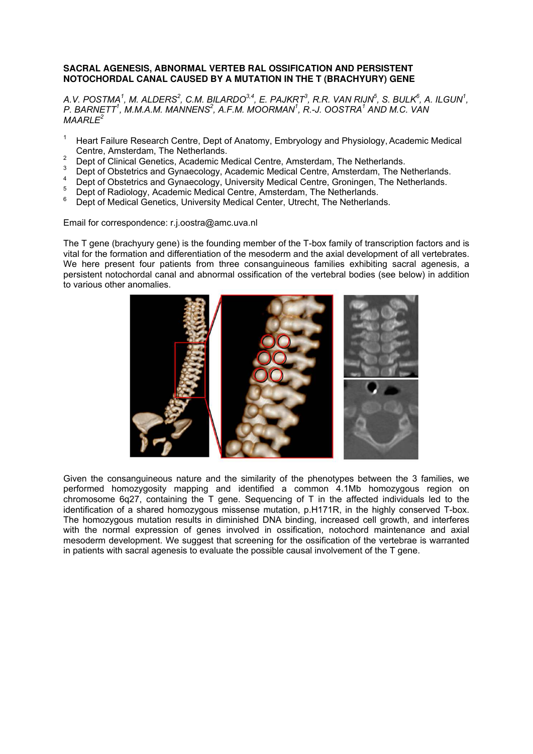# SACRAL AGENESIS, ABNORMAL VERTEB RAL OSSIFICATION AND PERSISTENT NOTOCHORDAL CANAL CAUSED BY A MUTATION IN THE T (BRACHYURY) GENE

*A.V. POSTMA[1], M. ALDERS[2], C.M. BILARDO[3,4], E. PAJKRT[3], R.R. VAN RIJN[5], S. BULK[6], A. ILGUN[1], P. BARNETT[1], M.M.A.M. MANNENS[2], A.F.M. MOORMAN[1], R.-J. OOSTRA[1] AND M.C. VAN MAARLE[2]*

1. Heart Failure Research Centre, Dept of Anatomy, Embryology and Physiology, Academic Medical Centre, Amsterdam, The Netherlands.
2. Dept of Clinical Genetics, Academic Medical Centre, Amsterdam, The Netherlands.
3. Dept of Obstetrics and Gynaecology, Academic Medical Centre, Amsterdam, The Netherlands.
4. Dept of Obstetrics and Gynaecology, University Medical Centre, Groningen, The Netherlands.
5. Dept of Radiology, Academic Medical Centre, Amsterdam, The Netherlands.
6. Dept of Medical Genetics, University Medical Center, Utrecht, The Netherlands.

Email for correspondence: r.j.oostra@amc.uva.nl

The T gene (brachyury gene) is the founding member of the T-box family of transcription factors and is vital for the formation and differentiation of the mesoderm and the axial development of all vertebrates. We here present four patients from three consanguineous families exhibiting sacral agenesis, a persistent notochordal canal and abnormal ossification of the vertebral bodies (see below) in addition to various other anomalies.

Given the consanguineous nature and the similarity of the phenotypes between the 3 families, we performed homozygosity mapping and identified a common 4.1Mb homozygous region on chromosome 6q27, containing the T gene. Sequencing of T in the affected individuals led to the identification of a shared homozygous missense mutation, p.H171R, in the highly conserved T-box. The homozygous mutation results in diminished DNA binding, increased cell growth, and interferes with the normal expression of genes involved in ossification, notochord maintenance and axial mesoderm development. We suggest that screening for the ossification of the vertebrae is warranted in patients with sacral agenesis to evaluate the possible causal involvement of the T gene.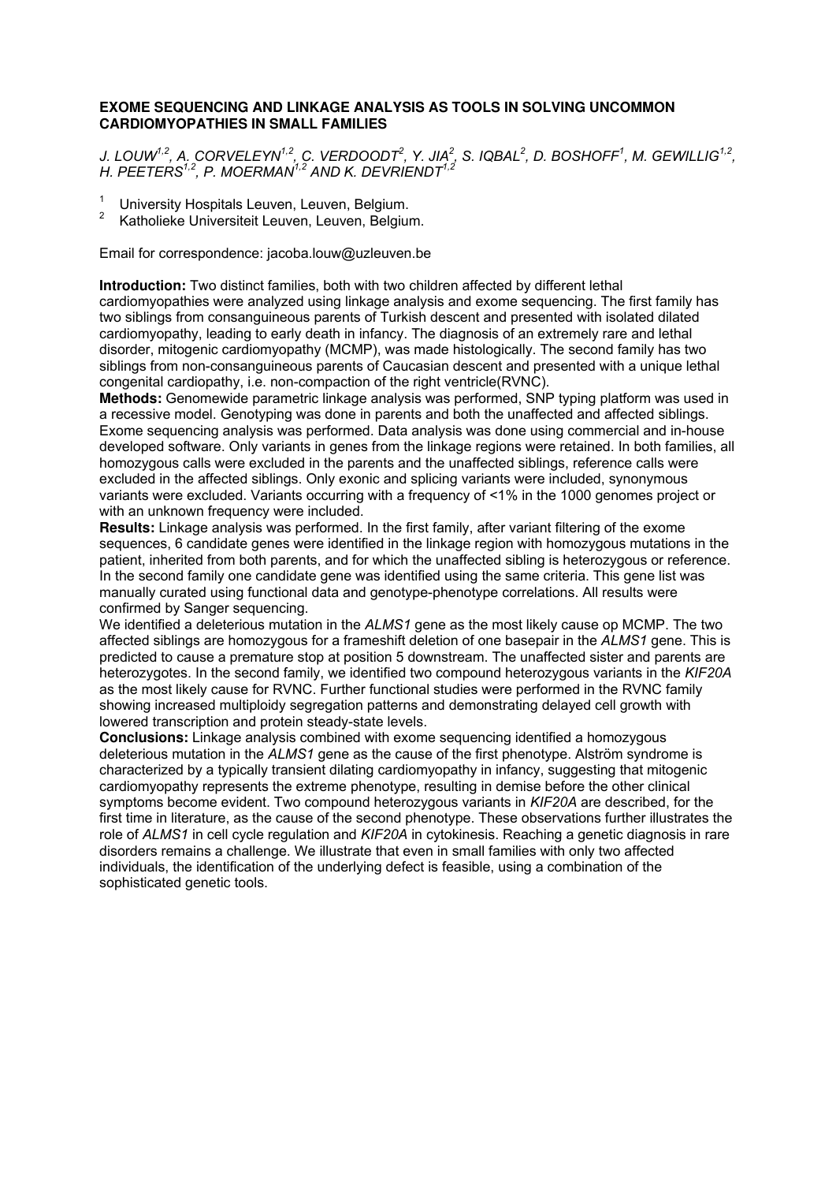## EXOME SEQUENCING AND LINKAGE ANALYSIS AS TOOLS IN SOLVING UNCOMMON CARDIOMYOPATHIES IN SMALL FAMILIES

*J. LOUW[1,2], A. CORVELEYN[1,2], C. VERDOODT[2], Y. JIA[2], S. IQBAL[2], D. BOSHOFF[1], M. GEWILLIG[1,2], H. PEETERS[1,2], P. MOERMAN[1,2] AND K. DEVRIENDT[1,2]*

[1] University Hospitals Leuven, Leuven, Belgium.
[2] Katholieke Universiteit Leuven, Leuven, Belgium.

Email for correspondence: jacoba.louw@uzleuven.be

**Introduction:** Two distinct families, both with two children affected by different lethal cardiomyopathies were analyzed using linkage analysis and exome sequencing. The first family has two siblings from consanguineous parents of Turkish descent and presented with isolated dilated cardiomyopathy, leading to early death in infancy. The diagnosis of an extremely rare and lethal disorder, mitogenic cardiomyopathy (MCMP), was made histologically. The second family has two siblings from non-consanguineous parents of Caucasian descent and presented with a unique lethal congenital cardiopathy, i.e. non-compaction of the right ventricle(RVNC).

**Methods:** Genomewide parametric linkage analysis was performed, SNP typing platform was used in a recessive model. Genotyping was done in parents and both the unaffected and affected siblings. Exome sequencing analysis was performed. Data analysis was done using commercial and in-house developed software. Only variants in genes from the linkage regions were retained. In both families, all homozygous calls were excluded in the parents and the unaffected siblings, reference calls were excluded in the affected siblings. Only exonic and splicing variants were included, synonymous variants were excluded. Variants occurring with a frequency of <1% in the 1000 genomes project or with an unknown frequency were included.

**Results:** Linkage analysis was performed. In the first family, after variant filtering of the exome sequences, 6 candidate genes were identified in the linkage region with homozygous mutations in the patient, inherited from both parents, and for which the unaffected sibling is heterozygous or reference. In the second family one candidate gene was identified using the same criteria. This gene list was manually curated using functional data and genotype-phenotype correlations. All results were confirmed by Sanger sequencing.

We identified a deleterious mutation in the *ALMS1* gene as the most likely cause op MCMP. The two affected siblings are homozygous for a frameshift deletion of one basepair in the *ALMS1* gene. This is predicted to cause a premature stop at position 5 downstream. The unaffected sister and parents are heterozygotes. In the second family, we identified two compound heterozygous variants in the *KIF20A* as the most likely cause for RVNC. Further functional studies were performed in the RVNC family showing increased multiploidy segregation patterns and demonstrating delayed cell growth with lowered transcription and protein steady-state levels.

**Conclusions:** Linkage analysis combined with exome sequencing identified a homozygous deleterious mutation in the *ALMS1* gene as the cause of the first phenotype. Alström syndrome is characterized by a typically transient dilating cardiomyopathy in infancy, suggesting that mitogenic cardiomyopathy represents the extreme phenotype, resulting in demise before the other clinical symptoms become evident. Two compound heterozygous variants in *KIF20A* are described, for the first time in literature, as the cause of the second phenotype. These observations further illustrates the role of *ALMS1* in cell cycle regulation and *KIF20A* in cytokinesis. Reaching a genetic diagnosis in rare disorders remains a challenge. We illustrate that even in small families with only two affected individuals, the identification of the underlying defect is feasible, using a combination of the sophisticated genetic tools.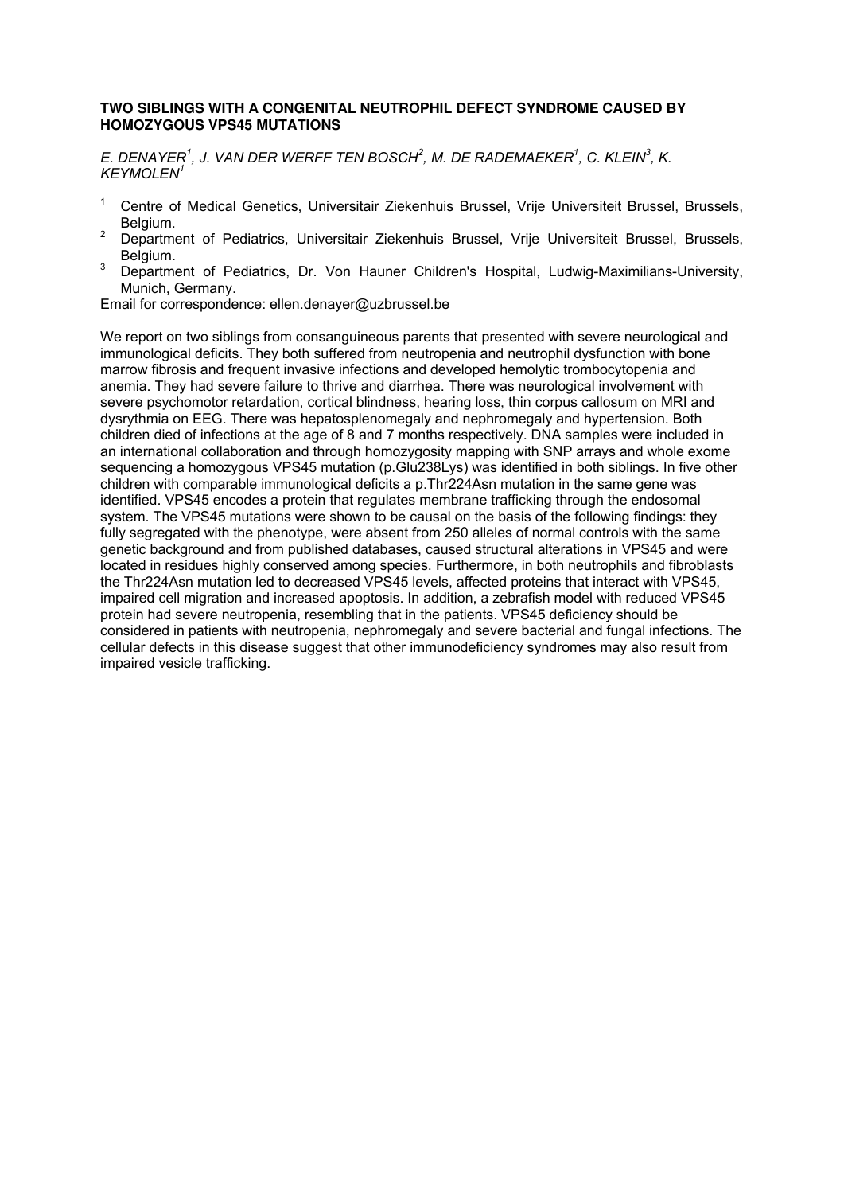**TWO SIBLINGS WITH A CONGENITAL NEUTROPHIL DEFECT SYNDROME CAUSED BY HOMOZYGOUS VPS45 MUTATIONS**

*E. DENAYER[1], J. VAN DER WERFF TEN BOSCH[2], M. DE RADEMAEKER[1], C. KLEIN[3], K. KEYMOLEN[1]*

1. Centre of Medical Genetics, Universitair Ziekenhuis Brussel, Vrije Universiteit Brussel, Brussels, Belgium.
2. Department of Pediatrics, Universitair Ziekenhuis Brussel, Vrije Universiteit Brussel, Brussels, Belgium.
3. Department of Pediatrics, Dr. Von Hauner Children's Hospital, Ludwig-Maximilians-University, Munich, Germany.

Email for correspondence: ellen.denayer@uzbrussel.be

We report on two siblings from consanguineous parents that presented with severe neurological and immunological deficits. They both suffered from neutropenia and neutrophil dysfunction with bone marrow fibrosis and frequent invasive infections and developed hemolytic trombocytopenia and anemia. They had severe failure to thrive and diarrhea. There was neurological involvement with severe psychomotor retardation, cortical blindness, hearing loss, thin corpus callosum on MRI and dysrythmia on EEG. There was hepatosplenomegaly and nephromegaly and hypertension. Both children died of infections at the age of 8 and 7 months respectively. DNA samples were included in an international collaboration and through homozygosity mapping with SNP arrays and whole exome sequencing a homozygous VPS45 mutation (p.Glu238Lys) was identified in both siblings. In five other children with comparable immunological deficits a p.Thr224Asn mutation in the same gene was identified. VPS45 encodes a protein that regulates membrane trafficking through the endosomal system. The VPS45 mutations were shown to be causal on the basis of the following findings: they fully segregated with the phenotype, were absent from 250 alleles of normal controls with the same genetic background and from published databases, caused structural alterations in VPS45 and were located in residues highly conserved among species. Furthermore, in both neutrophils and fibroblasts the Thr224Asn mutation led to decreased VPS45 levels, affected proteins that interact with VPS45, impaired cell migration and increased apoptosis. In addition, a zebrafish model with reduced VPS45 protein had severe neutropenia, resembling that in the patients. VPS45 deficiency should be considered in patients with neutropenia, nephromegaly and severe bacterial and fungal infections. The cellular defects in this disease suggest that other immunodeficiency syndromes may also result from impaired vesicle trafficking.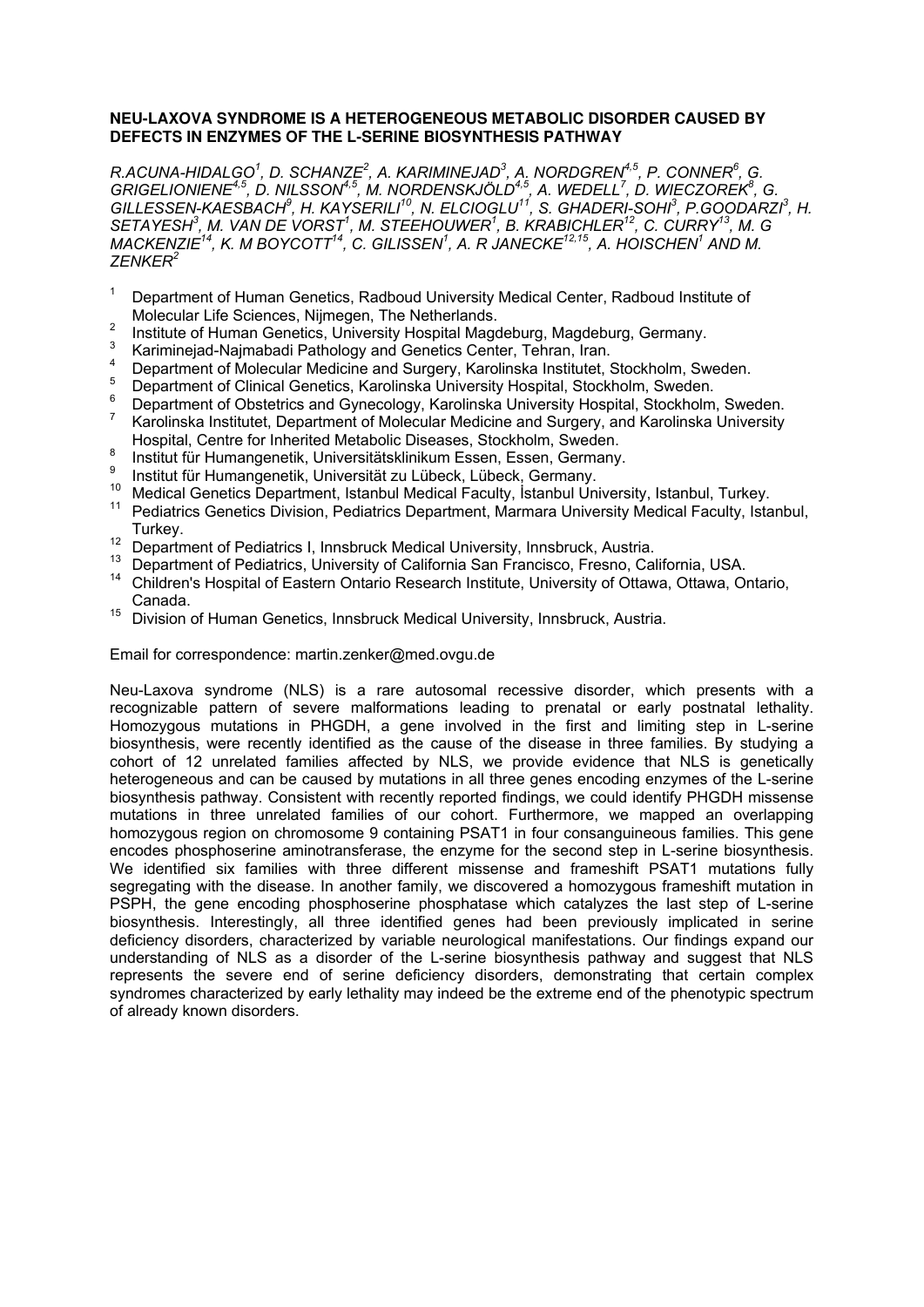**NEU-LAXOVA SYNDROME IS A HETEROGENEOUS METABOLIC DISORDER CAUSED BY DEFECTS IN ENZYMES OF THE L-SERINE BIOSYNTHESIS PATHWAY**

*R.ACUNA-HIDALGO[1], D. SCHANZE[2], A. KARIMINEJAD[3], A. NORDGREN[4,5], P. CONNER[6], G. GRIGELIONIENE[4,5], D. NILSSON[4,5], M. NORDENSKJÖLD[4,5], A. WEDELL[7], D. WIECZOREK[8], G. GILLESSEN-KAESBACH[9], H. KAYSERILI[10], N. ELCIOGLU[11], S. GHADERI-SOHI[3], P.GOODARZI[3], H. SETAYESH[3], M. VAN DE VORST[1], M. STEEHOUWER[1], B. KRABICHLER[12], C. CURRY[13], M. G MACKENZIE[14], K. M BOYCOTT[14], C. GILISSEN[1], A. R JANECKE[12,15], A. HOISCHEN[1] AND M. ZENKER[2]*

1. Department of Human Genetics, Radboud University Medical Center, Radboud Institute of Molecular Life Sciences, Nijmegen, The Netherlands.
2. Institute of Human Genetics, University Hospital Magdeburg, Magdeburg, Germany.
3. Kariminejad-Najmabadi Pathology and Genetics Center, Tehran, Iran.
4. Department of Molecular Medicine and Surgery, Karolinska Institutet, Stockholm, Sweden.
5. Department of Clinical Genetics, Karolinska University Hospital, Stockholm, Sweden.
6. Department of Obstetrics and Gynecology, Karolinska University Hospital, Stockholm, Sweden.
7. Karolinska Institutet, Department of Molecular Medicine and Surgery, and Karolinska University Hospital, Centre for Inherited Metabolic Diseases, Stockholm, Sweden.
8. Institut für Humangenetik, Universitätsklinikum Essen, Essen, Germany.
9. Institut für Humangenetik, Universität zu Lübeck, Lübeck, Germany.
10. Medical Genetics Department, Istanbul Medical Faculty, İstanbul University, Istanbul, Turkey.
11. Pediatrics Genetics Division, Pediatrics Department, Marmara University Medical Faculty, Istanbul, Turkey.
12. Department of Pediatrics I, Innsbruck Medical University, Innsbruck, Austria.
13. Department of Pediatrics, University of California San Francisco, Fresno, California, USA.
14. Children's Hospital of Eastern Ontario Research Institute, University of Ottawa, Ottawa, Ontario, Canada.
15. Division of Human Genetics, Innsbruck Medical University, Innsbruck, Austria.

Email for correspondence: martin.zenker@med.ovgu.de

Neu-Laxova syndrome (NLS) is a rare autosomal recessive disorder, which presents with a recognizable pattern of severe malformations leading to prenatal or early postnatal lethality. Homozygous mutations in PHGDH, a gene involved in the first and limiting step in L-serine biosynthesis, were recently identified as the cause of the disease in three families. By studying a cohort of 12 unrelated families affected by NLS, we provide evidence that NLS is genetically heterogeneous and can be caused by mutations in all three genes encoding enzymes of the L-serine biosynthesis pathway. Consistent with recently reported findings, we could identify PHGDH missense mutations in three unrelated families of our cohort. Furthermore, we mapped an overlapping homozygous region on chromosome 9 containing PSAT1 in four consanguineous families. This gene encodes phosphoserine aminotransferase, the enzyme for the second step in L-serine biosynthesis. We identified six families with three different missense and frameshift PSAT1 mutations fully segregating with the disease. In another family, we discovered a homozygous frameshift mutation in PSPH, the gene encoding phosphoserine phosphatase which catalyzes the last step of L-serine biosynthesis. Interestingly, all three identified genes had been previously implicated in serine deficiency disorders, characterized by variable neurological manifestations. Our findings expand our understanding of NLS as a disorder of the L-serine biosynthesis pathway and suggest that NLS represents the severe end of serine deficiency disorders, demonstrating that certain complex syndromes characterized by early lethality may indeed be the extreme end of the phenotypic spectrum of already known disorders.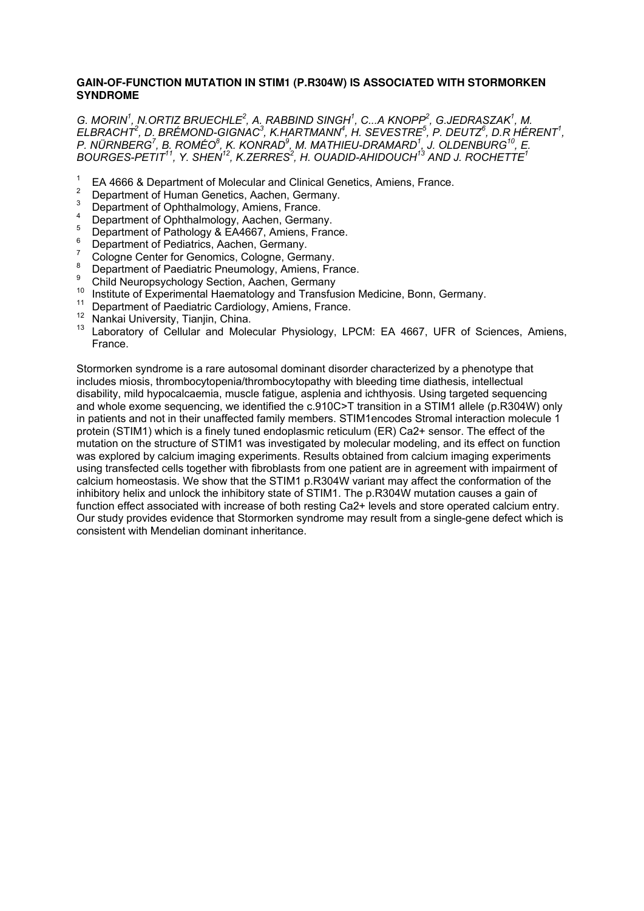**GAIN-OF-FUNCTION MUTATION IN STIM1 (P.R304W) IS ASSOCIATED WITH STORMORKEN SYNDROME**

*G. MORIN[1], N.ORTIZ BRUECHLE[2], A. RABBIND SINGH[1], C...A KNOPP[2], G.JEDRASZAK[1], M. ELBRACHT[2], D. BRÉMOND-GIGNAC[3], K.HARTMANN[4], H. SEVESTRE[5], P. DEUTZ[6], D.R HÉRENT[1], P. NÜRNBERG[7], B. ROMÉO[8], K. KONRAD[9], M. MATHIEU-DRAMARD[1], J. OLDENBURG[10], E. BOURGES-PETIT[11], Y. SHEN[12], K.ZERRES[2], H. OUADID-AHIDOUCH[13] AND J. ROCHETTE[1]*

1. EA 4666 & Department of Molecular and Clinical Genetics, Amiens, France.
2. Department of Human Genetics, Aachen, Germany.
3. Department of Ophthalmology, Amiens, France.
4. Department of Ophthalmology, Aachen, Germany.
5. Department of Pathology & EA4667, Amiens, France.
6. Department of Pediatrics, Aachen, Germany.
7. Cologne Center for Genomics, Cologne, Germany.
8. Department of Paediatric Pneumology, Amiens, France.
9. Child Neuropsychology Section, Aachen, Germany
10. Institute of Experimental Haematology and Transfusion Medicine, Bonn, Germany.
11. Department of Paediatric Cardiology, Amiens, France.
12. Nankai University, Tianjin, China.
13. Laboratory of Cellular and Molecular Physiology, LPCM: EA 4667, UFR of Sciences, Amiens, France.

Stormorken syndrome is a rare autosomal dominant disorder characterized by a phenotype that includes miosis, thrombocytopenia/thrombocytopathy with bleeding time diathesis, intellectual disability, mild hypocalcaemia, muscle fatigue, asplenia and ichthyosis. Using targeted sequencing and whole exome sequencing, we identified the c.910C>T transition in a STIM1 allele (p.R304W) only in patients and not in their unaffected family members. STIM1encodes Stromal interaction molecule 1 protein (STIM1) which is a finely tuned endoplasmic reticulum (ER) Ca2+ sensor. The effect of the mutation on the structure of STIM1 was investigated by molecular modeling, and its effect on function was explored by calcium imaging experiments. Results obtained from calcium imaging experiments using transfected cells together with fibroblasts from one patient are in agreement with impairment of calcium homeostasis. We show that the STIM1 p.R304W variant may affect the conformation of the inhibitory helix and unlock the inhibitory state of STIM1. The p.R304W mutation causes a gain of function effect associated with increase of both resting Ca2+ levels and store operated calcium entry. Our study provides evidence that Stormorken syndrome may result from a single-gene defect which is consistent with Mendelian dominant inheritance.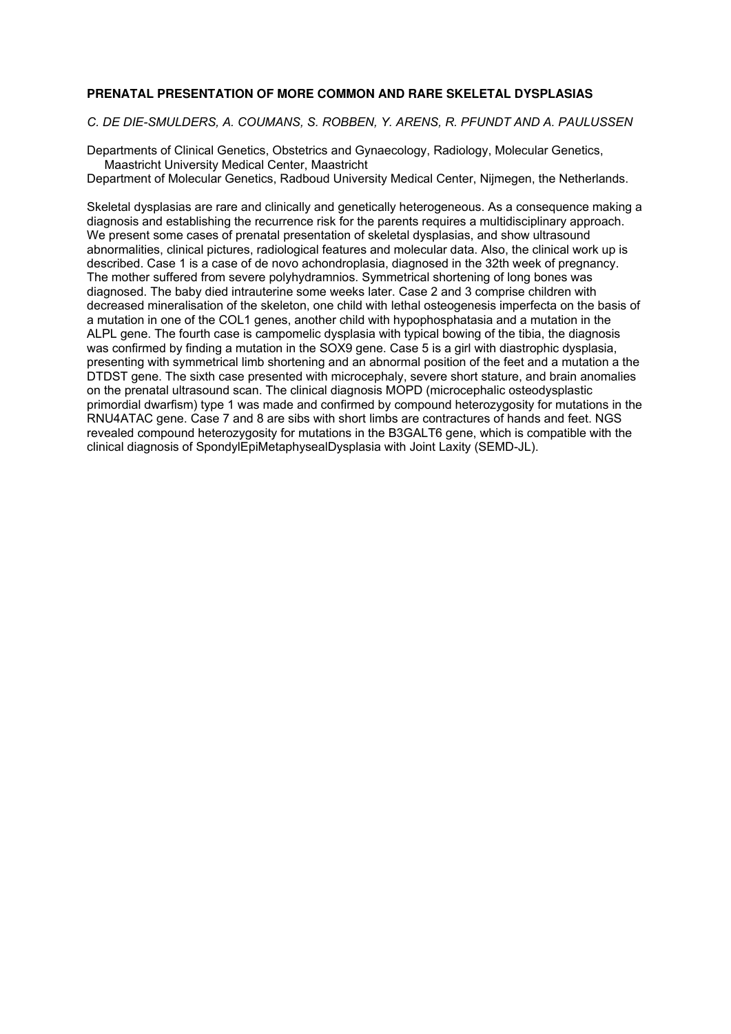**PRENATAL PRESENTATION OF MORE COMMON AND RARE SKELETAL DYSPLASIAS**

*C. DE DIE-SMULDERS, A. COUMANS, S. ROBBEN, Y. ARENS, R. PFUNDT AND A. PAULUSSEN*

Departments of Clinical Genetics, Obstetrics and Gynaecology, Radiology, Molecular Genetics, Maastricht University Medical Center, Maastricht
Department of Molecular Genetics, Radboud University Medical Center, Nijmegen, the Netherlands.

Skeletal dysplasias are rare and clinically and genetically heterogeneous. As a consequence making a diagnosis and establishing the recurrence risk for the parents requires a multidisciplinary approach. We present some cases of prenatal presentation of skeletal dysplasias, and show ultrasound abnormalities, clinical pictures, radiological features and molecular data. Also, the clinical work up is described. Case 1 is a case of de novo achondroplasia, diagnosed in the 32th week of pregnancy. The mother suffered from severe polyhydramnios. Symmetrical shortening of long bones was diagnosed. The baby died intrauterine some weeks later. Case 2 and 3 comprise children with decreased mineralisation of the skeleton, one child with lethal osteogenesis imperfecta on the basis of a mutation in one of the COL1 genes, another child with hypophosphatasia and a mutation in the ALPL gene. The fourth case is campomelic dysplasia with typical bowing of the tibia, the diagnosis was confirmed by finding a mutation in the SOX9 gene. Case 5 is a girl with diastrophic dysplasia, presenting with symmetrical limb shortening and an abnormal position of the feet and a mutation a the DTDST gene. The sixth case presented with microcephaly, severe short stature, and brain anomalies on the prenatal ultrasound scan. The clinical diagnosis MOPD (microcephalic osteodysplastic primordial dwarfism) type 1 was made and confirmed by compound heterozygosity for mutations in the RNU4ATAC gene. Case 7 and 8 are sibs with short limbs are contractures of hands and feet. NGS revealed compound heterozygosity for mutations in the B3GALT6 gene, which is compatible with the clinical diagnosis of SpondylEpiMetaphysealDysplasia with Joint Laxity (SEMD-JL).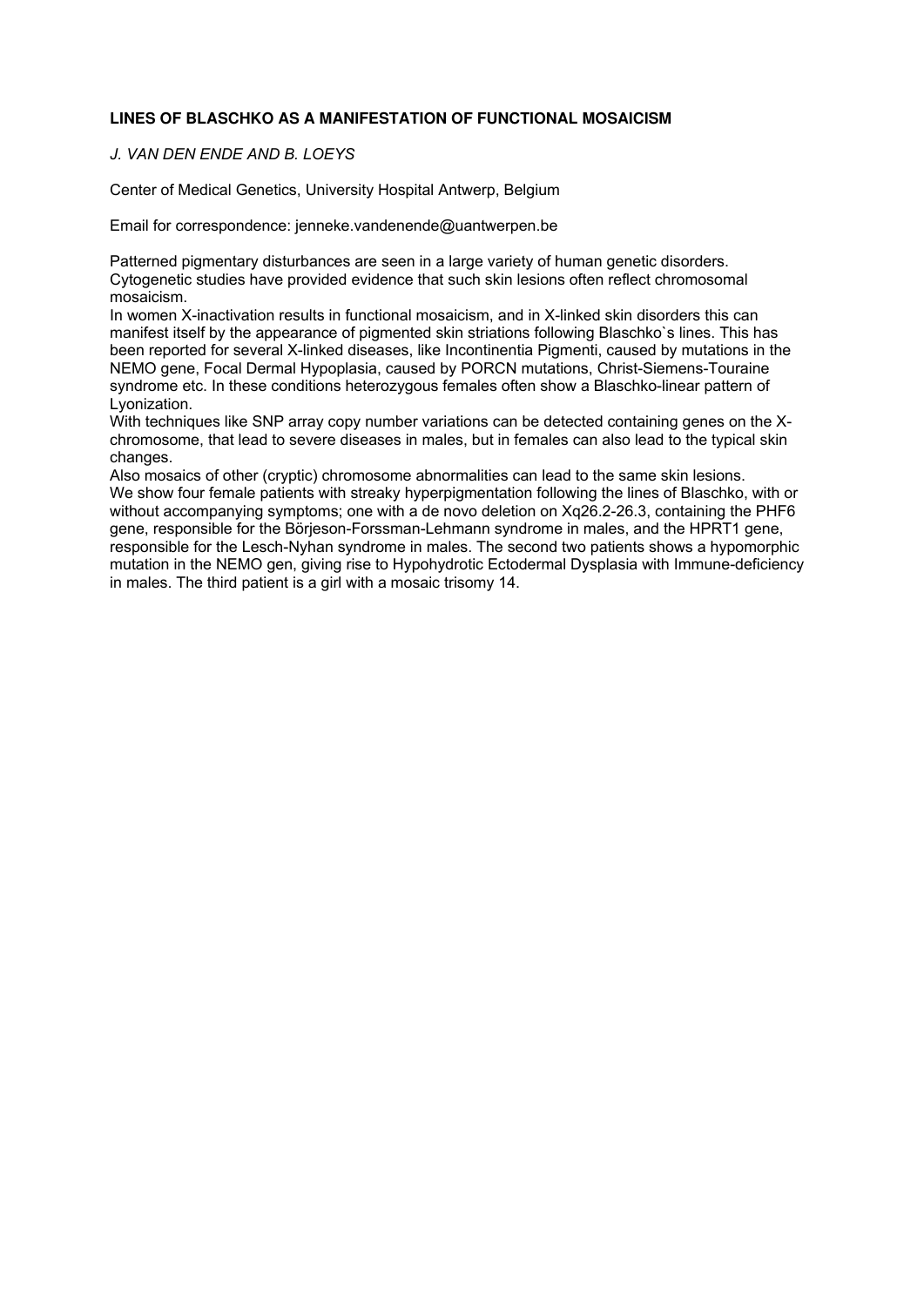**LINES OF BLASCHKO AS A MANIFESTATION OF FUNCTIONAL MOSAICISM**

*J. VAN DEN ENDE AND B. LOEYS*

Center of Medical Genetics, University Hospital Antwerp, Belgium

Email for correspondence: jenneke.vandenende@uantwerpen.be

Patterned pigmentary disturbances are seen in a large variety of human genetic disorders. Cytogenetic studies have provided evidence that such skin lesions often reflect chromosomal mosaicism.
In women X-inactivation results in functional mosaicism, and in X-linked skin disorders this can manifest itself by the appearance of pigmented skin striations following Blaschko`s lines. This has been reported for several X-linked diseases, like Incontinentia Pigmenti, caused by mutations in the NEMO gene, Focal Dermal Hypoplasia, caused by PORCN mutations, Christ-Siemens-Touraine syndrome etc. In these conditions heterozygous females often show a Blaschko-linear pattern of Lyonization.
With techniques like SNP array copy number variations can be detected containing genes on the X-chromosome, that lead to severe diseases in males, but in females can also lead to the typical skin changes.
Also mosaics of other (cryptic) chromosome abnormalities can lead to the same skin lesions.
We show four female patients with streaky hyperpigmentation following the lines of Blaschko, with or without accompanying symptoms; one with a de novo deletion on Xq26.2-26.3, containing the PHF6 gene, responsible for the Börjeson-Forssman-Lehmann syndrome in males, and the HPRT1 gene, responsible for the Lesch-Nyhan syndrome in males. The second two patients shows a hypomorphic mutation in the NEMO gen, giving rise to Hypohydrotic Ectodermal Dysplasia with Immune-deficiency in males. The third patient is a girl with a mosaic trisomy 14.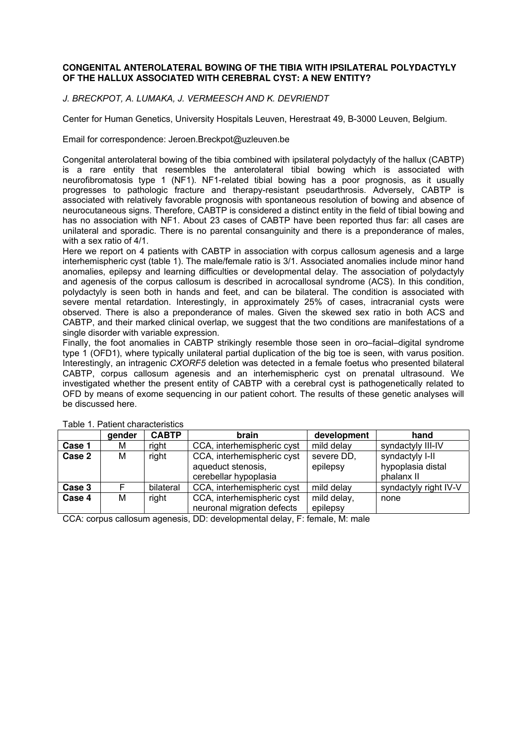# CONGENITAL ANTEROLATERAL BOWING OF THE TIBIA WITH IPSILATERAL POLYDACTYLY OF THE HALLUX ASSOCIATED WITH CEREBRAL CYST: A NEW ENTITY?

*J. BRECKPOT, A. LUMAKA, J. VERMEESCH AND K. DEVRIENDT*

Center for Human Genetics, University Hospitals Leuven, Herestraat 49, B-3000 Leuven, Belgium.

Email for correspondence: Jeroen.Breckpot@uzleuven.be

Congenital anterolateral bowing of the tibia combined with ipsilateral polydactyly of the hallux (CABTP) is a rare entity that resembles the anterolateral tibial bowing which is associated with neurofibromatosis type 1 (NF1). NF1-related tibial bowing has a poor prognosis, as it usually progresses to pathologic fracture and therapy-resistant pseudarthrosis. Adversely, CABTP is associated with relatively favorable prognosis with spontaneous resolution of bowing and absence of neurocutaneous signs. Therefore, CABTP is considered a distinct entity in the field of tibial bowing and has no association with NF1. About 23 cases of CABTP have been reported thus far: all cases are unilateral and sporadic. There is no parental consanguinity and there is a preponderance of males, with a sex ratio of 4/1.

Here we report on 4 patients with CABTP in association with corpus callosum agenesis and a large interhemispheric cyst (table 1). The male/female ratio is 3/1. Associated anomalies include minor hand anomalies, epilepsy and learning difficulties or developmental delay. The association of polydactyly and agenesis of the corpus callosum is described in acrocallosal syndrome (ACS). In this condition, polydactyly is seen both in hands and feet, and can be bilateral. The condition is associated with severe mental retardation. Interestingly, in approximately 25% of cases, intracranial cysts were observed. There is also a preponderance of males. Given the skewed sex ratio in both ACS and CABTP, and their marked clinical overlap, we suggest that the two conditions are manifestations of a single disorder with variable expression.

Finally, the foot anomalies in CABTP strikingly resemble those seen in oro–facial–digital syndrome type 1 (OFD1), where typically unilateral partial duplication of the big toe is seen, with varus position. Interestingly, an intragenic *CXORF5* deletion was detected in a female foetus who presented bilateral CABTP, corpus callosum agenesis and an interhemispheric cyst on prenatal ultrasound. We investigated whether the present entity of CABTP with a cerebral cyst is pathogenetically related to OFD by means of exome sequencing in our patient cohort. The results of these genetic analyses will be discussed here.

Table 1. Patient characteristics

| | gender | CABTP | brain | development | hand |
|---|---|---|---|---|---|
| **Case 1** | M | right | CCA, interhemispheric cyst | mild delay | syndactyly III-IV |
| **Case 2** | M | right | CCA, interhemispheric cyst aqueduct stenosis, cerebellar hypoplasia | severe DD, epilepsy | syndactyly I-II hypoplasia distal phalanx II |
| **Case 3** | F | bilateral | CCA, interhemispheric cyst | mild delay | syndactyly right IV-V |
| **Case 4** | M | right | CCA, interhemispheric cyst neuronal migration defects | mild delay, epilepsy | none |

CCA: corpus callosum agenesis, DD: developmental delay, F: female, M: male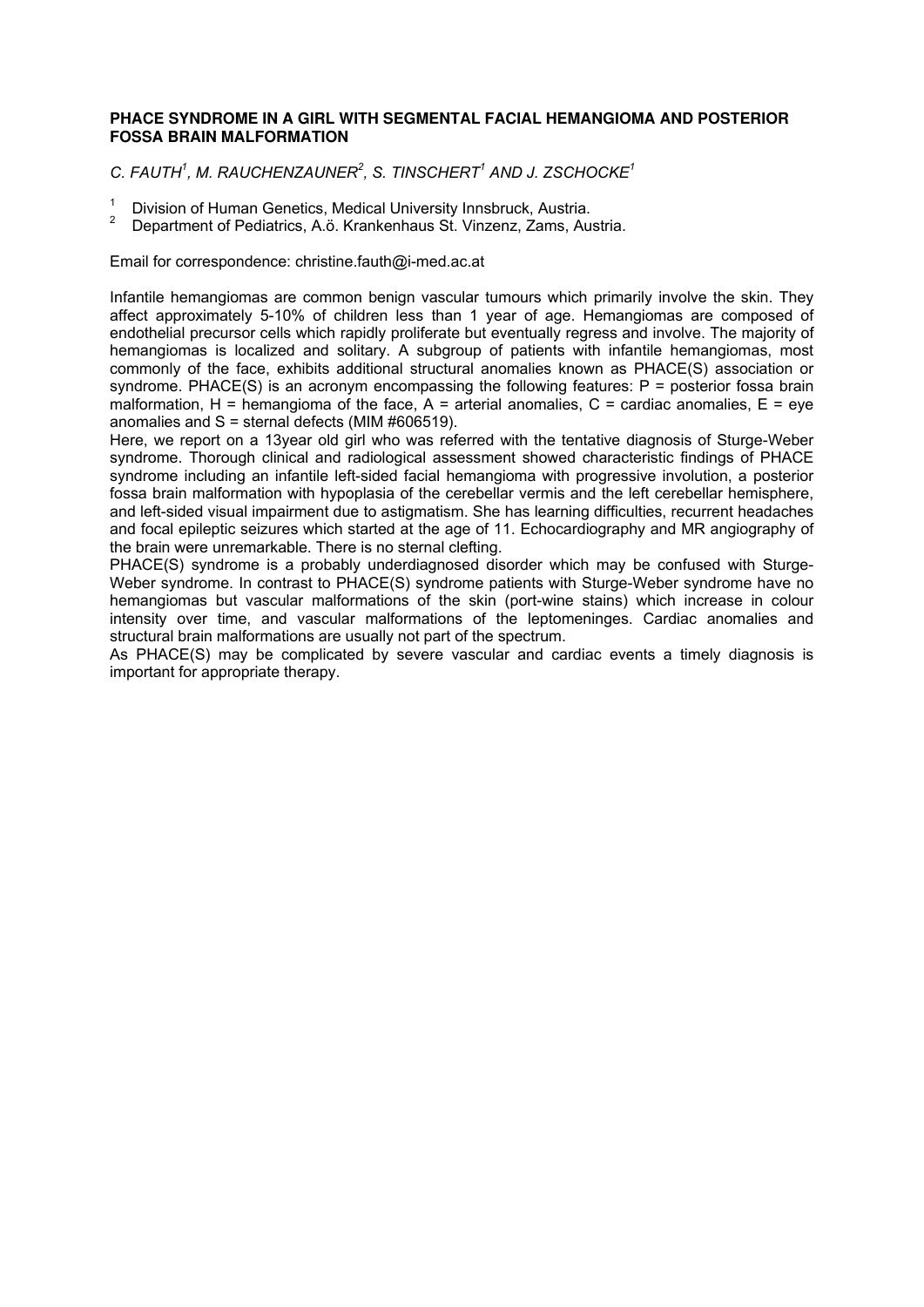**PHACE SYNDROME IN A GIRL WITH SEGMENTAL FACIAL HEMANGIOMA AND POSTERIOR FOSSA BRAIN MALFORMATION**

*C. FAUTH[1], M. RAUCHENZAUNER[2], S. TINSCHERT[1] AND J. ZSCHOCKE[1]*

[1] Division of Human Genetics, Medical University Innsbruck, Austria.
[2] Department of Pediatrics, A.ö. Krankenhaus St. Vinzenz, Zams, Austria.

Email for correspondence: christine.fauth@i-med.ac.at

Infantile hemangiomas are common benign vascular tumours which primarily involve the skin. They affect approximately 5-10% of children less than 1 year of age. Hemangiomas are composed of endothelial precursor cells which rapidly proliferate but eventually regress and involve. The majority of hemangiomas is localized and solitary. A subgroup of patients with infantile hemangiomas, most commonly of the face, exhibits additional structural anomalies known as PHACE(S) association or syndrome. PHACE(S) is an acronym encompassing the following features: P = posterior fossa brain malformation, H = hemangioma of the face, A = arterial anomalies, C = cardiac anomalies, E = eye anomalies and S = sternal defects (MIM #606519).

Here, we report on a 13year old girl who was referred with the tentative diagnosis of Sturge-Weber syndrome. Thorough clinical and radiological assessment showed characteristic findings of PHACE syndrome including an infantile left-sided facial hemangioma with progressive involution, a posterior fossa brain malformation with hypoplasia of the cerebellar vermis and the left cerebellar hemisphere, and left-sided visual impairment due to astigmatism. She has learning difficulties, recurrent headaches and focal epileptic seizures which started at the age of 11. Echocardiography and MR angiography of the brain were unremarkable. There is no sternal clefting.

PHACE(S) syndrome is a probably underdiagnosed disorder which may be confused with Sturge-Weber syndrome. In contrast to PHACE(S) syndrome patients with Sturge-Weber syndrome have no hemangiomas but vascular malformations of the skin (port-wine stains) which increase in colour intensity over time, and vascular malformations of the leptomeninges. Cardiac anomalies and structural brain malformations are usually not part of the spectrum.

As PHACE(S) may be complicated by severe vascular and cardiac events a timely diagnosis is important for appropriate therapy.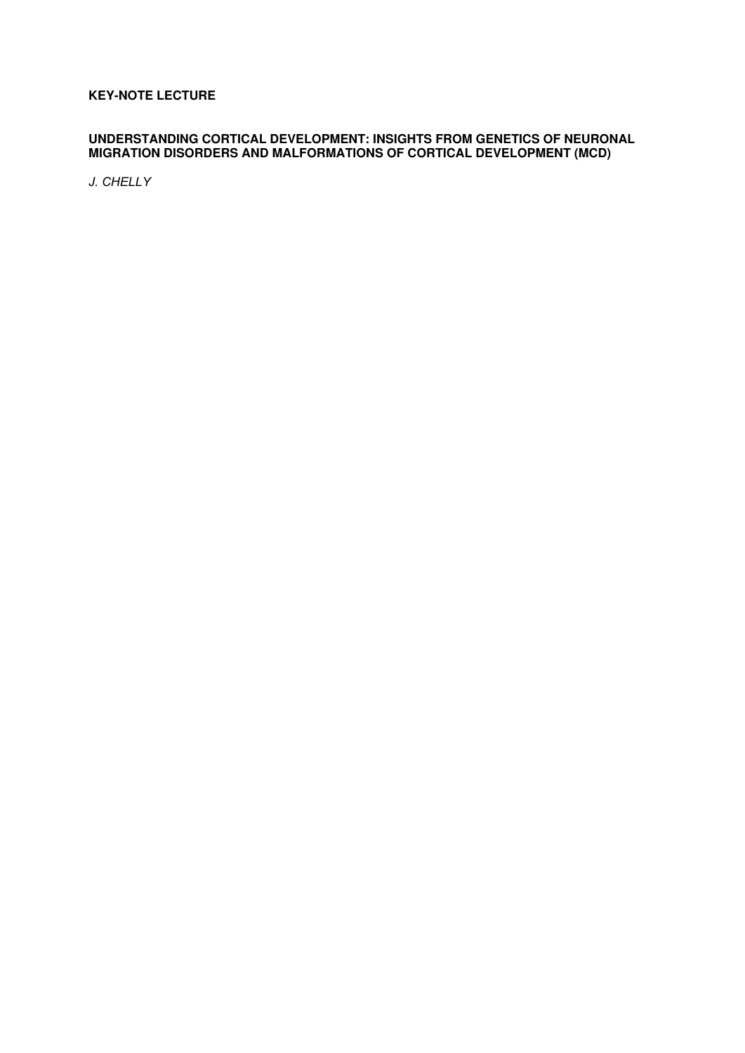**KEY-NOTE LECTURE**

## UNDERSTANDING CORTICAL DEVELOPMENT: INSIGHTS FROM GENETICS OF NEURONAL MIGRATION DISORDERS AND MALFORMATIONS OF CORTICAL DEVELOPMENT (MCD)

*J. CHELLY*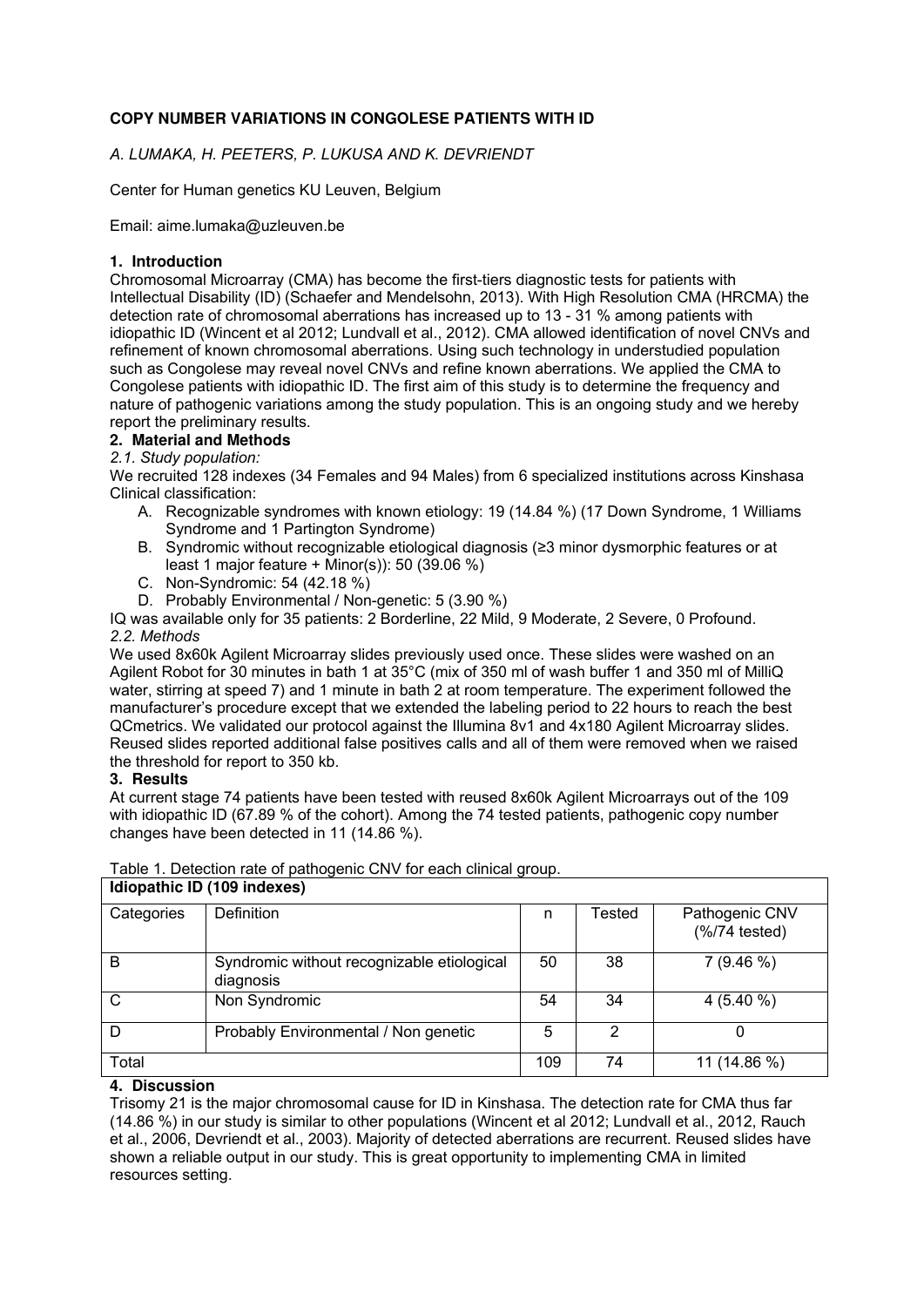**COPY NUMBER VARIATIONS IN CONGOLESE PATIENTS WITH ID**

*A. LUMAKA, H. PEETERS, P. LUKUSA AND K. DEVRIENDT*

Center for Human genetics KU Leuven, Belgium

Email: aime.lumaka@uzleuven.be

### 1. Introduction

Chromosomal Microarray (CMA) has become the first-tiers diagnostic tests for patients with Intellectual Disability (ID) (Schaefer and Mendelsohn, 2013). With High Resolution CMA (HRCMA) the detection rate of chromosomal aberrations has increased up to 13 - 31 % among patients with idiopathic ID (Wincent et al 2012; Lundvall et al., 2012). CMA allowed identification of novel CNVs and refinement of known chromosomal aberrations. Using such technology in understudied population such as Congolese may reveal novel CNVs and refine known aberrations. We applied the CMA to Congolese patients with idiopathic ID. The first aim of this study is to determine the frequency and nature of pathogenic variations among the study population. This is an ongoing study and we hereby report the preliminary results.

### 2. Material and Methods

*2.1. Study population:*

We recruited 128 indexes (34 Females and 94 Males) from 6 specialized institutions across Kinshasa Clinical classification:

A. Recognizable syndromes with known etiology: 19 (14.84 %) (17 Down Syndrome, 1 Williams Syndrome and 1 Partington Syndrome)
B. Syndromic without recognizable etiological diagnosis (≥3 minor dysmorphic features or at least 1 major feature + Minor(s)): 50 (39.06 %)
C. Non-Syndromic: 54 (42.18 %)
D. Probably Environmental / Non-genetic: 5 (3.90 %)

IQ was available only for 35 patients: 2 Borderline, 22 Mild, 9 Moderate, 2 Severe, 0 Profound.

*2.2. Methods*

We used 8x60k Agilent Microarray slides previously used once. These slides were washed on an Agilent Robot for 30 minutes in bath 1 at 35°C (mix of 350 ml of wash buffer 1 and 350 ml of MilliQ water, stirring at speed 7) and 1 minute in bath 2 at room temperature. The experiment followed the manufacturer's procedure except that we extended the labeling period to 22 hours to reach the best QCmetrics. We validated our protocol against the Illumina 8v1 and 4x180 Agilent Microarray slides. Reused slides reported additional false positives calls and all of them were removed when we raised the threshold for report to 350 kb.

### 3. Results

At current stage 74 patients have been tested with reused 8x60k Agilent Microarrays out of the 109 with idiopathic ID (67.89 % of the cohort). Among the 74 tested patients, pathogenic copy number changes have been detected in 11 (14.86 %).

Table 1. Detection rate of pathogenic CNV for each clinical group.

| Idiopathic ID (109 indexes) | | | | |
|---|---|---|---|---|
| Categories | Definition | n | Tested | Pathogenic CNV (%/74 tested) |
| B | Syndromic without recognizable etiological diagnosis | 50 | 38 | 7 (9.46 %) |
| C | Non Syndromic | 54 | 34 | 4 (5.40 %) |
| D | Probably Environmental / Non genetic | 5 | 2 | 0 |
| Total | | 109 | 74 | 11 (14.86 %) |

### 4. Discussion

Trisomy 21 is the major chromosomal cause for ID in Kinshasa. The detection rate for CMA thus far (14.86 %) in our study is similar to other populations (Wincent et al 2012; Lundvall et al., 2012, Rauch et al., 2006, Devriendt et al., 2003). Majority of detected aberrations are recurrent. Reused slides have shown a reliable output in our study. This is great opportunity to implementing CMA in limited resources setting.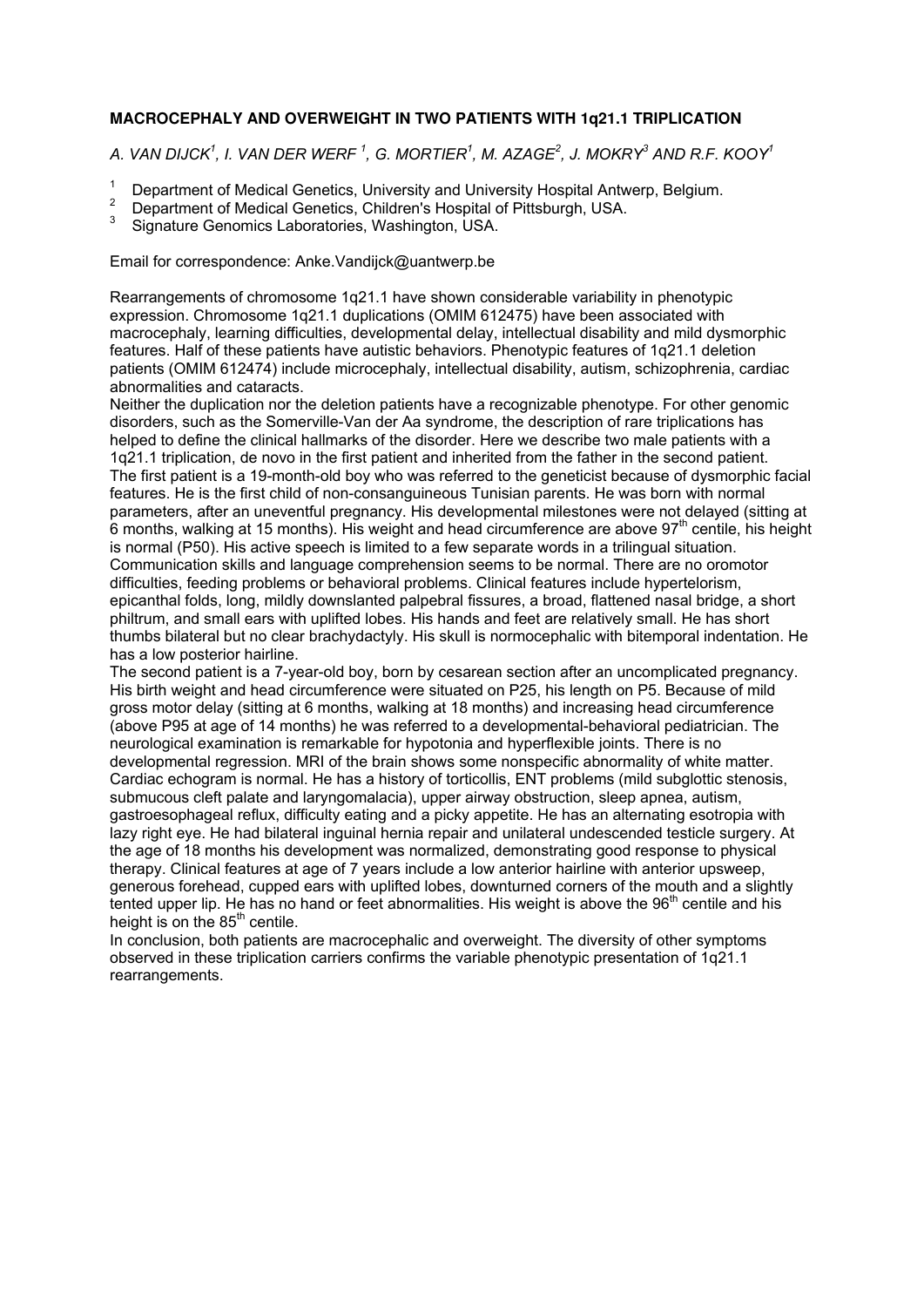**MACROCEPHALY AND OVERWEIGHT IN TWO PATIENTS WITH 1q21.1 TRIPLICATION**

*A. VAN DIJCK[1], I. VAN DER WERF [1], G. MORTIER[1], M. AZAGE[2], J. MOKRY[3] AND R.F. KOOY[1]*

1. Department of Medical Genetics, University and University Hospital Antwerp, Belgium.
2. Department of Medical Genetics, Children's Hospital of Pittsburgh, USA.
3. Signature Genomics Laboratories, Washington, USA.

Email for correspondence: Anke.Vandijck@uantwerp.be

Rearrangements of chromosome 1q21.1 have shown considerable variability in phenotypic expression. Chromosome 1q21.1 duplications (OMIM 612475) have been associated with macrocephaly, learning difficulties, developmental delay, intellectual disability and mild dysmorphic features. Half of these patients have autistic behaviors. Phenotypic features of 1q21.1 deletion patients (OMIM 612474) include microcephaly, intellectual disability, autism, schizophrenia, cardiac abnormalities and cataracts.

Neither the duplication nor the deletion patients have a recognizable phenotype. For other genomic disorders, such as the Somerville-Van der Aa syndrome, the description of rare triplications has helped to define the clinical hallmarks of the disorder. Here we describe two male patients with a 1q21.1 triplication, de novo in the first patient and inherited from the father in the second patient.

The first patient is a 19-month-old boy who was referred to the geneticist because of dysmorphic facial features. He is the first child of non-consanguineous Tunisian parents. He was born with normal parameters, after an uneventful pregnancy. His developmental milestones were not delayed (sitting at 6 months, walking at 15 months). His weight and head circumference are above 97th centile, his height is normal (P50). His active speech is limited to a few separate words in a trilingual situation. Communication skills and language comprehension seems to be normal. There are no oromotor difficulties, feeding problems or behavioral problems. Clinical features include hypertelorism, epicanthal folds, long, mildly downslanted palpebral fissures, a broad, flattened nasal bridge, a short philtrum, and small ears with uplifted lobes. His hands and feet are relatively small. He has short thumbs bilateral but no clear brachydactyly. His skull is normocephalic with bitemporal indentation. He has a low posterior hairline.

The second patient is a 7-year-old boy, born by cesarean section after an uncomplicated pregnancy. His birth weight and head circumference were situated on P25, his length on P5. Because of mild gross motor delay (sitting at 6 months, walking at 18 months) and increasing head circumference (above P95 at age of 14 months) he was referred to a developmental-behavioral pediatrician. The neurological examination is remarkable for hypotonia and hyperflexible joints. There is no developmental regression. MRI of the brain shows some nonspecific abnormality of white matter. Cardiac echogram is normal. He has a history of torticollis, ENT problems (mild subglottic stenosis, submucous cleft palate and laryngomalacia), upper airway obstruction, sleep apnea, autism, gastroesophageal reflux, difficulty eating and a picky appetite. He has an alternating esotropia with lazy right eye. He had bilateral inguinal hernia repair and unilateral undescended testicle surgery. At the age of 18 months his development was normalized, demonstrating good response to physical therapy. Clinical features at age of 7 years include a low anterior hairline with anterior upsweep, generous forehead, cupped ears with uplifted lobes, downturned corners of the mouth and a slightly tented upper lip. He has no hand or feet abnormalities. His weight is above the 96th centile and his height is on the 85th centile.

In conclusion, both patients are macrocephalic and overweight. The diversity of other symptoms observed in these triplication carriers confirms the variable phenotypic presentation of 1q21.1 rearrangements.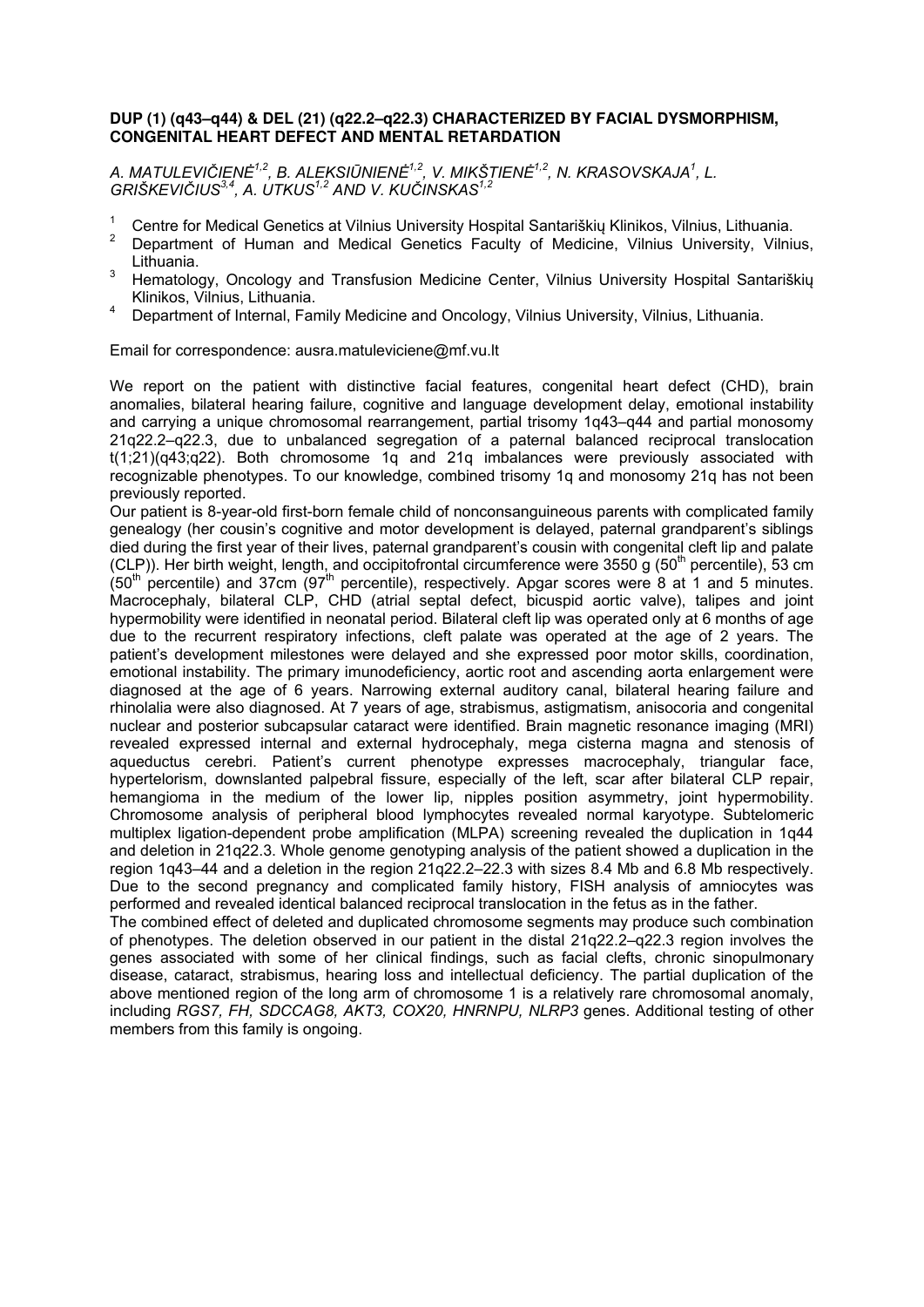## DUP (1) (q43–q44) & DEL (21) (q22.2–q22.3) CHARACTERIZED BY FACIAL DYSMORPHISM, CONGENITAL HEART DEFECT AND MENTAL RETARDATION

*A. MATULEVIČIENĖ[1,2], B. ALEKSIŪNIENĖ[1,2], V. MIKŠTIENĖ[1,2], N. KRASOVSKAJA[1], L. GRIŠKEVIČIUS[3,4], A. UTKUS[1,2] AND V. KUČINSKAS[1,2]*

1. Centre for Medical Genetics at Vilnius University Hospital Santariškių Klinikos, Vilnius, Lithuania.
2. Department of Human and Medical Genetics Faculty of Medicine, Vilnius University, Vilnius, Lithuania.
3. Hematology, Oncology and Transfusion Medicine Center, Vilnius University Hospital Santariškių Klinikos, Vilnius, Lithuania.
4. Department of Internal, Family Medicine and Oncology, Vilnius University, Vilnius, Lithuania.

Email for correspondence: ausra.matuleviciene@mf.vu.lt

We report on the patient with distinctive facial features, congenital heart defect (CHD), brain anomalies, bilateral hearing failure, cognitive and language development delay, emotional instability and carrying a unique chromosomal rearrangement, partial trisomy 1q43–q44 and partial monosomy 21q22.2–q22.3, due to unbalanced segregation of a paternal balanced reciprocal translocation t(1;21)(q43;q22). Both chromosome 1q and 21q imbalances were previously associated with recognizable phenotypes. To our knowledge, combined trisomy 1q and monosomy 21q has not been previously reported.

Our patient is 8-year-old first-born female child of nonconsanguineous parents with complicated family genealogy (her cousin's cognitive and motor development is delayed, paternal grandparent's siblings died during the first year of their lives, paternal grandparent's cousin with congenital cleft lip and palate (CLP)). Her birth weight, length, and occipitofrontal circumference were 3550 g (50$^{th}$ percentile), 53 cm (50$^{th}$ percentile) and 37cm (97$^{th}$ percentile), respectively. Apgar scores were 8 at 1 and 5 minutes. Macrocephaly, bilateral CLP, CHD (atrial septal defect, bicuspid aortic valve), talipes and joint hypermobility were identified in neonatal period. Bilateral cleft lip was operated only at 6 months of age due to the recurrent respiratory infections, cleft palate was operated at the age of 2 years. The patient's development milestones were delayed and she expressed poor motor skills, coordination, emotional instability. The primary imunodeficiency, aortic root and ascending aorta enlargement were diagnosed at the age of 6 years. Narrowing external auditory canal, bilateral hearing failure and rhinolalia were also diagnosed. At 7 years of age, strabismus, astigmatism, anisocoria and congenital nuclear and posterior subcapsular cataract were identified. Brain magnetic resonance imaging (MRI) revealed expressed internal and external hydrocephaly, mega cisterna magna and stenosis of aqueductus cerebri. Patient's current phenotype expresses macrocephaly, triangular face, hypertelorism, downslanted palpebral fissure, especially of the left, scar after bilateral CLP repair, hemangioma in the medium of the lower lip, nipples position asymmetry, joint hypermobility. Chromosome analysis of peripheral blood lymphocytes revealed normal karyotype. Subtelomeric multiplex ligation-dependent probe amplification (MLPA) screening revealed the duplication in 1q44 and deletion in 21q22.3. Whole genome genotyping analysis of the patient showed a duplication in the region 1q43–44 and a deletion in the region 21q22.2–22.3 with sizes 8.4 Mb and 6.8 Mb respectively. Due to the second pregnancy and complicated family history, FISH analysis of amniocytes was performed and revealed identical balanced reciprocal translocation in the fetus as in the father.

The combined effect of deleted and duplicated chromosome segments may produce such combination of phenotypes. The deletion observed in our patient in the distal 21q22.2–q22.3 region involves the genes associated with some of her clinical findings, such as facial clefts, chronic sinopulmonary disease, cataract, strabismus, hearing loss and intellectual deficiency. The partial duplication of the above mentioned region of the long arm of chromosome 1 is a relatively rare chromosomal anomaly, including *RGS7, FH, SDCCAG8, AKT3, COX20, HNRNPU, NLRP3* genes. Additional testing of other members from this family is ongoing.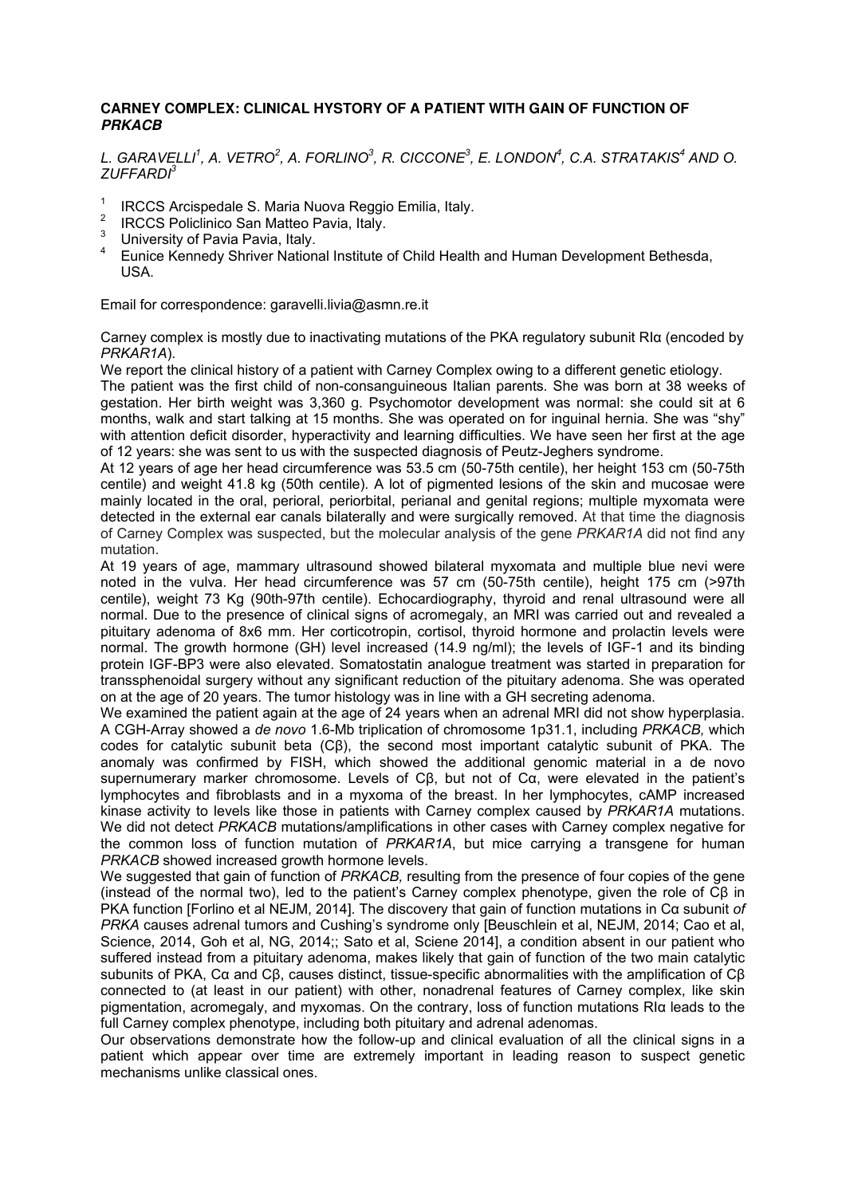## CARNEY COMPLEX: CLINICAL HYSTORY OF A PATIENT WITH GAIN OF FUNCTION OF *PRKACB*

*L. GARAVELLI[1], A. VETRO[2], A. FORLINO[3], R. CICCONE[3], E. LONDON[4], C.A. STRATAKIS[4] AND O. ZUFFARDI[3]*

1. IRCCS Arcispedale S. Maria Nuova Reggio Emilia, Italy.
2. IRCCS Policlinico San Matteo Pavia, Italy.
3. University of Pavia Pavia, Italy.
4. Eunice Kennedy Shriver National Institute of Child Health and Human Development Bethesda, USA.

Email for correspondence: garavelli.livia@asmn.re.it

Carney complex is mostly due to inactivating mutations of the PKA regulatory subunit RIα (encoded by *PRKAR1A*).

We report the clinical history of a patient with Carney Complex owing to a different genetic etiology.

The patient was the first child of non-consanguineous Italian parents. She was born at 38 weeks of gestation. Her birth weight was 3,360 g. Psychomotor development was normal: she could sit at 6 months, walk and start talking at 15 months. She was operated on for inguinal hernia. She was "shy" with attention deficit disorder, hyperactivity and learning difficulties. We have seen her first at the age of 12 years: she was sent to us with the suspected diagnosis of Peutz-Jeghers syndrome.

At 12 years of age her head circumference was 53.5 cm (50-75th centile), her height 153 cm (50-75th centile) and weight 41.8 kg (50th centile). A lot of pigmented lesions of the skin and mucosae were mainly located in the oral, perioral, periorbital, perianal and genital regions; multiple myxomata were detected in the external ear canals bilaterally and were surgically removed. At that time the diagnosis of Carney Complex was suspected, but the molecular analysis of the gene *PRKAR1A* did not find any mutation.

At 19 years of age, mammary ultrasound showed bilateral myxomata and multiple blue nevi were noted in the vulva. Her head circumference was 57 cm (50-75th centile), height 175 cm (>97th centile), weight 73 Kg (90th-97th centile). Echocardiography, thyroid and renal ultrasound were all normal. Due to the presence of clinical signs of acromegaly, an MRI was carried out and revealed a pituitary adenoma of 8x6 mm. Her corticotropin, cortisol, thyroid hormone and prolactin levels were normal. The growth hormone (GH) level increased (14.9 ng/ml); the levels of IGF-1 and its binding protein IGF-BP3 were also elevated. Somatostatin analogue treatment was started in preparation for transsphenoidal surgery without any significant reduction of the pituitary adenoma. She was operated on at the age of 20 years. The tumor histology was in line with a GH secreting adenoma.

We examined the patient again at the age of 24 years when an adrenal MRI did not show hyperplasia. A CGH-Array showed a *de novo* 1.6-Mb triplication of chromosome 1p31.1, including *PRKACB,* which codes for catalytic subunit beta (Cβ), the second most important catalytic subunit of PKA. The anomaly was confirmed by FISH, which showed the additional genomic material in a de novo supernumerary marker chromosome. Levels of Cβ, but not of Cα, were elevated in the patient's lymphocytes and fibroblasts and in a myxoma of the breast. In her lymphocytes, cAMP increased kinase activity to levels like those in patients with Carney complex caused by *PRKAR1A* mutations. We did not detect *PRKACB* mutations/amplifications in other cases with Carney complex negative for the common loss of function mutation of *PRKAR1A*, but mice carrying a transgene for human *PRKACB* showed increased growth hormone levels.

We suggested that gain of function of *PRKACB,* resulting from the presence of four copies of the gene (instead of the normal two), led to the patient's Carney complex phenotype, given the role of Cβ in PKA function [Forlino et al NEJM, 2014]. The discovery that gain of function mutations in Cα subunit *of PRKA* causes adrenal tumors and Cushing's syndrome only [Beuschlein et al, NEJM, 2014; Cao et al, Science, 2014, Goh et al, NG, 2014;; Sato et al, Sciene 2014], a condition absent in our patient who suffered instead from a pituitary adenoma, makes likely that gain of function of the two main catalytic subunits of PKA, Cα and Cβ, causes distinct, tissue-specific abnormalities with the amplification of Cβ connected to (at least in our patient) with other, nonadrenal features of Carney complex, like skin pigmentation, acromegaly, and myxomas. On the contrary, loss of function mutations RIα leads to the full Carney complex phenotype, including both pituitary and adrenal adenomas.

Our observations demonstrate how the follow-up and clinical evaluation of all the clinical signs in a patient which appear over time are extremely important in leading reason to suspect genetic mechanisms unlike classical ones.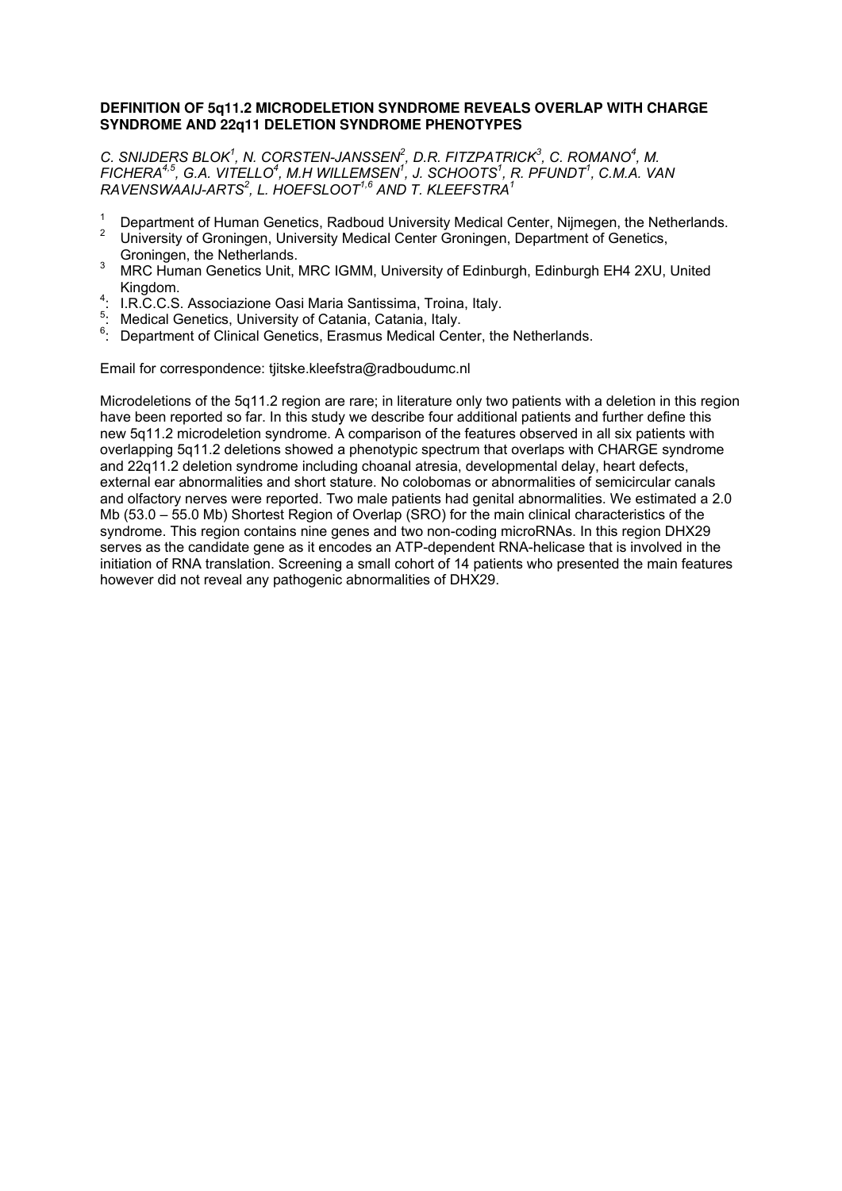**DEFINITION OF 5q11.2 MICRODELETION SYNDROME REVEALS OVERLAP WITH CHARGE SYNDROME AND 22q11 DELETION SYNDROME PHENOTYPES**

*C. SNIJDERS BLOK[1], N. CORSTEN-JANSSEN[2], D.R. FITZPATRICK[3], C. ROMANO[4], M. FICHERA[4,5], G.A. VITELLO[4], M.H WILLEMSEN[1], J. SCHOOTS[1], R. PFUNDT[1], C.M.A. VAN RAVENSWAAIJ-ARTS[2], L. HOEFSLOOT[1,6] AND T. KLEEFSTRA[1]*

1. Department of Human Genetics, Radboud University Medical Center, Nijmegen, the Netherlands.
2. University of Groningen, University Medical Center Groningen, Department of Genetics, Groningen, the Netherlands.
3. MRC Human Genetics Unit, MRC IGMM, University of Edinburgh, Edinburgh EH4 2XU, United Kingdom.
4. I.R.C.C.S. Associazione Oasi Maria Santissima, Troina, Italy.
5. Medical Genetics, University of Catania, Catania, Italy.
6. Department of Clinical Genetics, Erasmus Medical Center, the Netherlands.

Email for correspondence: tjitske.kleefstra@radboudumc.nl

Microdeletions of the 5q11.2 region are rare; in literature only two patients with a deletion in this region have been reported so far. In this study we describe four additional patients and further define this new 5q11.2 microdeletion syndrome. A comparison of the features observed in all six patients with overlapping 5q11.2 deletions showed a phenotypic spectrum that overlaps with CHARGE syndrome and 22q11.2 deletion syndrome including choanal atresia, developmental delay, heart defects, external ear abnormalities and short stature. No colobomas or abnormalities of semicircular canals and olfactory nerves were reported. Two male patients had genital abnormalities. We estimated a 2.0 Mb (53.0 – 55.0 Mb) Shortest Region of Overlap (SRO) for the main clinical characteristics of the syndrome. This region contains nine genes and two non-coding microRNAs. In this region DHX29 serves as the candidate gene as it encodes an ATP-dependent RNA-helicase that is involved in the initiation of RNA translation. Screening a small cohort of 14 patients who presented the main features however did not reveal any pathogenic abnormalities of DHX29.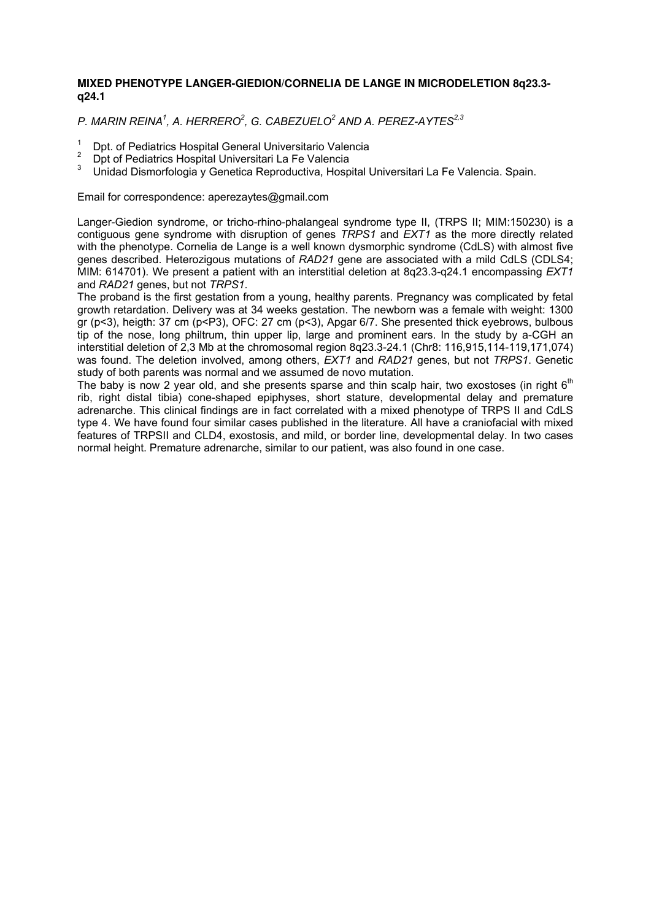### MIXED PHENOTYPE LANGER-GIEDION/CORNELIA DE LANGE IN MICRODELETION 8q23.3-q24.1

*P. MARIN REINA[1], A. HERRERO[2], G. CABEZUELO[2] AND A. PEREZ-AYTES[2,3]*

[1] Dpt. of Pediatrics Hospital General Universitario Valencia
[2] Dpt of Pediatrics Hospital Universitari La Fe Valencia
[3] Unidad Dismorfologia y Genetica Reproductiva, Hospital Universitari La Fe Valencia. Spain.

Email for correspondence: aperezaytes@gmail.com

Langer-Giedion syndrome, or tricho-rhino-phalangeal syndrome type II, (TRPS II; MIM:150230) is a contiguous gene syndrome with disruption of genes *TRPS1* and *EXT1* as the more directly related with the phenotype. Cornelia de Lange is a well known dysmorphic syndrome (CdLS) with almost five genes described. Heterozigous mutations of *RAD21* gene are associated with a mild CdLS (CDLS4; MIM: 614701). We present a patient with an interstitial deletion at 8q23.3-q24.1 encompassing *EXT1* and *RAD21* genes, but not *TRPS1*.

The proband is the first gestation from a young, healthy parents. Pregnancy was complicated by fetal growth retardation. Delivery was at 34 weeks gestation. The newborn was a female with weight: 1300 gr (p<3), heigth: 37 cm (p<P3), OFC: 27 cm (p<3), Apgar 6/7. She presented thick eyebrows, bulbous tip of the nose, long philtrum, thin upper lip, large and prominent ears. In the study by a-CGH an interstitial deletion of 2,3 Mb at the chromosomal region 8q23.3-24.1 (Chr8: 116,915,114-119,171,074) was found. The deletion involved, among others, *EXT1* and *RAD21* genes, but not *TRPS1*. Genetic study of both parents was normal and we assumed de novo mutation.

The baby is now 2 year old, and she presents sparse and thin scalp hair, two exostoses (in right 6th rib, right distal tibia) cone-shaped epiphyses, short stature, developmental delay and premature adrenarche. This clinical findings are in fact correlated with a mixed phenotype of TRPS II and CdLS type 4. We have found four similar cases published in the literature. All have a craniofacial with mixed features of TRPSII and CLD4, exostosis, and mild, or border line, developmental delay. In two cases normal height. Premature adrenarche, similar to our patient, was also found in one case.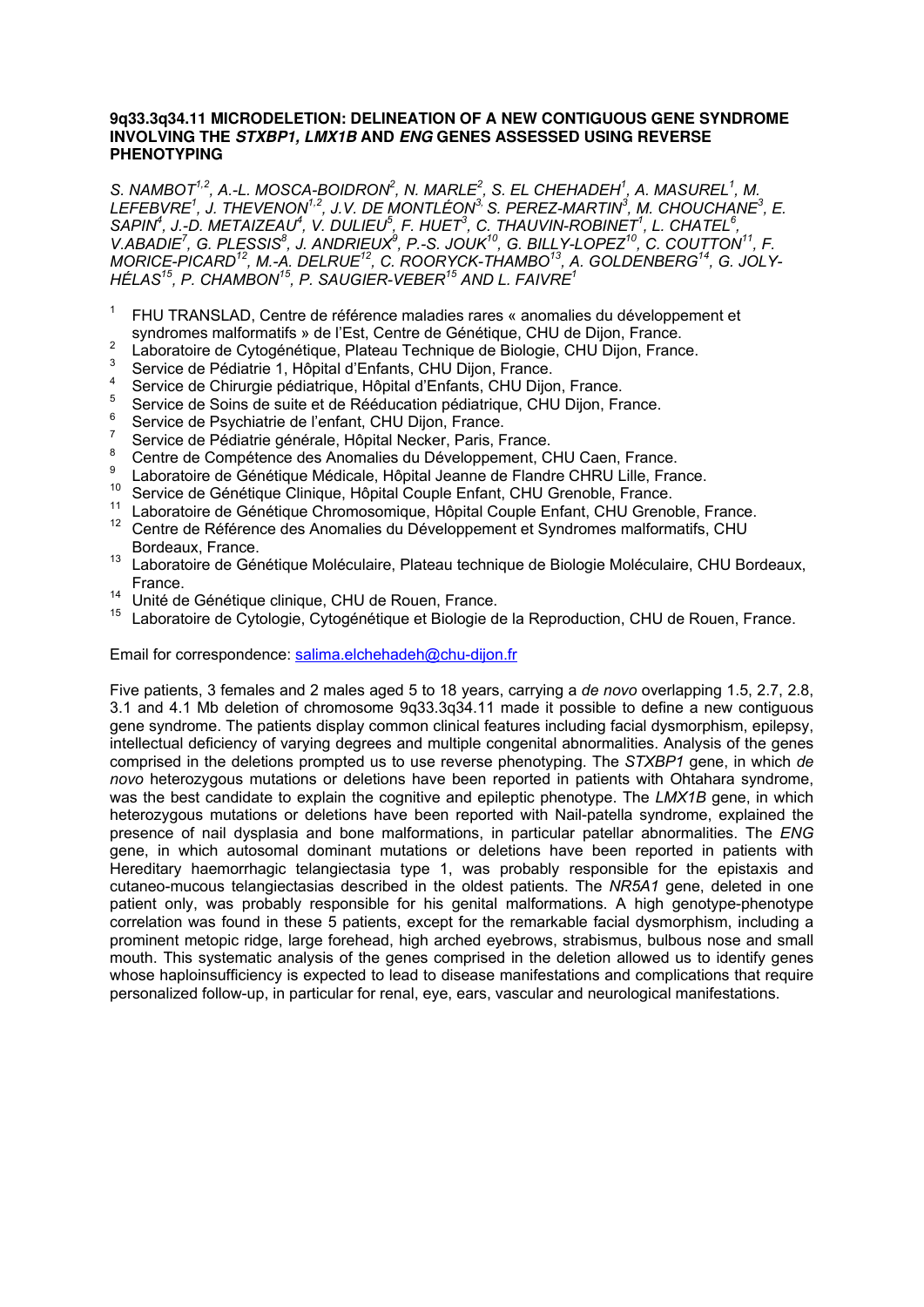# 9q33.3q34.11 MICRODELETION: DELINEATION OF A NEW CONTIGUOUS GENE SYNDROME INVOLVING THE *STXBP1, LMX1B* AND *ENG* GENES ASSESSED USING REVERSE PHENOTYPING

*S. NAMBOT[1,2], A.-L. MOSCA-BOIDRON[2], N. MARLE[2], S. EL CHEHADEH[1], A. MASUREL[1], M. LEFEBVRE[1], J. THEVENON[1,2], J.V. DE MONTLÉON[3,] S. PEREZ-MARTIN[3], M. CHOUCHANE[3], E. SAPIN[4], J.-D. METAIZEAU[4], V. DULIEU[5], F. HUET[3], C. THAUVIN-ROBINET[1], L. CHATEL[6], V.ABADIE[7], G. PLESSIS[8], J. ANDRIEUX[9], P.-S. JOUK[10], G. BILLY-LOPEZ[10], C. COUTTON[11], F. MORICE-PICARD[12], M.-A. DELRUE[12], C. ROORYCK-THAMBO[13], A. GOLDENBERG[14], G. JOLY-HÉLAS[15], P. CHAMBON[15], P. SAUGIER-VEBER[15] AND L. FAIVRE[1]*

1. FHU TRANSLAD, Centre de référence maladies rares « anomalies du développement et syndromes malformatifs » de l'Est, Centre de Génétique, CHU de Dijon, France.
2. Laboratoire de Cytogénétique, Plateau Technique de Biologie, CHU Dijon, France.
3. Service de Pédiatrie 1, Hôpital d'Enfants, CHU Dijon, France.
4. Service de Chirurgie pédiatrique, Hôpital d'Enfants, CHU Dijon, France.
5. Service de Soins de suite et de Rééducation pédiatrique, CHU Dijon, France.
6. Service de Psychiatrie de l'enfant, CHU Dijon, France.
7. Service de Pédiatrie générale, Hôpital Necker, Paris, France.
8. Centre de Compétence des Anomalies du Développement, CHU Caen, France.
9. Laboratoire de Génétique Médicale, Hôpital Jeanne de Flandre CHRU Lille, France.
10. Service de Génétique Clinique, Hôpital Couple Enfant, CHU Grenoble, France.
11. Laboratoire de Génétique Chromosomique, Hôpital Couple Enfant, CHU Grenoble, France.
12. Centre de Référence des Anomalies du Développement et Syndromes malformatifs, CHU Bordeaux, France.
13. Laboratoire de Génétique Moléculaire, Plateau technique de Biologie Moléculaire, CHU Bordeaux, France.
14. Unité de Génétique clinique, CHU de Rouen, France.
15. Laboratoire de Cytologie, Cytogénétique et Biologie de la Reproduction, CHU de Rouen, France.

Email for correspondence: salima.elchehadeh@chu-dijon.fr

Five patients, 3 females and 2 males aged 5 to 18 years, carrying a *de novo* overlapping 1.5, 2.7, 2.8, 3.1 and 4.1 Mb deletion of chromosome 9q33.3q34.11 made it possible to define a new contiguous gene syndrome. The patients display common clinical features including facial dysmorphism, epilepsy, intellectual deficiency of varying degrees and multiple congenital abnormalities. Analysis of the genes comprised in the deletions prompted us to use reverse phenotyping. The *STXBP1* gene, in which *de novo* heterozygous mutations or deletions have been reported in patients with Ohtahara syndrome, was the best candidate to explain the cognitive and epileptic phenotype. The *LMX1B* gene, in which heterozygous mutations or deletions have been reported with Nail-patella syndrome, explained the presence of nail dysplasia and bone malformations, in particular patellar abnormalities. The *ENG* gene, in which autosomal dominant mutations or deletions have been reported in patients with Hereditary haemorrhagic telangiectasia type 1, was probably responsible for the epistaxis and cutaneo-mucous telangiectasias described in the oldest patients. The *NR5A1* gene, deleted in one patient only, was probably responsible for his genital malformations. A high genotype-phenotype correlation was found in these 5 patients, except for the remarkable facial dysmorphism, including a prominent metopic ridge, large forehead, high arched eyebrows, strabismus, bulbous nose and small mouth. This systematic analysis of the genes comprised in the deletion allowed us to identify genes whose haploinsufficiency is expected to lead to disease manifestations and complications that require personalized follow-up, in particular for renal, eye, ears, vascular and neurological manifestations.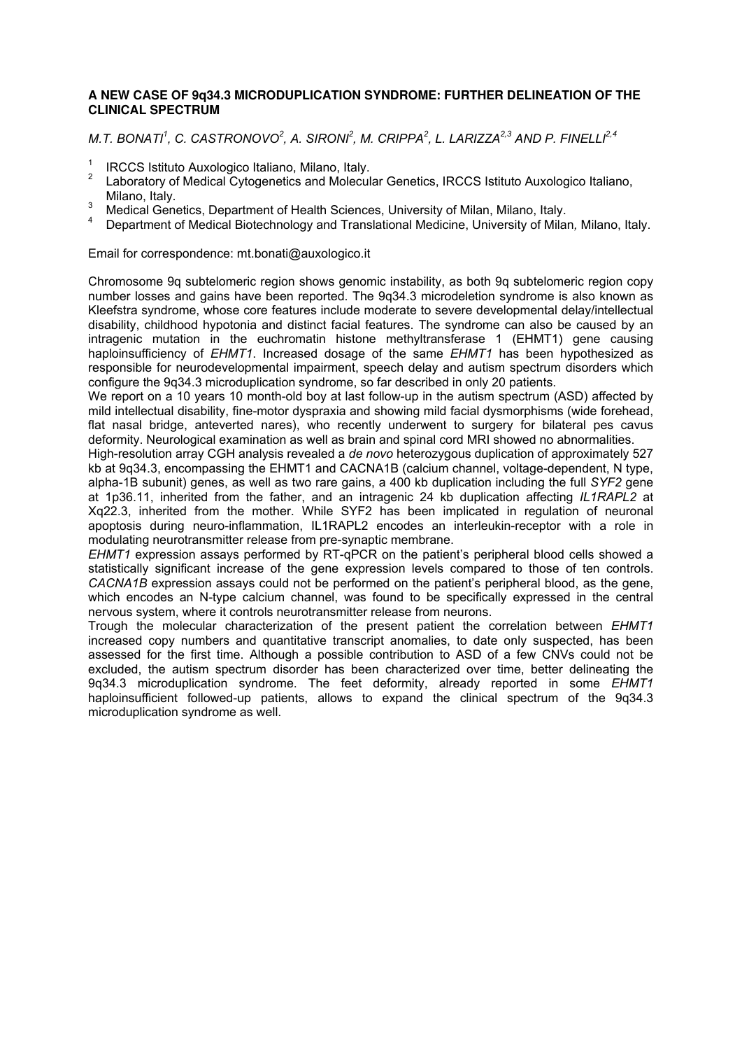**A NEW CASE OF 9q34.3 MICRODUPLICATION SYNDROME: FURTHER DELINEATION OF THE CLINICAL SPECTRUM**

*M.T. BONATI[1], C. CASTRONOVO[2], A. SIRONI[2], M. CRIPPA[2], L. LARIZZA[2,3] AND P. FINELLI[2,4]*

1. IRCCS Istituto Auxologico Italiano, Milano, Italy.
2. Laboratory of Medical Cytogenetics and Molecular Genetics, IRCCS Istituto Auxologico Italiano, Milano, Italy.
3. Medical Genetics, Department of Health Sciences, University of Milan, Milano, Italy.
4. Department of Medical Biotechnology and Translational Medicine, University of Milan, Milano, Italy.

Email for correspondence: mt.bonati@auxologico.it

Chromosome 9q subtelomeric region shows genomic instability, as both 9q subtelomeric region copy number losses and gains have been reported. The 9q34.3 microdeletion syndrome is also known as Kleefstra syndrome, whose core features include moderate to severe developmental delay/intellectual disability, childhood hypotonia and distinct facial features. The syndrome can also be caused by an intragenic mutation in the euchromatin histone methyltransferase 1 (EHMT1) gene causing haploinsufficiency of *EHMT1*. Increased dosage of the same *EHMT1* has been hypothesized as responsible for neurodevelopmental impairment, speech delay and autism spectrum disorders which configure the 9q34.3 microduplication syndrome, so far described in only 20 patients.

We report on a 10 years 10 month-old boy at last follow-up in the autism spectrum (ASD) affected by mild intellectual disability, fine-motor dyspraxia and showing mild facial dysmorphisms (wide forehead, flat nasal bridge, anteverted nares), who recently underwent to surgery for bilateral pes cavus deformity. Neurological examination as well as brain and spinal cord MRI showed no abnormalities.

High-resolution array CGH analysis revealed a *de novo* heterozygous duplication of approximately 527 kb at 9q34.3, encompassing the EHMT1 and CACNA1B (calcium channel, voltage-dependent, N type, alpha-1B subunit) genes, as well as two rare gains, a 400 kb duplication including the full *SYF2* gene at 1p36.11, inherited from the father, and an intragenic 24 kb duplication affecting *IL1RAPL2* at Xq22.3, inherited from the mother. While SYF2 has been implicated in regulation of neuronal apoptosis during neuro-inflammation, IL1RAPL2 encodes an interleukin-receptor with a role in modulating neurotransmitter release from pre-synaptic membrane.

*EHMT1* expression assays performed by RT-qPCR on the patient's peripheral blood cells showed a statistically significant increase of the gene expression levels compared to those of ten controls. *CACNA1B* expression assays could not be performed on the patient's peripheral blood, as the gene, which encodes an N-type calcium channel, was found to be specifically expressed in the central nervous system, where it controls neurotransmitter release from neurons.

Trough the molecular characterization of the present patient the correlation between *EHMT1* increased copy numbers and quantitative transcript anomalies, to date only suspected, has been assessed for the first time. Although a possible contribution to ASD of a few CNVs could not be excluded, the autism spectrum disorder has been characterized over time, better delineating the 9q34.3 microduplication syndrome. The feet deformity, already reported in some *EHMT1* haploinsufficient followed-up patients, allows to expand the clinical spectrum of the 9q34.3 microduplication syndrome as well.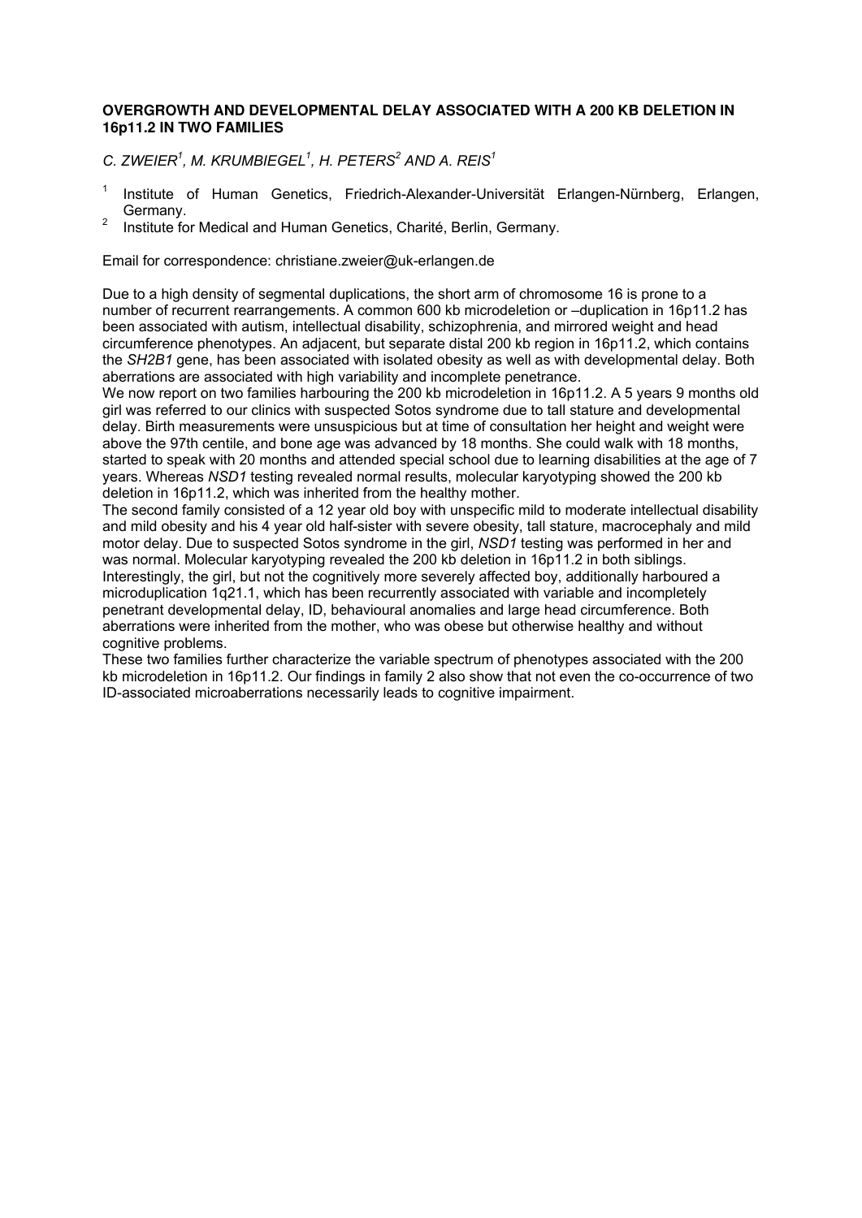**OVERGROWTH AND DEVELOPMENTAL DELAY ASSOCIATED WITH A 200 KB DELETION IN 16p11.2 IN TWO FAMILIES**

*C. ZWEIER[1], M. KRUMBIEGEL[1], H. PETERS[2] AND A. REIS[1]*

1. Institute of Human Genetics, Friedrich-Alexander-Universität Erlangen-Nürnberg, Erlangen, Germany.
2. Institute for Medical and Human Genetics, Charité, Berlin, Germany.

Email for correspondence: christiane.zweier@uk-erlangen.de

Due to a high density of segmental duplications, the short arm of chromosome 16 is prone to a number of recurrent rearrangements. A common 600 kb microdeletion or –duplication in 16p11.2 has been associated with autism, intellectual disability, schizophrenia, and mirrored weight and head circumference phenotypes. An adjacent, but separate distal 200 kb region in 16p11.2, which contains the *SH2B1* gene, has been associated with isolated obesity as well as with developmental delay. Both aberrations are associated with high variability and incomplete penetrance.

We now report on two families harbouring the 200 kb microdeletion in 16p11.2. A 5 years 9 months old girl was referred to our clinics with suspected Sotos syndrome due to tall stature and developmental delay. Birth measurements were unsuspicious but at time of consultation her height and weight were above the 97th centile, and bone age was advanced by 18 months. She could walk with 18 months, started to speak with 20 months and attended special school due to learning disabilities at the age of 7 years. Whereas *NSD1* testing revealed normal results, molecular karyotyping showed the 200 kb deletion in 16p11.2, which was inherited from the healthy mother.

The second family consisted of a 12 year old boy with unspecific mild to moderate intellectual disability and mild obesity and his 4 year old half-sister with severe obesity, tall stature, macrocephaly and mild motor delay. Due to suspected Sotos syndrome in the girl, *NSD1* testing was performed in her and was normal. Molecular karyotyping revealed the 200 kb deletion in 16p11.2 in both siblings. Interestingly, the girl, but not the cognitively more severely affected boy, additionally harboured a microduplication 1q21.1, which has been recurrently associated with variable and incompletely penetrant developmental delay, ID, behavioural anomalies and large head circumference. Both aberrations were inherited from the mother, who was obese but otherwise healthy and without cognitive problems.

These two families further characterize the variable spectrum of phenotypes associated with the 200 kb microdeletion in 16p11.2. Our findings in family 2 also show that not even the co-occurrence of two ID-associated microaberrations necessarily leads to cognitive impairment.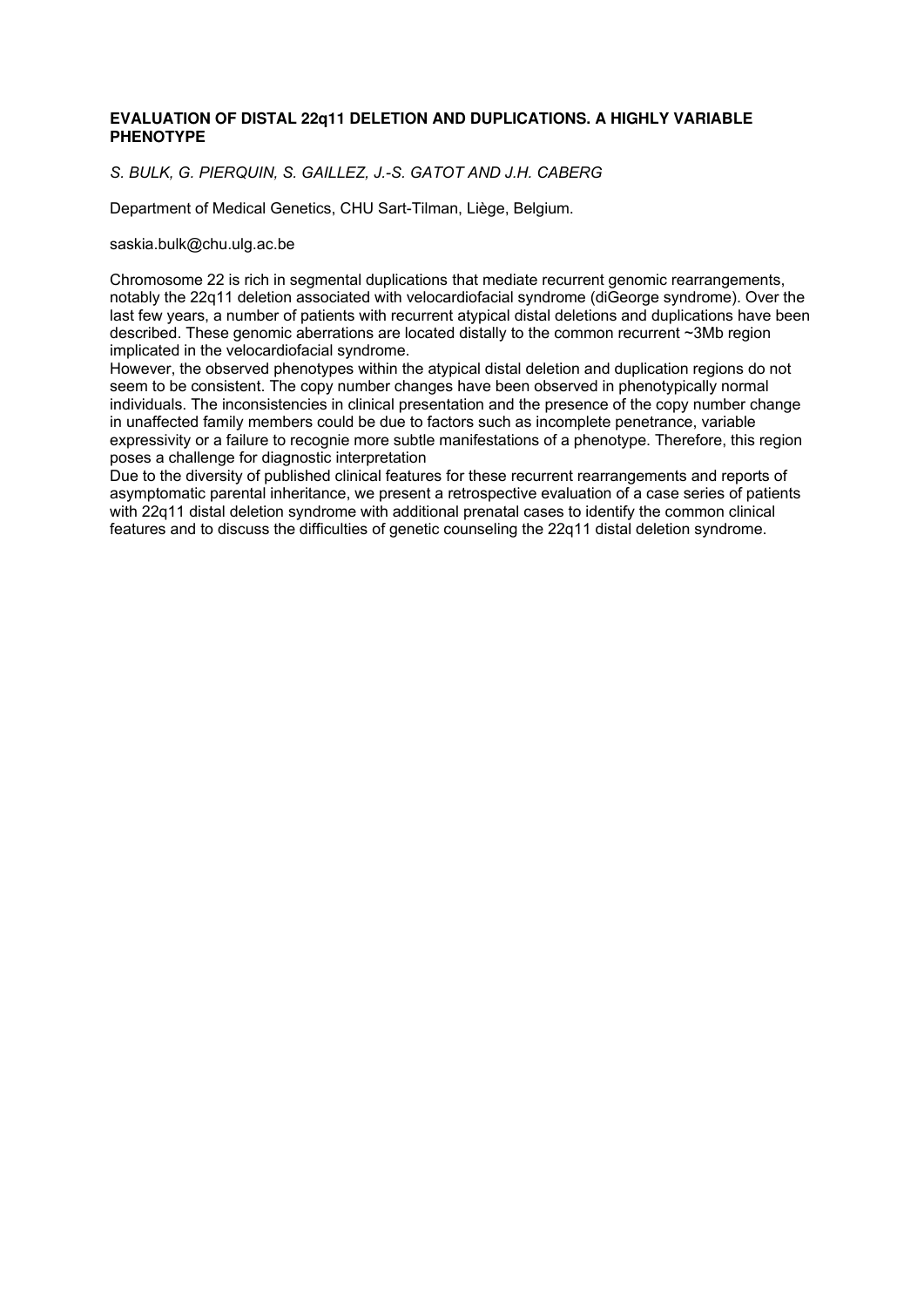## EVALUATION OF DISTAL 22q11 DELETION AND DUPLICATIONS. A HIGHLY VARIABLE PHENOTYPE

*S. BULK, G. PIERQUIN, S. GAILLEZ, J.-S. GATOT AND J.H. CABERG*

Department of Medical Genetics, CHU Sart-Tilman, Liège, Belgium.

saskia.bulk@chu.ulg.ac.be

Chromosome 22 is rich in segmental duplications that mediate recurrent genomic rearrangements, notably the 22q11 deletion associated with velocardiofacial syndrome (diGeorge syndrome). Over the last few years, a number of patients with recurrent atypical distal deletions and duplications have been described. These genomic aberrations are located distally to the common recurrent ~3Mb region implicated in the velocardiofacial syndrome.

However, the observed phenotypes within the atypical distal deletion and duplication regions do not seem to be consistent. The copy number changes have been observed in phenotypically normal individuals. The inconsistencies in clinical presentation and the presence of the copy number change in unaffected family members could be due to factors such as incomplete penetrance, variable expressivity or a failure to recognie more subtle manifestations of a phenotype. Therefore, this region poses a challenge for diagnostic interpretation

Due to the diversity of published clinical features for these recurrent rearrangements and reports of asymptomatic parental inheritance, we present a retrospective evaluation of a case series of patients with 22q11 distal deletion syndrome with additional prenatal cases to identify the common clinical features and to discuss the difficulties of genetic counseling the 22q11 distal deletion syndrome.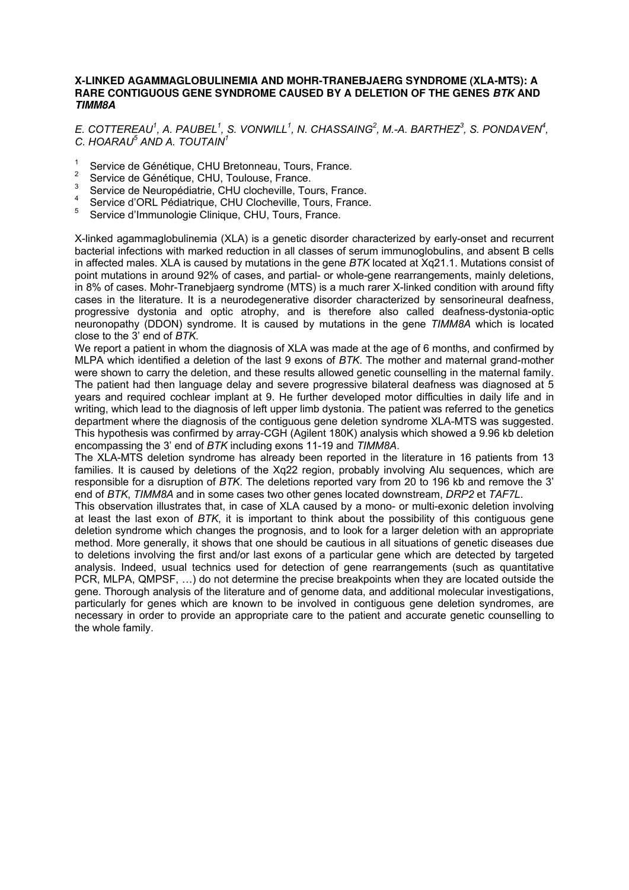### X-LINKED AGAMMAGLOBULINEMIA AND MOHR-TRANEBJAERG SYNDROME (XLA-MTS): A RARE CONTIGUOUS GENE SYNDROME CAUSED BY A DELETION OF THE GENES *BTK* AND *TIMM8A*

*E. COTTEREAU[1], A. PAUBEL[1], S. VONWILL[1], N. CHASSAING[2], M.-A. BARTHEZ[3], S. PONDAVEN[4], C. HOARAU[5] AND A. TOUTAIN[1]*

1. Service de Génétique, CHU Bretonneau, Tours, France.
2. Service de Génétique, CHU, Toulouse, France.
3. Service de Neuropédiatrie, CHU clocheville, Tours, France.
4. Service d'ORL Pédiatrique, CHU Clocheville, Tours, France.
5. Service d'Immunologie Clinique, CHU, Tours, France.

X-linked agammaglobulinemia (XLA) is a genetic disorder characterized by early-onset and recurrent bacterial infections with marked reduction in all classes of serum immunoglobulins, and absent B cells in affected males. XLA is caused by mutations in the gene *BTK* located at Xq21.1. Mutations consist of point mutations in around 92% of cases, and partial- or whole-gene rearrangements, mainly deletions, in 8% of cases. Mohr-Tranebjaerg syndrome (MTS) is a much rarer X-linked condition with around fifty cases in the literature. It is a neurodegenerative disorder characterized by sensorineural deafness, progressive dystonia and optic atrophy, and is therefore also called deafness-dystonia-optic neuronopathy (DDON) syndrome. It is caused by mutations in the gene *TIMM8A* which is located close to the 3' end of *BTK*.

We report a patient in whom the diagnosis of XLA was made at the age of 6 months, and confirmed by MLPA which identified a deletion of the last 9 exons of *BTK*. The mother and maternal grand-mother were shown to carry the deletion, and these results allowed genetic counselling in the maternal family. The patient had then language delay and severe progressive bilateral deafness was diagnosed at 5 years and required cochlear implant at 9. He further developed motor difficulties in daily life and in writing, which lead to the diagnosis of left upper limb dystonia. The patient was referred to the genetics department where the diagnosis of the contiguous gene deletion syndrome XLA-MTS was suggested. This hypothesis was confirmed by array-CGH (Agilent 180K) analysis which showed a 9.96 kb deletion encompassing the 3' end of *BTK* including exons 11-19 and *TIMM8A*.

The XLA-MTS deletion syndrome has already been reported in the literature in 16 patients from 13 families. It is caused by deletions of the Xq22 region, probably involving Alu sequences, which are responsible for a disruption of *BTK*. The deletions reported vary from 20 to 196 kb and remove the 3' end of *BTK*, *TIMM8A* and in some cases two other genes located downstream, *DRP2* et *TAF7L*.

This observation illustrates that, in case of XLA caused by a mono- or multi-exonic deletion involving at least the last exon of *BTK*, it is important to think about the possibility of this contiguous gene deletion syndrome which changes the prognosis, and to look for a larger deletion with an appropriate method. More generally, it shows that one should be cautious in all situations of genetic diseases due to deletions involving the first and/or last exons of a particular gene which are detected by targeted analysis. Indeed, usual technics used for detection of gene rearrangements (such as quantitative PCR, MLPA, QMPSF, …) do not determine the precise breakpoints when they are located outside the gene. Thorough analysis of the literature and of genome data, and additional molecular investigations, particularly for genes which are known to be involved in contiguous gene deletion syndromes, are necessary in order to provide an appropriate care to the patient and accurate genetic counselling to the whole family.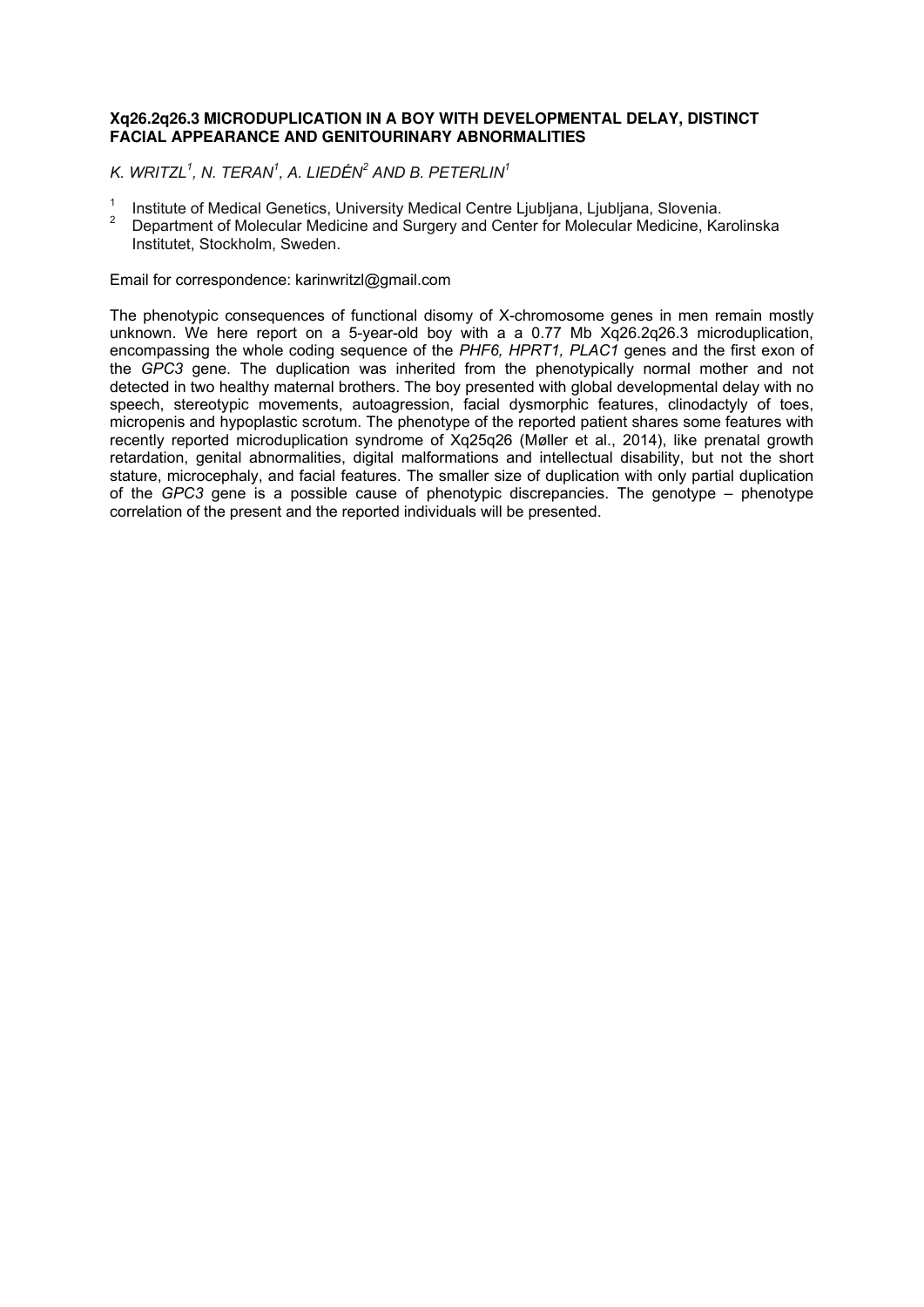### Xq26.2q26.3 MICRODUPLICATION IN A BOY WITH DEVELOPMENTAL DELAY, DISTINCT FACIAL APPEARANCE AND GENITOURINARY ABNORMALITIES

*K. WRITZL[1], N. TERAN[1], A. LIEDÉN[2] AND B. PETERLIN[1]*

[1] Institute of Medical Genetics, University Medical Centre Ljubljana, Ljubljana, Slovenia.
[2] Department of Molecular Medicine and Surgery and Center for Molecular Medicine, Karolinska Institutet, Stockholm, Sweden.

Email for correspondence: karinwritzl@gmail.com

The phenotypic consequences of functional disomy of X-chromosome genes in men remain mostly unknown. We here report on a 5-year-old boy with a a 0.77 Mb Xq26.2q26.3 microduplication, encompassing the whole coding sequence of the *PHF6, HPRT1, PLAC1* genes and the first exon of the *GPC3* gene. The duplication was inherited from the phenotypically normal mother and not detected in two healthy maternal brothers. The boy presented with global developmental delay with no speech, stereotypic movements, autoagression, facial dysmorphic features, clinodactyly of toes, micropenis and hypoplastic scrotum. The phenotype of the reported patient shares some features with recently reported microduplication syndrome of Xq25q26 (Møller et al., 2014), like prenatal growth retardation, genital abnormalities, digital malformations and intellectual disability, but not the short stature, microcephaly, and facial features. The smaller size of duplication with only partial duplication of the *GPC3* gene is a possible cause of phenotypic discrepancies. The genotype – phenotype correlation of the present and the reported individuals will be presented.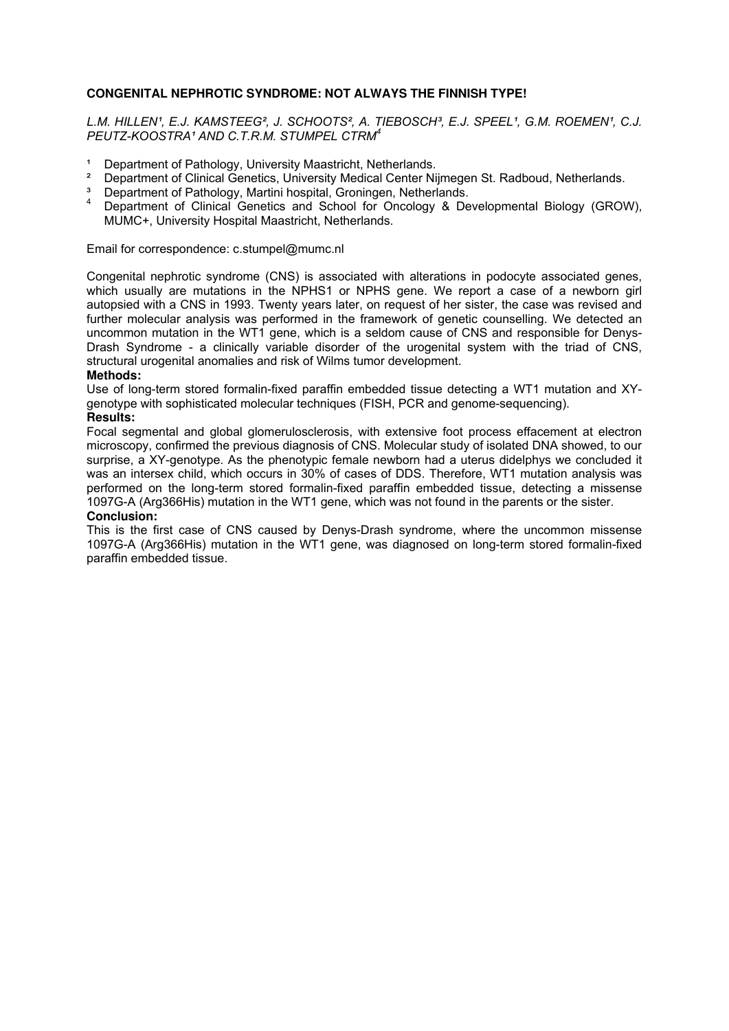**CONGENITAL NEPHROTIC SYNDROME: NOT ALWAYS THE FINNISH TYPE!**

*L.M. HILLEN[1], E.J. KAMSTEEG[2], J. SCHOOTS[2], A. TIEBOSCH[3], E.J. SPEEL[1], G.M. ROEMEN[1], C.J. PEUTZ-KOOSTRA[1] AND C.T.R.M. STUMPEL CTRM[4]*

[1] Department of Pathology, University Maastricht, Netherlands.
[2] Department of Clinical Genetics, University Medical Center Nijmegen St. Radboud, Netherlands.
[3] Department of Pathology, Martini hospital, Groningen, Netherlands.
[4] Department of Clinical Genetics and School for Oncology & Developmental Biology (GROW), MUMC+, University Hospital Maastricht, Netherlands.

Email for correspondence: c.stumpel@mumc.nl

Congenital nephrotic syndrome (CNS) is associated with alterations in podocyte associated genes, which usually are mutations in the NPHS1 or NPHS gene. We report a case of a newborn girl autopsied with a CNS in 1993. Twenty years later, on request of her sister, the case was revised and further molecular analysis was performed in the framework of genetic counselling. We detected an uncommon mutation in the WT1 gene, which is a seldom cause of CNS and responsible for Denys-Drash Syndrome - a clinically variable disorder of the urogenital system with the triad of CNS, structural urogenital anomalies and risk of Wilms tumor development.

**Methods:**

Use of long-term stored formalin-fixed paraffin embedded tissue detecting a WT1 mutation and XY-genotype with sophisticated molecular techniques (FISH, PCR and genome-sequencing).

**Results:**

Focal segmental and global glomerulosclerosis, with extensive foot process effacement at electron microscopy, confirmed the previous diagnosis of CNS. Molecular study of isolated DNA showed, to our surprise, a XY-genotype. As the phenotypic female newborn had a uterus didelphys we concluded it was an intersex child, which occurs in 30% of cases of DDS. Therefore, WT1 mutation analysis was performed on the long-term stored formalin-fixed paraffin embedded tissue, detecting a missense 1097G-A (Arg366His) mutation in the WT1 gene, which was not found in the parents or the sister.

**Conclusion:**

This is the first case of CNS caused by Denys-Drash syndrome, where the uncommon missense 1097G-A (Arg366His) mutation in the WT1 gene, was diagnosed on long-term stored formalin-fixed paraffin embedded tissue.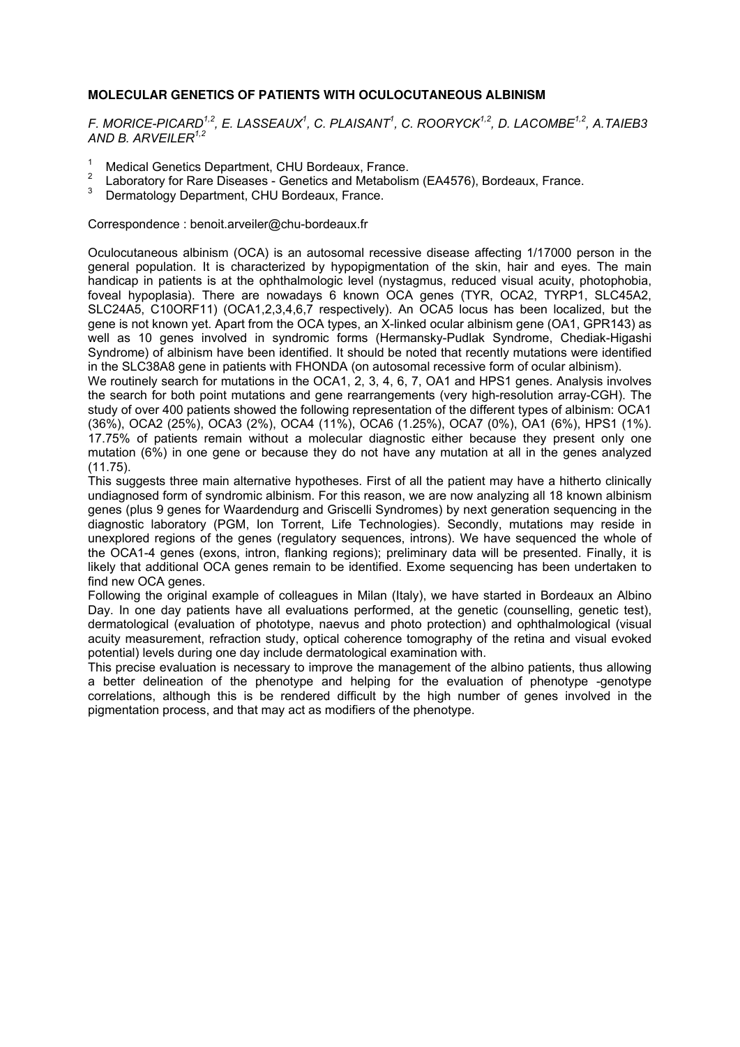**MOLECULAR GENETICS OF PATIENTS WITH OCULOCUTANEOUS ALBINISM**

*F. MORICE-PICARD[1,2], E. LASSEAUX[1], C. PLAISANT[1], C. ROORYCK[1,2], D. LACOMBE[1,2], A.TAIEB3 AND B. ARVEILER[1,2]*

1. Medical Genetics Department, CHU Bordeaux, France.
2. Laboratory for Rare Diseases - Genetics and Metabolism (EA4576), Bordeaux, France.
3. Dermatology Department, CHU Bordeaux, France.

Correspondence : benoit.arveiler@chu-bordeaux.fr

Oculocutaneous albinism (OCA) is an autosomal recessive disease affecting 1/17000 person in the general population. It is characterized by hypopigmentation of the skin, hair and eyes. The main handicap in patients is at the ophthalmologic level (nystagmus, reduced visual acuity, photophobia, foveal hypoplasia). There are nowadays 6 known OCA genes (TYR, OCA2, TYRP1, SLC45A2, SLC24A5, C10ORF11) (OCA1,2,3,4,6,7 respectively). An OCA5 locus has been localized, but the gene is not known yet. Apart from the OCA types, an X-linked ocular albinism gene (OA1, GPR143) as well as 10 genes involved in syndromic forms (Hermansky-Pudlak Syndrome, Chediak-Higashi Syndrome) of albinism have been identified. It should be noted that recently mutations were identified in the SLC38A8 gene in patients with FHONDA (on autosomal recessive form of ocular albinism).

We routinely search for mutations in the OCA1, 2, 3, 4, 6, 7, OA1 and HPS1 genes. Analysis involves the search for both point mutations and gene rearrangements (very high-resolution array-CGH). The study of over 400 patients showed the following representation of the different types of albinism: OCA1 (36%), OCA2 (25%), OCA3 (2%), OCA4 (11%), OCA6 (1.25%), OCA7 (0%), OA1 (6%), HPS1 (1%). 17.75% of patients remain without a molecular diagnostic either because they present only one mutation (6%) in one gene or because they do not have any mutation at all in the genes analyzed (11.75).

This suggests three main alternative hypotheses. First of all the patient may have a hitherto clinically undiagnosed form of syndromic albinism. For this reason, we are now analyzing all 18 known albinism genes (plus 9 genes for Waardendurg and Griscelli Syndromes) by next generation sequencing in the diagnostic laboratory (PGM, Ion Torrent, Life Technologies). Secondly, mutations may reside in unexplored regions of the genes (regulatory sequences, introns). We have sequenced the whole of the OCA1-4 genes (exons, intron, flanking regions); preliminary data will be presented. Finally, it is likely that additional OCA genes remain to be identified. Exome sequencing has been undertaken to find new OCA genes.

Following the original example of colleagues in Milan (Italy), we have started in Bordeaux an Albino Day. In one day patients have all evaluations performed, at the genetic (counselling, genetic test), dermatological (evaluation of phototype, naevus and photo protection) and ophthalmological (visual acuity measurement, refraction study, optical coherence tomography of the retina and visual evoked potential) levels during one day include dermatological examination with.

This precise evaluation is necessary to improve the management of the albino patients, thus allowing a better delineation of the phenotype and helping for the evaluation of phenotype -genotype correlations, although this is be rendered difficult by the high number of genes involved in the pigmentation process, and that may act as modifiers of the phenotype.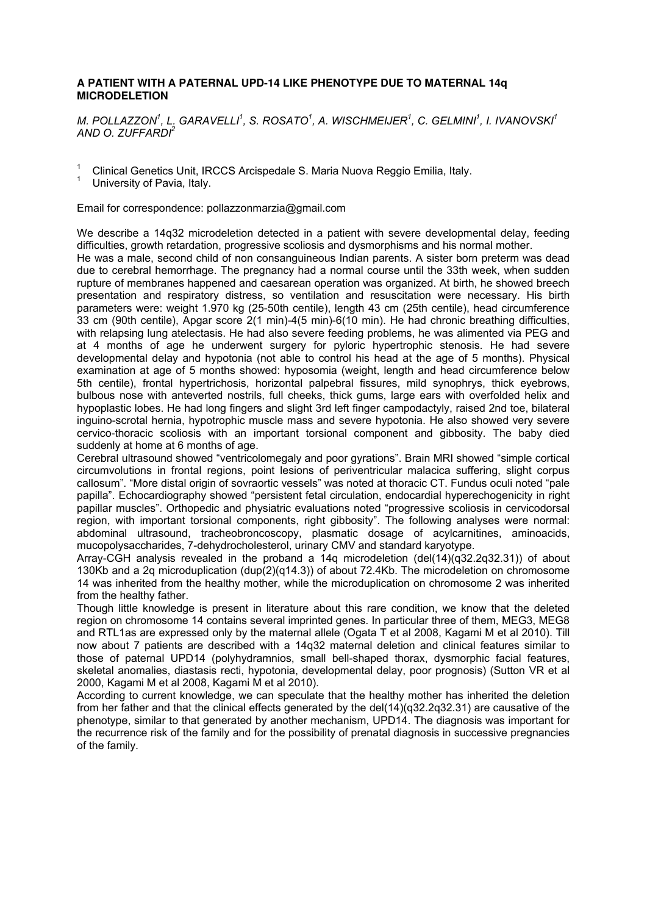**A PATIENT WITH A PATERNAL UPD-14 LIKE PHENOTYPE DUE TO MATERNAL 14q MICRODELETION**

*M. POLLAZZON[1], L. GARAVELLI[1], S. ROSATO[1], A. WISCHMEIJER[1], C. GELMINI[1], I. IVANOVSKI[1] AND O. ZUFFARDI[2]*

[1] Clinical Genetics Unit, IRCCS Arcispedale S. Maria Nuova Reggio Emilia, Italy.
[1] University of Pavia, Italy.

Email for correspondence: pollazzonmarzia@gmail.com

We describe a 14q32 microdeletion detected in a patient with severe developmental delay, feeding difficulties, growth retardation, progressive scoliosis and dysmorphisms and his normal mother.

He was a male, second child of non consanguineous Indian parents. A sister born preterm was dead due to cerebral hemorrhage. The pregnancy had a normal course until the 33th week, when sudden rupture of membranes happened and caesarean operation was organized. At birth, he showed breech presentation and respiratory distress, so ventilation and resuscitation were necessary. His birth parameters were: weight 1.970 kg (25-50th centile), length 43 cm (25th centile), head circumference 33 cm (90th centile), Apgar score 2(1 min)-4(5 min)-6(10 min). He had chronic breathing difficulties, with relapsing lung atelectasis. He had also severe feeding problems, he was alimented via PEG and at 4 months of age he underwent surgery for pyloric hypertrophic stenosis. He had severe developmental delay and hypotonia (not able to control his head at the age of 5 months). Physical examination at age of 5 months showed: hyposomia (weight, length and head circumference below 5th centile), frontal hypertrichosis, horizontal palpebral fissures, mild synophrys, thick eyebrows, bulbous nose with anteverted nostrils, full cheeks, thick gums, large ears with overfolded helix and hypoplastic lobes. He had long fingers and slight 3rd left finger campodactyly, raised 2nd toe, bilateral inguino-scrotal hernia, hypotrophic muscle mass and severe hypotonia. He also showed very severe cervico-thoracic scoliosis with an important torsional component and gibbosity. The baby died suddenly at home at 6 months of age.

Cerebral ultrasound showed "ventricolomegaly and poor gyrations". Brain MRI showed "simple cortical circumvolutions in frontal regions, point lesions of periventricular malacica suffering, slight corpus callosum". "More distal origin of sovraortic vessels" was noted at thoracic CT. Fundus oculi noted "pale papilla". Echocardiography showed "persistent fetal circulation, endocardial hyperechogenicity in right papillar muscles". Orthopedic and physiatric evaluations noted "progressive scoliosis in cervicodorsal region, with important torsional components, right gibbosity". The following analyses were normal: abdominal ultrasound, tracheobroncoscopy, plasmatic dosage of acylcarnitines, aminoacids, mucopolysaccharides, 7-dehydrocholesterol, urinary CMV and standard karyotype.

Array-CGH analysis revealed in the proband a 14q microdeletion (del(14)(q32.2q32.31)) of about 130Kb and a 2q microduplication (dup(2)(q14.3)) of about 72.4Kb. The microdeletion on chromosome 14 was inherited from the healthy mother, while the microduplication on chromosome 2 was inherited from the healthy father.

Though little knowledge is present in literature about this rare condition, we know that the deleted region on chromosome 14 contains several imprinted genes. In particular three of them, MEG3, MEG8 and RTL1as are expressed only by the maternal allele (Ogata T et al 2008, Kagami M et al 2010). Till now about 7 patients are described with a 14q32 maternal deletion and clinical features similar to those of paternal UPD14 (polyhydramnios, small bell-shaped thorax, dysmorphic facial features, skeletal anomalies, diastasis recti, hypotonia, developmental delay, poor prognosis) (Sutton VR et al 2000, Kagami M et al 2008, Kagami M et al 2010).

According to current knowledge, we can speculate that the healthy mother has inherited the deletion from her father and that the clinical effects generated by the del(14)(q32.2q32.31) are causative of the phenotype, similar to that generated by another mechanism, UPD14. The diagnosis was important for the recurrence risk of the family and for the possibility of prenatal diagnosis in successive pregnancies of the family.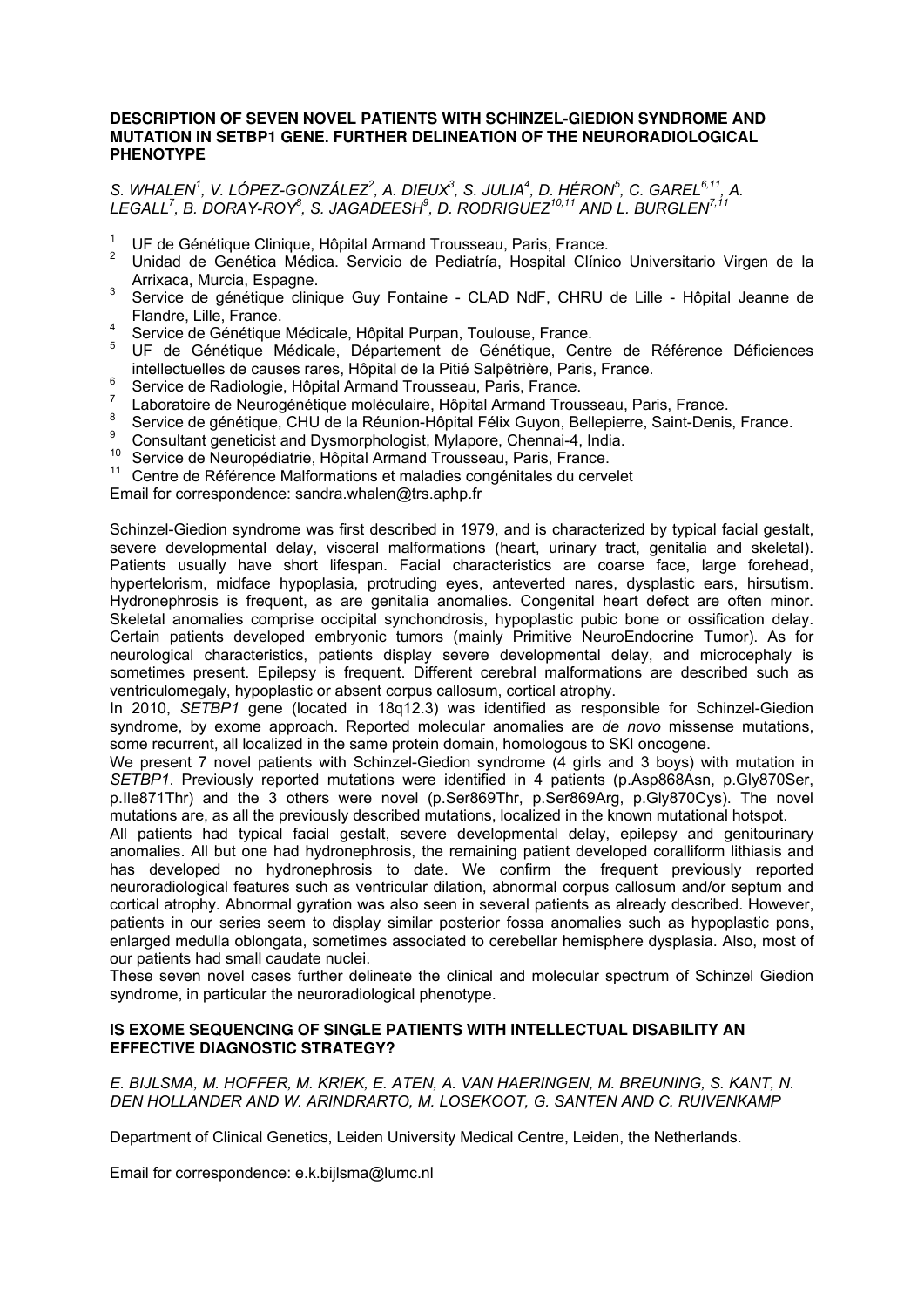### DESCRIPTION OF SEVEN NOVEL PATIENTS WITH SCHINZEL-GIEDION SYNDROME AND MUTATION IN SETBP1 GENE. FURTHER DELINEATION OF THE NEURORADIOLOGICAL PHENOTYPE

*S. WHALEN[1], V. LÓPEZ-GONZÁLEZ[2], A. DIEUX[3], S. JULIA[4], D. HÉRON[5], C. GAREL[6,11], A. LEGALL[7], B. DORAY-ROY[8], S. JAGADEESH[9], D. RODRIGUEZ[10,11] AND L. BURGLEN[7,11]*

1. UF de Génétique Clinique, Hôpital Armand Trousseau, Paris, France.
2. Unidad de Genética Médica. Servicio de Pediatría, Hospital Clínico Universitario Virgen de la Arrixaca, Murcia, Espagne.
3. Service de génétique clinique Guy Fontaine - CLAD NdF, CHRU de Lille - Hôpital Jeanne de Flandre, Lille, France.
4. Service de Génétique Médicale, Hôpital Purpan, Toulouse, France.
5. UF de Génétique Médicale, Département de Génétique, Centre de Référence Déficiences intellectuelles de causes rares, Hôpital de la Pitié Salpêtrière, Paris, France.
6. Service de Radiologie, Hôpital Armand Trousseau, Paris, France.
7. Laboratoire de Neurogénétique moléculaire, Hôpital Armand Trousseau, Paris, France.
8. Service de génétique, CHU de la Réunion-Hôpital Félix Guyon, Bellepierre, Saint-Denis, France.
9. Consultant geneticist and Dysmorphologist, Mylapore, Chennai-4, India.
10. Service de Neuropédiatrie, Hôpital Armand Trousseau, Paris, France.
11. Centre de Référence Malformations et maladies congénitales du cervelet

Email for correspondence: sandra.whalen@trs.aphp.fr

Schinzel-Giedion syndrome was first described in 1979, and is characterized by typical facial gestalt, severe developmental delay, visceral malformations (heart, urinary tract, genitalia and skeletal). Patients usually have short lifespan. Facial characteristics are coarse face, large forehead, hypertelorism, midface hypoplasia, protruding eyes, anteverted nares, dysplastic ears, hirsutism. Hydronephrosis is frequent, as are genitalia anomalies. Congenital heart defect are often minor. Skeletal anomalies comprise occipital synchondrosis, hypoplastic pubic bone or ossification delay. Certain patients developed embryonic tumors (mainly Primitive NeuroEndocrine Tumor). As for neurological characteristics, patients display severe developmental delay, and microcephaly is sometimes present. Epilepsy is frequent. Different cerebral malformations are described such as ventriculomegaly, hypoplastic or absent corpus callosum, cortical atrophy.

In 2010, *SETBP1* gene (located in 18q12.3) was identified as responsible for Schinzel-Giedion syndrome, by exome approach. Reported molecular anomalies are *de novo* missense mutations, some recurrent, all localized in the same protein domain, homologous to SKI oncogene.

We present 7 novel patients with Schinzel-Giedion syndrome (4 girls and 3 boys) with mutation in *SETBP1*. Previously reported mutations were identified in 4 patients (p.Asp868Asn, p.Gly870Ser, p.Ile871Thr) and the 3 others were novel (p.Ser869Thr, p.Ser869Arg, p.Gly870Cys). The novel mutations are, as all the previously described mutations, localized in the known mutational hotspot.

All patients had typical facial gestalt, severe developmental delay, epilepsy and genitourinary anomalies. All but one had hydronephrosis, the remaining patient developed coralliform lithiasis and has developed no hydronephrosis to date. We confirm the frequent previously reported neuroradiological features such as ventricular dilation, abnormal corpus callosum and/or septum and cortical atrophy. Abnormal gyration was also seen in several patients as already described. However, patients in our series seem to display similar posterior fossa anomalies such as hypoplastic pons, enlarged medulla oblongata, sometimes associated to cerebellar hemisphere dysplasia. Also, most of our patients had small caudate nuclei.

These seven novel cases further delineate the clinical and molecular spectrum of Schinzel Giedion syndrome, in particular the neuroradiological phenotype.

### IS EXOME SEQUENCING OF SINGLE PATIENTS WITH INTELLECTUAL DISABILITY AN EFFECTIVE DIAGNOSTIC STRATEGY?

*E. BIJLSMA, M. HOFFER, M. KRIEK, E. ATEN, A. VAN HAERINGEN, M. BREUNING, S. KANT, N. DEN HOLLANDER AND W. ARINDRARTO, M. LOSEKOOT, G. SANTEN AND C. RUIVENKAMP*

Department of Clinical Genetics, Leiden University Medical Centre, Leiden, the Netherlands.

Email for correspondence: e.k.bijlsma@lumc.nl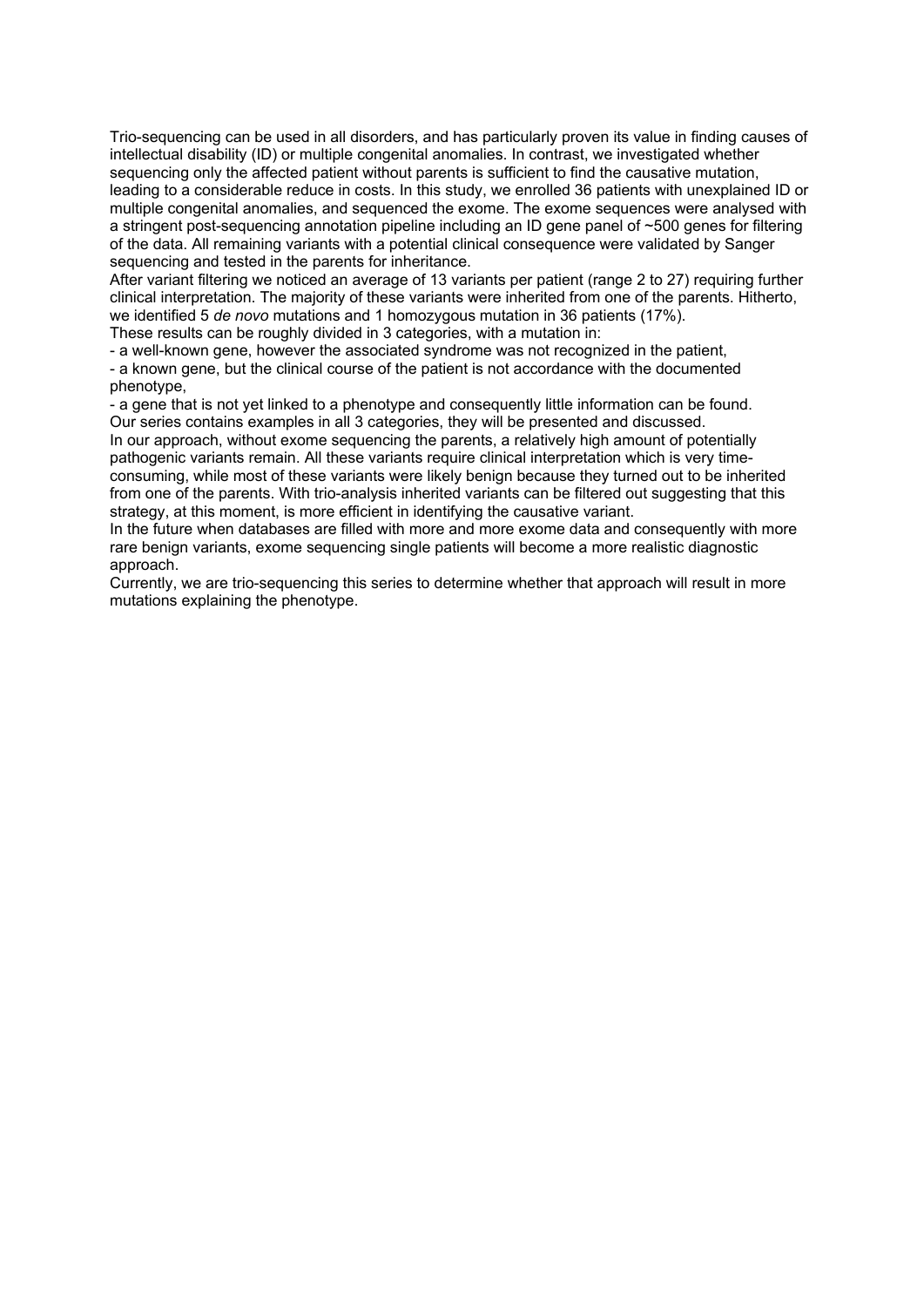Trio-sequencing can be used in all disorders, and has particularly proven its value in finding causes of intellectual disability (ID) or multiple congenital anomalies. In contrast, we investigated whether sequencing only the affected patient without parents is sufficient to find the causative mutation, leading to a considerable reduce in costs. In this study, we enrolled 36 patients with unexplained ID or multiple congenital anomalies, and sequenced the exome. The exome sequences were analysed with a stringent post-sequencing annotation pipeline including an ID gene panel of ~500 genes for filtering of the data. All remaining variants with a potential clinical consequence were validated by Sanger sequencing and tested in the parents for inheritance.

After variant filtering we noticed an average of 13 variants per patient (range 2 to 27) requiring further clinical interpretation. The majority of these variants were inherited from one of the parents. Hitherto, we identified 5 *de novo* mutations and 1 homozygous mutation in 36 patients (17%).

These results can be roughly divided in 3 categories, with a mutation in:

- a well-known gene, however the associated syndrome was not recognized in the patient,
- a known gene, but the clinical course of the patient is not accordance with the documented phenotype,
- a gene that is not yet linked to a phenotype and consequently little information can be found.

Our series contains examples in all 3 categories, they will be presented and discussed.

In our approach, without exome sequencing the parents, a relatively high amount of potentially pathogenic variants remain. All these variants require clinical interpretation which is very time-consuming, while most of these variants were likely benign because they turned out to be inherited from one of the parents. With trio-analysis inherited variants can be filtered out suggesting that this strategy, at this moment, is more efficient in identifying the causative variant.

In the future when databases are filled with more and more exome data and consequently with more rare benign variants, exome sequencing single patients will become a more realistic diagnostic approach.

Currently, we are trio-sequencing this series to determine whether that approach will result in more mutations explaining the phenotype.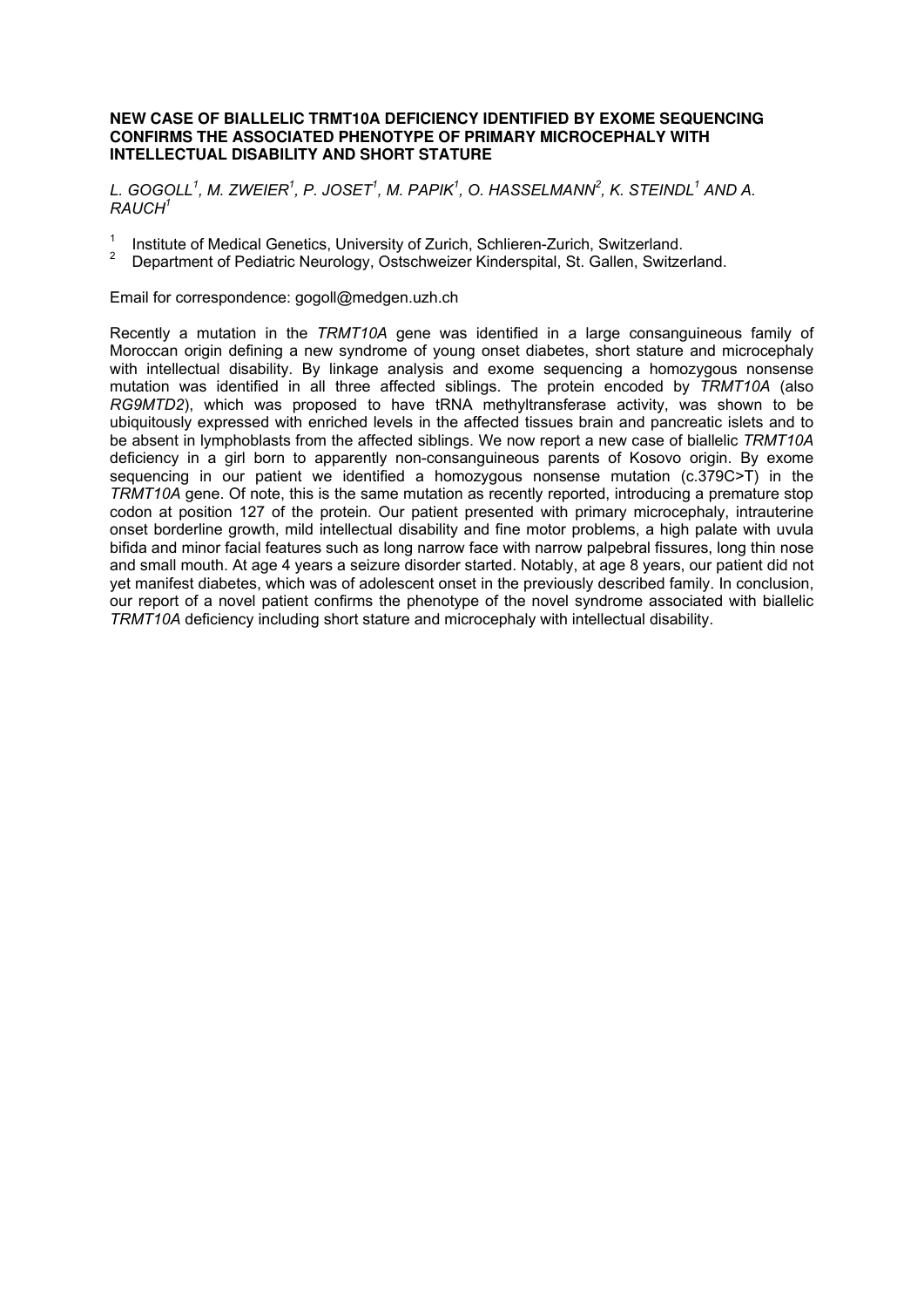**NEW CASE OF BIALLELIC TRMT10A DEFICIENCY IDENTIFIED BY EXOME SEQUENCING CONFIRMS THE ASSOCIATED PHENOTYPE OF PRIMARY MICROCEPHALY WITH INTELLECTUAL DISABILITY AND SHORT STATURE**

*L. GOGOLL[1], M. ZWEIER[1], P. JOSET[1], M. PAPIK[1], O. HASSELMANN[2], K. STEINDL[1] AND A. RAUCH[1]*

[1] Institute of Medical Genetics, University of Zurich, Schlieren-Zurich, Switzerland.
[2] Department of Pediatric Neurology, Ostschweizer Kinderspital, St. Gallen, Switzerland.

Email for correspondence: gogoll@medgen.uzh.ch

Recently a mutation in the *TRMT10A* gene was identified in a large consanguineous family of Moroccan origin defining a new syndrome of young onset diabetes, short stature and microcephaly with intellectual disability. By linkage analysis and exome sequencing a homozygous nonsense mutation was identified in all three affected siblings. The protein encoded by *TRMT10A* (also *RG9MTD2*), which was proposed to have tRNA methyltransferase activity, was shown to be ubiquitously expressed with enriched levels in the affected tissues brain and pancreatic islets and to be absent in lymphoblasts from the affected siblings. We now report a new case of biallelic *TRMT10A* deficiency in a girl born to apparently non-consanguineous parents of Kosovo origin. By exome sequencing in our patient we identified a homozygous nonsense mutation (c.379C>T) in the *TRMT10A* gene. Of note, this is the same mutation as recently reported, introducing a premature stop codon at position 127 of the protein. Our patient presented with primary microcephaly, intrauterine onset borderline growth, mild intellectual disability and fine motor problems, a high palate with uvula bifida and minor facial features such as long narrow face with narrow palpebral fissures, long thin nose and small mouth. At age 4 years a seizure disorder started. Notably, at age 8 years, our patient did not yet manifest diabetes, which was of adolescent onset in the previously described family. In conclusion, our report of a novel patient confirms the phenotype of the novel syndrome associated with biallelic *TRMT10A* deficiency including short stature and microcephaly with intellectual disability.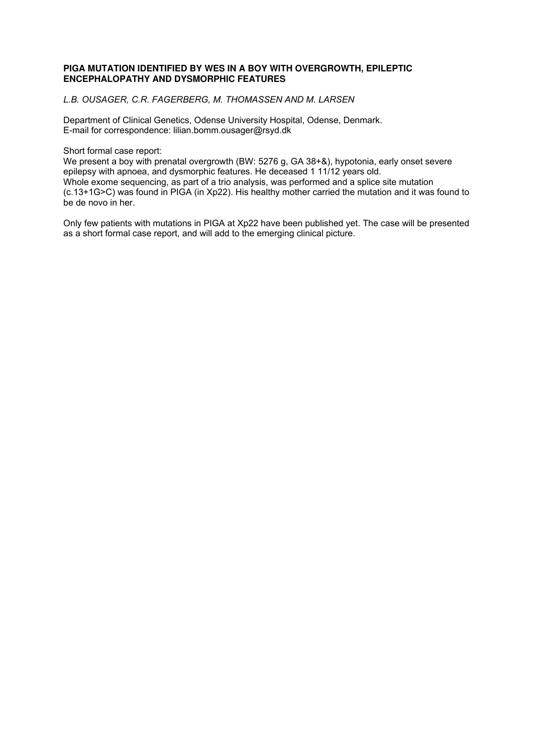**PIGA MUTATION IDENTIFIED BY WES IN A BOY WITH OVERGROWTH, EPILEPTIC ENCEPHALOPATHY AND DYSMORPHIC FEATURES**

*L.B. OUSAGER, C.R. FAGERBERG, M. THOMASSEN AND M. LARSEN*

Department of Clinical Genetics, Odense University Hospital, Odense, Denmark.
E-mail for correspondence: lilian.bomm.ousager@rsyd.dk

Short formal case report:
We present a boy with prenatal overgrowth (BW: 5276 g, GA 38+&), hypotonia, early onset severe epilepsy with apnoea, and dysmorphic features. He deceased 1 11/12 years old.
Whole exome sequencing, as part of a trio analysis, was performed and a splice site mutation (c.13+1G>C) was found in PIGA (in Xp22). His healthy mother carried the mutation and it was found to be de novo in her.

Only few patients with mutations in PIGA at Xp22 have been published yet. The case will be presented as a short formal case report, and will add to the emerging clinical picture.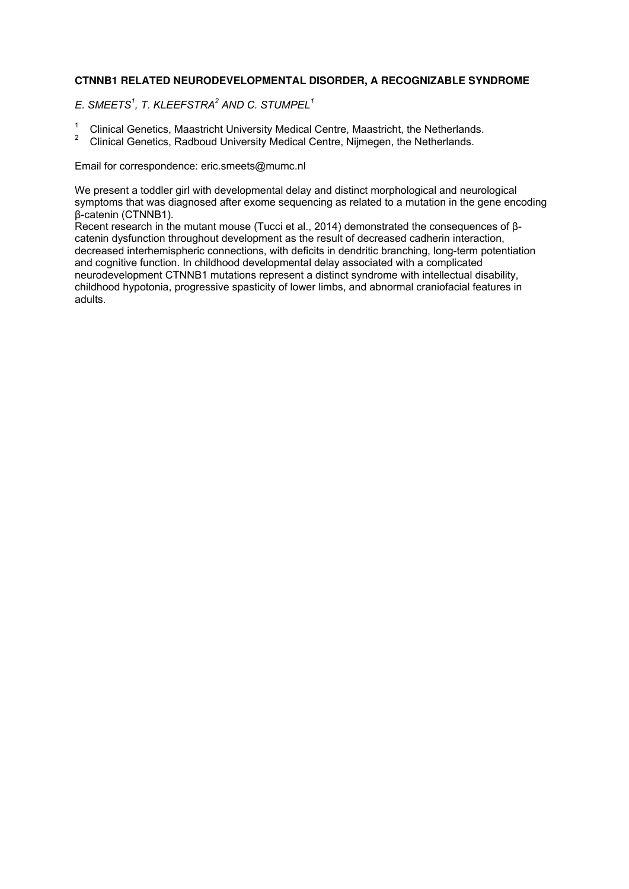**CTNNB1 RELATED NEURODEVELOPMENTAL DISORDER, A RECOGNIZABLE SYNDROME**

*E. SMEETS[1], T. KLEEFSTRA[2] AND C. STUMPEL[1]*

[1] Clinical Genetics, Maastricht University Medical Centre, Maastricht, the Netherlands.
[2] Clinical Genetics, Radboud University Medical Centre, Nijmegen, the Netherlands.

Email for correspondence: eric.smeets@mumc.nl

We present a toddler girl with developmental delay and distinct morphological and neurological symptoms that was diagnosed after exome sequencing as related to a mutation in the gene encoding β-catenin (CTNNB1).
Recent research in the mutant mouse (Tucci et al., 2014) demonstrated the consequences of β-catenin dysfunction throughout development as the result of decreased cadherin interaction, decreased interhemispheric connections, with deficits in dendritic branching, long-term potentiation and cognitive function. In childhood developmental delay associated with a complicated neurodevelopment CTNNB1 mutations represent a distinct syndrome with intellectual disability, childhood hypotonia, progressive spasticity of lower limbs, and abnormal craniofacial features in adults.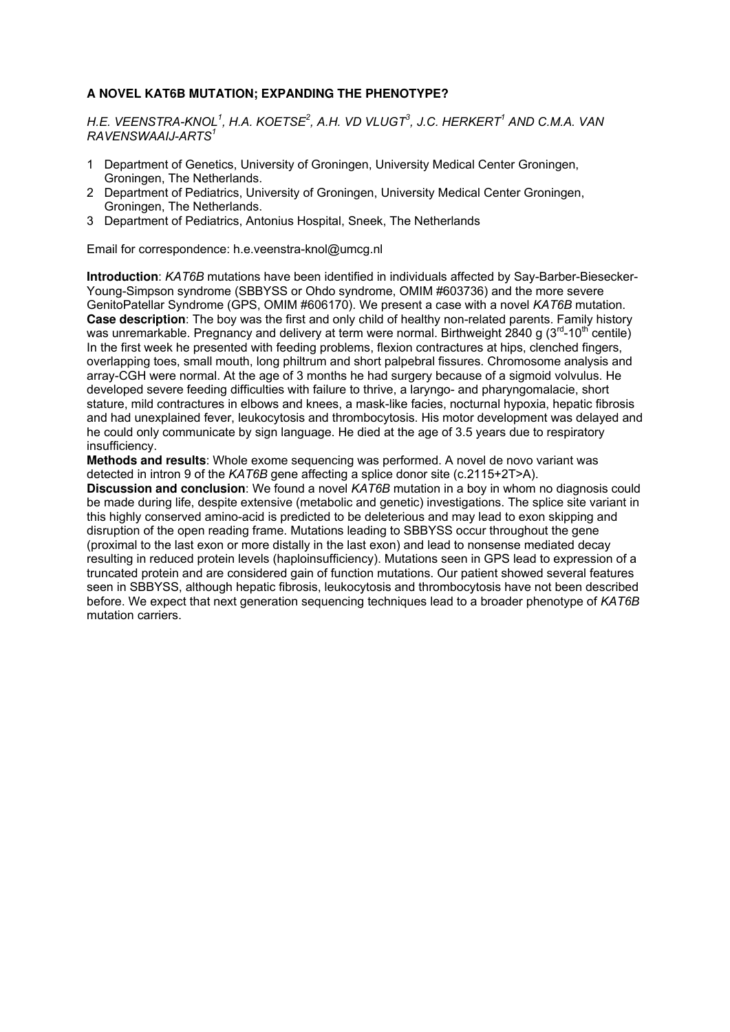## A NOVEL KAT6B MUTATION; EXPANDING THE PHENOTYPE?

*H.E. VEENSTRA-KNOL[1], H.A. KOETSE[2], A.H. VD VLUGT[3], J.C. HERKERT[1] AND C.M.A. VAN RAVENSWAAIJ-ARTS[1]*

1 Department of Genetics, University of Groningen, University Medical Center Groningen, Groningen, The Netherlands.
2 Department of Pediatrics, University of Groningen, University Medical Center Groningen, Groningen, The Netherlands.
3 Department of Pediatrics, Antonius Hospital, Sneek, The Netherlands

Email for correspondence: h.e.veenstra-knol@umcg.nl

**Introduction**: *KAT6B* mutations have been identified in individuals affected by Say-Barber-Biesecker-Young-Simpson syndrome (SBBYSS or Ohdo syndrome, OMIM #603736) and the more severe GenitoPatellar Syndrome (GPS, OMIM #606170). We present a case with a novel *KAT6B* mutation.
**Case description**: The boy was the first and only child of healthy non-related parents. Family history was unremarkable. Pregnancy and delivery at term were normal. Birthweight 2840 g (3rd-10th centile) In the first week he presented with feeding problems, flexion contractures at hips, clenched fingers, overlapping toes, small mouth, long philtrum and short palpebral fissures. Chromosome analysis and array-CGH were normal. At the age of 3 months he had surgery because of a sigmoid volvulus. He developed severe feeding difficulties with failure to thrive, a laryngo- and pharyngomalacie, short stature, mild contractures in elbows and knees, a mask-like facies, nocturnal hypoxia, hepatic fibrosis and had unexplained fever, leukocytosis and thrombocytosis. His motor development was delayed and he could only communicate by sign language. He died at the age of 3.5 years due to respiratory insufficiency.
**Methods and results**: Whole exome sequencing was performed. A novel de novo variant was detected in intron 9 of the *KAT6B* gene affecting a splice donor site (c.2115+2T>A).
**Discussion and conclusion**: We found a novel *KAT6B* mutation in a boy in whom no diagnosis could be made during life, despite extensive (metabolic and genetic) investigations. The splice site variant in this highly conserved amino-acid is predicted to be deleterious and may lead to exon skipping and disruption of the open reading frame. Mutations leading to SBBYSS occur throughout the gene (proximal to the last exon or more distally in the last exon) and lead to nonsense mediated decay resulting in reduced protein levels (haploinsufficiency). Mutations seen in GPS lead to expression of a truncated protein and are considered gain of function mutations. Our patient showed several features seen in SBBYSS, although hepatic fibrosis, leukocytosis and thrombocytosis have not been described before. We expect that next generation sequencing techniques lead to a broader phenotype of *KAT6B* mutation carriers.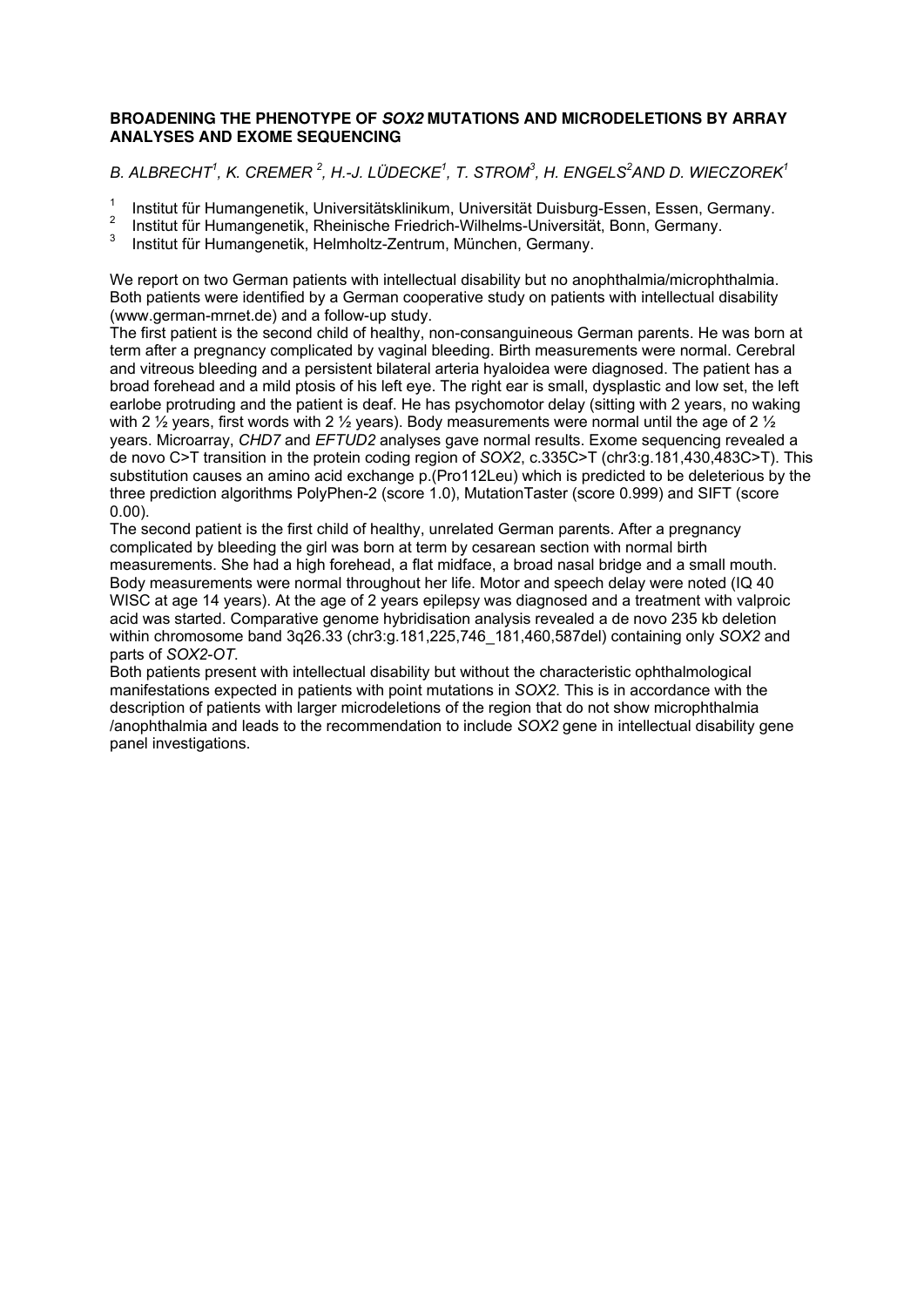**BROADENING THE PHENOTYPE OF *SOX2* MUTATIONS AND MICRODELETIONS BY ARRAY ANALYSES AND EXOME SEQUENCING**

*B. ALBRECHT[1], K. CREMER [2], H.-J. LÜDECKE[1], T. STROM[3], H. ENGELS[2] AND D. WIECZOREK[1]*

[1] Institut für Humangenetik, Universitätsklinikum, Universität Duisburg-Essen, Essen, Germany.
[2] Institut für Humangenetik, Rheinische Friedrich-Wilhelms-Universität, Bonn, Germany.
[3] Institut für Humangenetik, Helmholtz-Zentrum, München, Germany.

We report on two German patients with intellectual disability but no anophthalmia/microphthalmia. Both patients were identified by a German cooperative study on patients with intellectual disability (www.german-mrnet.de) and a follow-up study.
The first patient is the second child of healthy, non-consanguineous German parents. He was born at term after a pregnancy complicated by vaginal bleeding. Birth measurements were normal. Cerebral and vitreous bleeding and a persistent bilateral arteria hyaloidea were diagnosed. The patient has a broad forehead and a mild ptosis of his left eye. The right ear is small, dysplastic and low set, the left earlobe protruding and the patient is deaf. He has psychomotor delay (sitting with 2 years, no waking with 2 ½ years, first words with 2 ½ years). Body measurements were normal until the age of 2 ½ years. Microarray, *CHD7* and *EFTUD2* analyses gave normal results. Exome sequencing revealed a de novo C>T transition in the protein coding region of *SOX2*, c.335C>T (chr3:g.181,430,483C>T). This substitution causes an amino acid exchange p.(Pro112Leu) which is predicted to be deleterious by the three prediction algorithms PolyPhen-2 (score 1.0), MutationTaster (score 0.999) and SIFT (score 0.00).
The second patient is the first child of healthy, unrelated German parents. After a pregnancy complicated by bleeding the girl was born at term by cesarean section with normal birth measurements. She had a high forehead, a flat midface, a broad nasal bridge and a small mouth. Body measurements were normal throughout her life. Motor and speech delay were noted (IQ 40 WISC at age 14 years). At the age of 2 years epilepsy was diagnosed and a treatment with valproic acid was started. Comparative genome hybridisation analysis revealed a de novo 235 kb deletion within chromosome band 3q26.33 (chr3:g.181,225,746_181,460,587del) containing only *SOX2* and parts of *SOX2-OT*.
Both patients present with intellectual disability but without the characteristic ophthalmological manifestations expected in patients with point mutations in *SOX2*. This is in accordance with the description of patients with larger microdeletions of the region that do not show microphthalmia /anophthalmia and leads to the recommendation to include *SOX2* gene in intellectual disability gene panel investigations.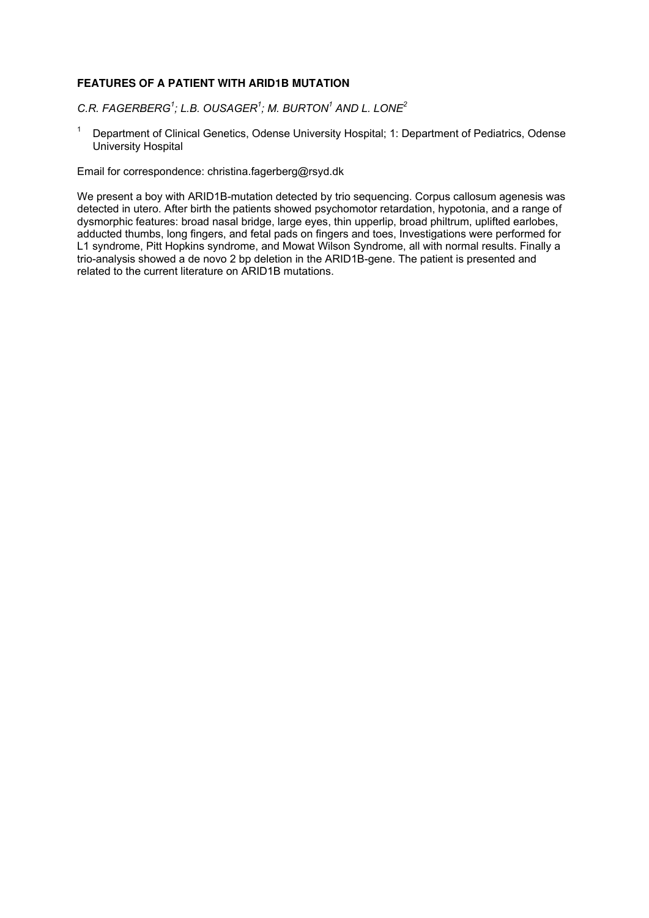**FEATURES OF A PATIENT WITH ARID1B MUTATION**

*C.R. FAGERBERG[1]; L.B. OUSAGER[1]; M. BURTON[1] AND L. LONE[2]*

[1] Department of Clinical Genetics, Odense University Hospital; 1: Department of Pediatrics, Odense University Hospital

Email for correspondence: christina.fagerberg@rsyd.dk

We present a boy with ARID1B-mutation detected by trio sequencing. Corpus callosum agenesis was detected in utero. After birth the patients showed psychomotor retardation, hypotonia, and a range of dysmorphic features: broad nasal bridge, large eyes, thin upperlip, broad philtrum, uplifted earlobes, adducted thumbs, long fingers, and fetal pads on fingers and toes, Investigations were performed for L1 syndrome, Pitt Hopkins syndrome, and Mowat Wilson Syndrome, all with normal results. Finally a trio-analysis showed a de novo 2 bp deletion in the ARID1B-gene. The patient is presented and related to the current literature on ARID1B mutations.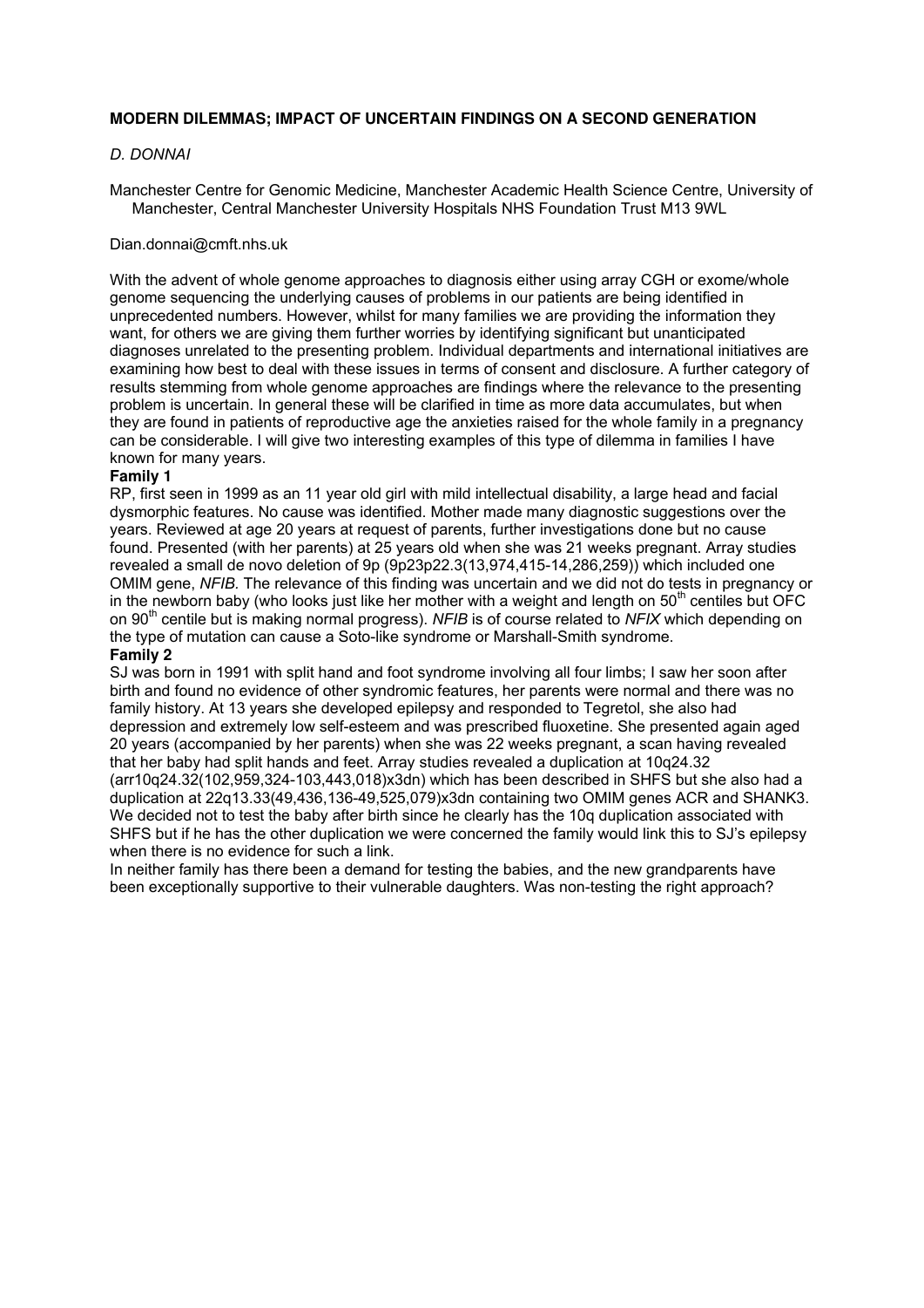**MODERN DILEMMAS; IMPACT OF UNCERTAIN FINDINGS ON A SECOND GENERATION**

*D. DONNAI*

Manchester Centre for Genomic Medicine, Manchester Academic Health Science Centre, University of Manchester, Central Manchester University Hospitals NHS Foundation Trust M13 9WL

Dian.donnai@cmft.nhs.uk

With the advent of whole genome approaches to diagnosis either using array CGH or exome/whole genome sequencing the underlying causes of problems in our patients are being identified in unprecedented numbers. However, whilst for many families we are providing the information they want, for others we are giving them further worries by identifying significant but unanticipated diagnoses unrelated to the presenting problem. Individual departments and international initiatives are examining how best to deal with these issues in terms of consent and disclosure. A further category of results stemming from whole genome approaches are findings where the relevance to the presenting problem is uncertain. In general these will be clarified in time as more data accumulates, but when they are found in patients of reproductive age the anxieties raised for the whole family in a pregnancy can be considerable. I will give two interesting examples of this type of dilemma in families I have known for many years.

**Family 1**

RP, first seen in 1999 as an 11 year old girl with mild intellectual disability, a large head and facial dysmorphic features. No cause was identified. Mother made many diagnostic suggestions over the years. Reviewed at age 20 years at request of parents, further investigations done but no cause found. Presented (with her parents) at 25 years old when she was 21 weeks pregnant. Array studies revealed a small de novo deletion of 9p (9p23p22.3(13,974,415-14,286,259)) which included one OMIM gene, *NFIB.* The relevance of this finding was uncertain and we did not do tests in pregnancy or in the newborn baby (who looks just like her mother with a weight and length on $50^{th}$ centiles but OFC on $90^{th}$ centile but is making normal progress). *NFIB* is of course related to *NFIX* which depending on the type of mutation can cause a Soto-like syndrome or Marshall-Smith syndrome.

**Family 2**

SJ was born in 1991 with split hand and foot syndrome involving all four limbs; I saw her soon after birth and found no evidence of other syndromic features, her parents were normal and there was no family history. At 13 years she developed epilepsy and responded to Tegretol, she also had depression and extremely low self-esteem and was prescribed fluoxetine. She presented again aged 20 years (accompanied by her parents) when she was 22 weeks pregnant, a scan having revealed that her baby had split hands and feet. Array studies revealed a duplication at 10q24.32 (arr10q24.32(102,959,324-103,443,018)x3dn) which has been described in SHFS but she also had a duplication at 22q13.33(49,436,136-49,525,079)x3dn containing two OMIM genes ACR and SHANK3. We decided not to test the baby after birth since he clearly has the 10q duplication associated with SHFS but if he has the other duplication we were concerned the family would link this to SJ's epilepsy when there is no evidence for such a link.

In neither family has there been a demand for testing the babies, and the new grandparents have been exceptionally supportive to their vulnerable daughters. Was non-testing the right approach?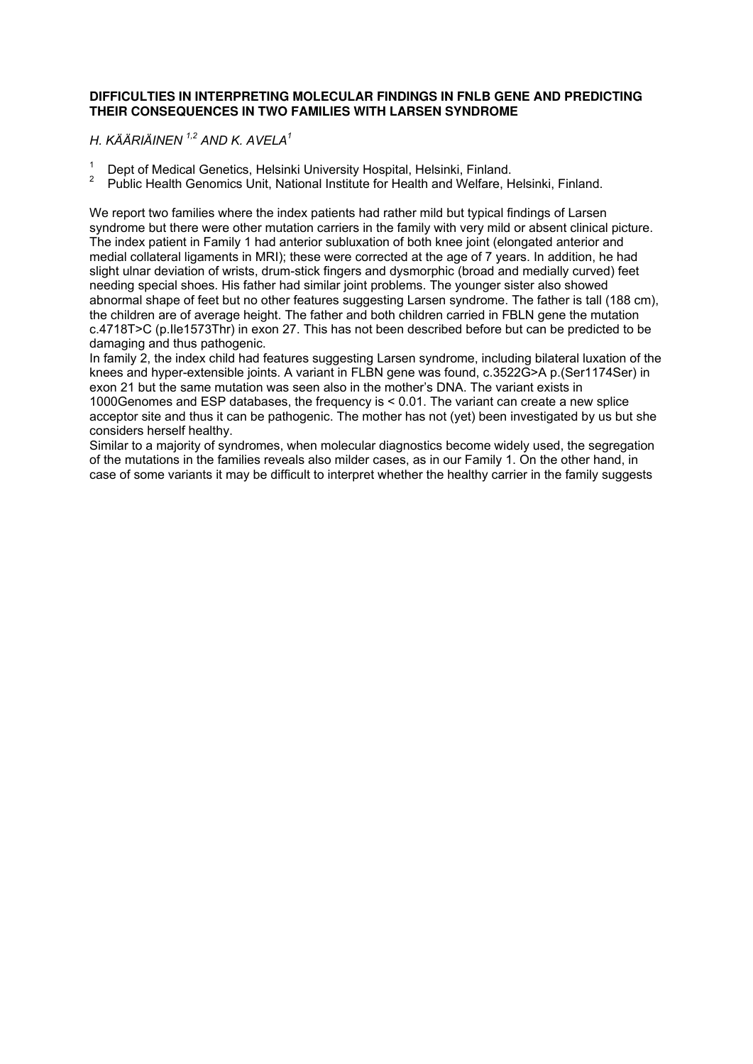**DIFFICULTIES IN INTERPRETING MOLECULAR FINDINGS IN FNLB GENE AND PREDICTING THEIR CONSEQUENCES IN TWO FAMILIES WITH LARSEN SYNDROME**

*H. KÄÄRIÄINEN [1,2] AND K. AVELA[1]*

[1] Dept of Medical Genetics, Helsinki University Hospital, Helsinki, Finland.
[2] Public Health Genomics Unit, National Institute for Health and Welfare, Helsinki, Finland.

We report two families where the index patients had rather mild but typical findings of Larsen syndrome but there were other mutation carriers in the family with very mild or absent clinical picture. The index patient in Family 1 had anterior subluxation of both knee joint (elongated anterior and medial collateral ligaments in MRI); these were corrected at the age of 7 years. In addition, he had slight ulnar deviation of wrists, drum-stick fingers and dysmorphic (broad and medially curved) feet needing special shoes. His father had similar joint problems. The younger sister also showed abnormal shape of feet but no other features suggesting Larsen syndrome. The father is tall (188 cm), the children are of average height. The father and both children carried in FBLN gene the mutation c.4718T>C (p.Ile1573Thr) in exon 27. This has not been described before but can be predicted to be damaging and thus pathogenic.

In family 2, the index child had features suggesting Larsen syndrome, including bilateral luxation of the knees and hyper-extensible joints. A variant in FLBN gene was found, c.3522G>A p.(Ser1174Ser) in exon 21 but the same mutation was seen also in the mother's DNA. The variant exists in 1000Genomes and ESP databases, the frequency is < 0.01. The variant can create a new splice acceptor site and thus it can be pathogenic. The mother has not (yet) been investigated by us but she considers herself healthy.

Similar to a majority of syndromes, when molecular diagnostics become widely used, the segregation of the mutations in the families reveals also milder cases, as in our Family 1. On the other hand, in case of some variants it may be difficult to interpret whether the healthy carrier in the family suggests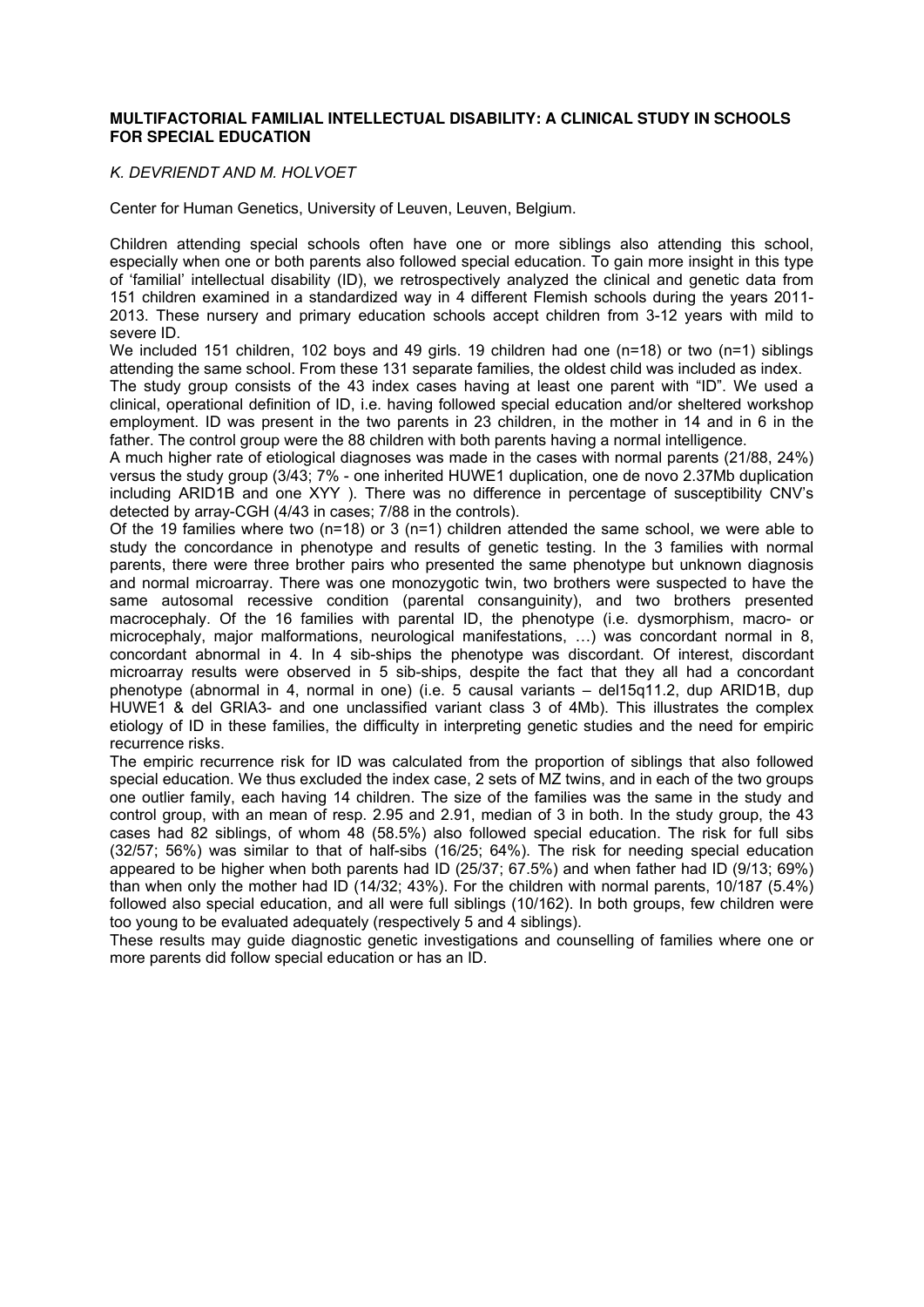**MULTIFACTORIAL FAMILIAL INTELLECTUAL DISABILITY: A CLINICAL STUDY IN SCHOOLS FOR SPECIAL EDUCATION**

*K. DEVRIENDT AND M. HOLVOET*

Center for Human Genetics, University of Leuven, Leuven, Belgium.

Children attending special schools often have one or more siblings also attending this school, especially when one or both parents also followed special education. To gain more insight in this type of 'familial' intellectual disability (ID), we retrospectively analyzed the clinical and genetic data from 151 children examined in a standardized way in 4 different Flemish schools during the years 2011-2013. These nursery and primary education schools accept children from 3-12 years with mild to severe ID.

We included 151 children, 102 boys and 49 girls. 19 children had one (n=18) or two (n=1) siblings attending the same school. From these 131 separate families, the oldest child was included as index.

The study group consists of the 43 index cases having at least one parent with "ID". We used a clinical, operational definition of ID, i.e. having followed special education and/or sheltered workshop employment. ID was present in the two parents in 23 children, in the mother in 14 and in 6 in the father. The control group were the 88 children with both parents having a normal intelligence.

A much higher rate of etiological diagnoses was made in the cases with normal parents (21/88, 24%) versus the study group (3/43; 7% - one inherited HUWE1 duplication, one de novo 2.37Mb duplication including ARID1B and one XYY ). There was no difference in percentage of susceptibility CNV's detected by array-CGH (4/43 in cases; 7/88 in the controls).

Of the 19 families where two (n=18) or 3 (n=1) children attended the same school, we were able to study the concordance in phenotype and results of genetic testing. In the 3 families with normal parents, there were three brother pairs who presented the same phenotype but unknown diagnosis and normal microarray. There was one monozygotic twin, two brothers were suspected to have the same autosomal recessive condition (parental consanguinity), and two brothers presented macrocephaly. Of the 16 families with parental ID, the phenotype (i.e. dysmorphism, macro- or microcephaly, major malformations, neurological manifestations, …) was concordant normal in 8, concordant abnormal in 4. In 4 sib-ships the phenotype was discordant. Of interest, discordant microarray results were observed in 5 sib-ships, despite the fact that they all had a concordant phenotype (abnormal in 4, normal in one) (i.e. 5 causal variants – del15q11.2, dup ARID1B, dup HUWE1 & del GRIA3- and one unclassified variant class 3 of 4Mb). This illustrates the complex etiology of ID in these families, the difficulty in interpreting genetic studies and the need for empiric recurrence risks.

The empiric recurrence risk for ID was calculated from the proportion of siblings that also followed special education. We thus excluded the index case, 2 sets of MZ twins, and in each of the two groups one outlier family, each having 14 children. The size of the families was the same in the study and control group, with an mean of resp. 2.95 and 2.91, median of 3 in both. In the study group, the 43 cases had 82 siblings, of whom 48 (58.5%) also followed special education. The risk for full sibs (32/57; 56%) was similar to that of half-sibs (16/25; 64%). The risk for needing special education appeared to be higher when both parents had ID (25/37; 67.5%) and when father had ID (9/13; 69%) than when only the mother had ID (14/32; 43%). For the children with normal parents, 10/187 (5.4%) followed also special education, and all were full siblings (10/162). In both groups, few children were too young to be evaluated adequately (respectively 5 and 4 siblings).

These results may guide diagnostic genetic investigations and counselling of families where one or more parents did follow special education or has an ID.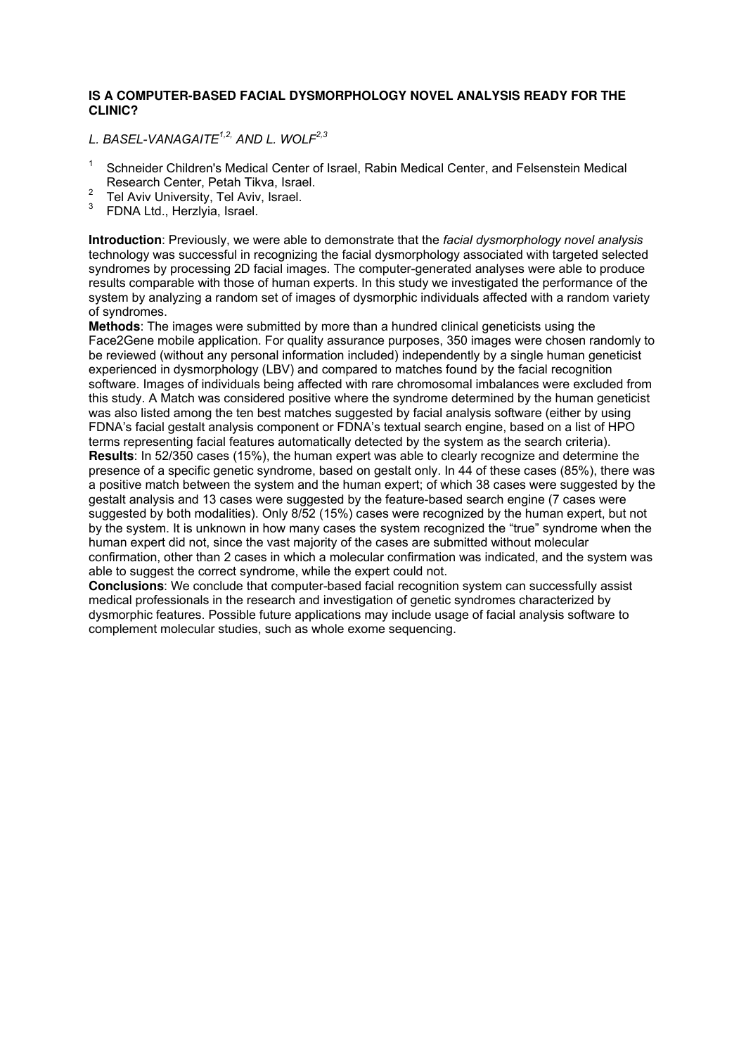**IS A COMPUTER-BASED FACIAL DYSMORPHOLOGY NOVEL ANALYSIS READY FOR THE CLINIC?**

*L. BASEL-VANAGAITE[1,2,] AND L. WOLF[2,3]*

1. Schneider Children's Medical Center of Israel, Rabin Medical Center, and Felsenstein Medical Research Center, Petah Tikva, Israel.
2. Tel Aviv University, Tel Aviv, Israel.
3. FDNA Ltd., Herzlyia, Israel.

**Introduction**: Previously, we were able to demonstrate that the *facial dysmorphology novel analysis* technology was successful in recognizing the facial dysmorphology associated with targeted selected syndromes by processing 2D facial images. The computer-generated analyses were able to produce results comparable with those of human experts. In this study we investigated the performance of the system by analyzing a random set of images of dysmorphic individuals affected with a random variety of syndromes.

**Methods**: The images were submitted by more than a hundred clinical geneticists using the Face2Gene mobile application. For quality assurance purposes, 350 images were chosen randomly to be reviewed (without any personal information included) independently by a single human geneticist experienced in dysmorphology (LBV) and compared to matches found by the facial recognition software. Images of individuals being affected with rare chromosomal imbalances were excluded from this study. A Match was considered positive where the syndrome determined by the human geneticist was also listed among the ten best matches suggested by facial analysis software (either by using FDNA's facial gestalt analysis component or FDNA's textual search engine, based on a list of HPO terms representing facial features automatically detected by the system as the search criteria).

**Results**: In 52/350 cases (15%), the human expert was able to clearly recognize and determine the presence of a specific genetic syndrome, based on gestalt only. In 44 of these cases (85%), there was a positive match between the system and the human expert; of which 38 cases were suggested by the gestalt analysis and 13 cases were suggested by the feature-based search engine (7 cases were suggested by both modalities). Only 8/52 (15%) cases were recognized by the human expert, but not by the system. It is unknown in how many cases the system recognized the "true" syndrome when the human expert did not, since the vast majority of the cases are submitted without molecular confirmation, other than 2 cases in which a molecular confirmation was indicated, and the system was able to suggest the correct syndrome, while the expert could not.

**Conclusions**: We conclude that computer-based facial recognition system can successfully assist medical professionals in the research and investigation of genetic syndromes characterized by dysmorphic features. Possible future applications may include usage of facial analysis software to complement molecular studies, such as whole exome sequencing.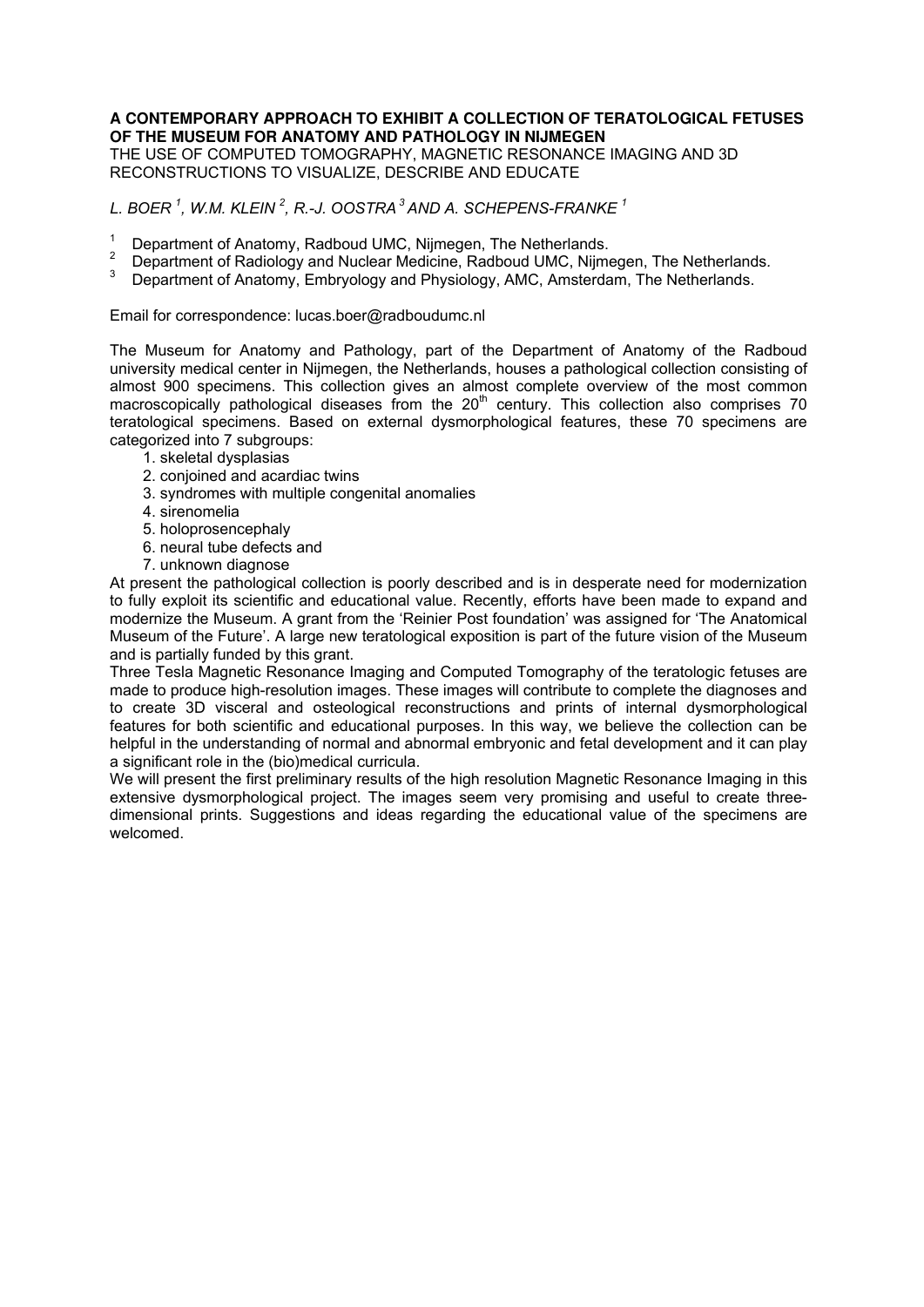**A CONTEMPORARY APPROACH TO EXHIBIT A COLLECTION OF TERATOLOGICAL FETUSES OF THE MUSEUM FOR ANATOMY AND PATHOLOGY IN NIJMEGEN**
THE USE OF COMPUTED TOMOGRAPHY, MAGNETIC RESONANCE IMAGING AND 3D RECONSTRUCTIONS TO VISUALIZE, DESCRIBE AND EDUCATE

*L. BOER [1], W.M. KLEIN [2], R.-J. OOSTRA [3] AND A. SCHEPENS-FRANKE [1]*

[1] Department of Anatomy, Radboud UMC, Nijmegen, The Netherlands.
[2] Department of Radiology and Nuclear Medicine, Radboud UMC, Nijmegen, The Netherlands.
[3] Department of Anatomy, Embryology and Physiology, AMC, Amsterdam, The Netherlands.

Email for correspondence: lucas.boer@radboudumc.nl

The Museum for Anatomy and Pathology, part of the Department of Anatomy of the Radboud university medical center in Nijmegen, the Netherlands, houses a pathological collection consisting of almost 900 specimens. This collection gives an almost complete overview of the most common macroscopically pathological diseases from the 20th century. This collection also comprises 70 teratological specimens. Based on external dysmorphological features, these 70 specimens are categorized into 7 subgroups:

1. skeletal dysplasias
2. conjoined and acardiac twins
3. syndromes with multiple congenital anomalies
4. sirenomelia
5. holoprosencephaly
6. neural tube defects and
7. unknown diagnose

At present the pathological collection is poorly described and is in desperate need for modernization to fully exploit its scientific and educational value. Recently, efforts have been made to expand and modernize the Museum. A grant from the 'Reinier Post foundation' was assigned for 'The Anatomical Museum of the Future'. A large new teratological exposition is part of the future vision of the Museum and is partially funded by this grant.

Three Tesla Magnetic Resonance Imaging and Computed Tomography of the teratologic fetuses are made to produce high-resolution images. These images will contribute to complete the diagnoses and to create 3D visceral and osteological reconstructions and prints of internal dysmorphological features for both scientific and educational purposes. In this way, we believe the collection can be helpful in the understanding of normal and abnormal embryonic and fetal development and it can play a significant role in the (bio)medical curricula.

We will present the first preliminary results of the high resolution Magnetic Resonance Imaging in this extensive dysmorphological project. The images seem very promising and useful to create three-dimensional prints. Suggestions and ideas regarding the educational value of the specimens are welcomed.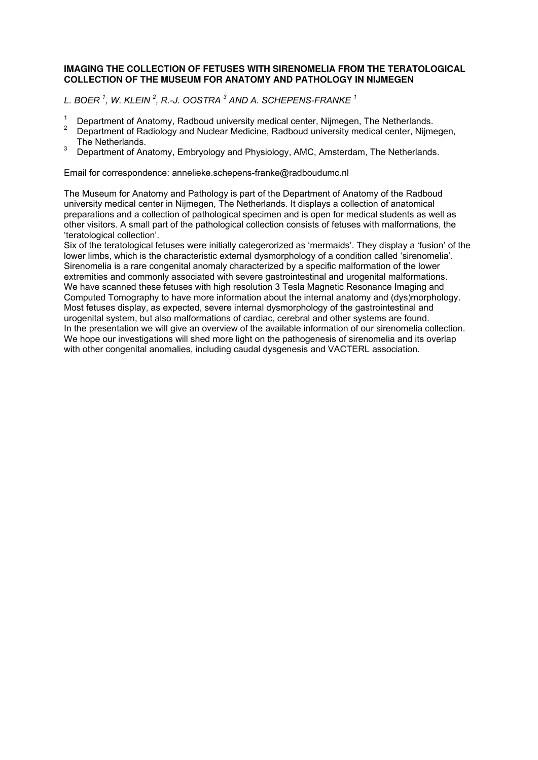**IMAGING THE COLLECTION OF FETUSES WITH SIRENOMELIA FROM THE TERATOLOGICAL COLLECTION OF THE MUSEUM FOR ANATOMY AND PATHOLOGY IN NIJMEGEN**

*L. BOER [1], W. KLEIN [2], R.-J. OOSTRA [3] AND A. SCHEPENS-FRANKE [1]*

[1] Department of Anatomy, Radboud university medical center, Nijmegen, The Netherlands.
[2] Department of Radiology and Nuclear Medicine, Radboud university medical center, Nijmegen, The Netherlands.
[3] Department of Anatomy, Embryology and Physiology, AMC, Amsterdam, The Netherlands.

Email for correspondence: annelieke.schepens-franke@radboudumc.nl

The Museum for Anatomy and Pathology is part of the Department of Anatomy of the Radboud university medical center in Nijmegen, The Netherlands. It displays a collection of anatomical preparations and a collection of pathological specimen and is open for medical students as well as other visitors. A small part of the pathological collection consists of fetuses with malformations, the 'teratological collection'.
Six of the teratological fetuses were initially categerorized as 'mermaids'. They display a 'fusion' of the lower limbs, which is the characteristic external dysmorphology of a condition called 'sirenomelia'. Sirenomelia is a rare congenital anomaly characterized by a specific malformation of the lower extremities and commonly associated with severe gastrointestinal and urogenital malformations. We have scanned these fetuses with high resolution 3 Tesla Magnetic Resonance Imaging and Computed Tomography to have more information about the internal anatomy and (dys)morphology. Most fetuses display, as expected, severe internal dysmorphology of the gastrointestinal and urogenital system, but also malformations of cardiac, cerebral and other systems are found. In the presentation we will give an overview of the available information of our sirenomelia collection. We hope our investigations will shed more light on the pathogenesis of sirenomelia and its overlap with other congenital anomalies, including caudal dysgenesis and VACTERL association.